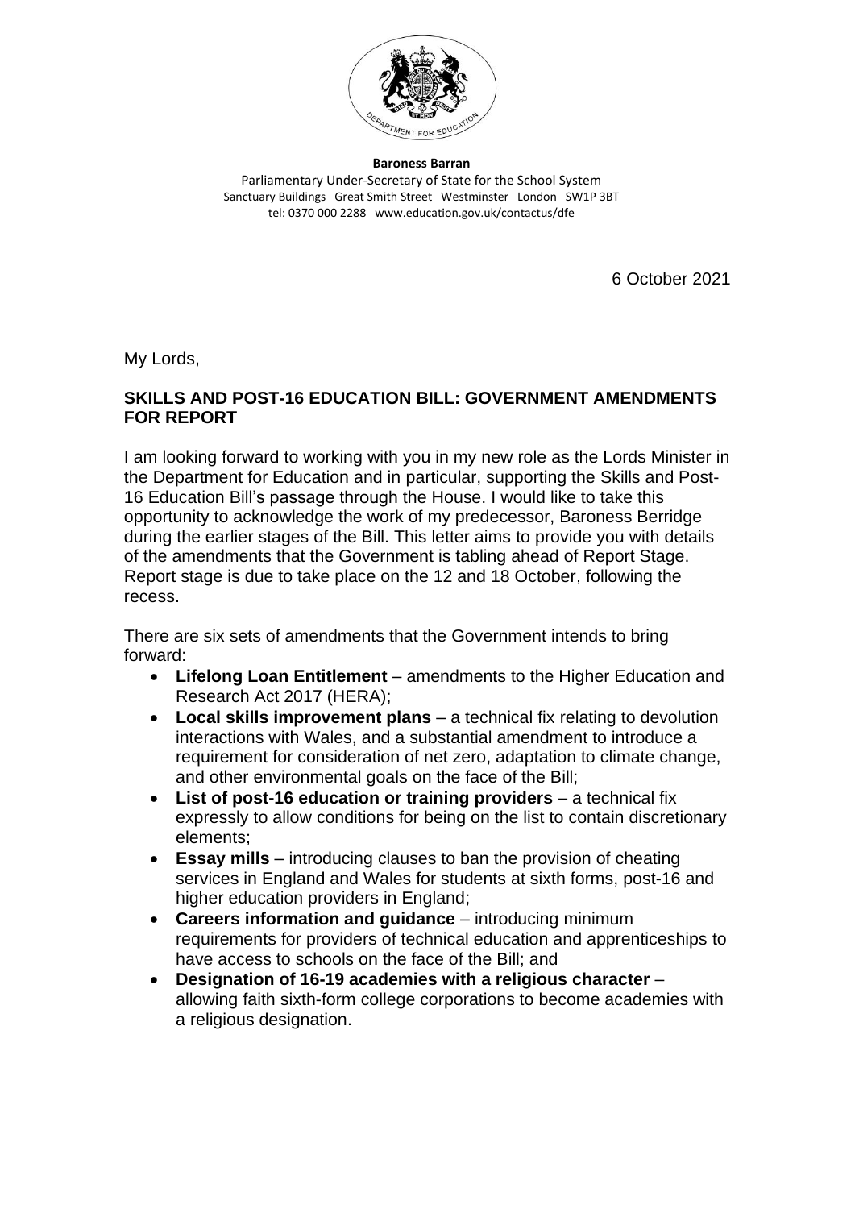**Baroness Barran**
Parliamentary Under-Secretary of State for the School System
Sanctuary Buildings Great Smith Street Westminster London SW1P 3BT
tel: 0370 000 2288 www.education.gov.uk/contactus/dfe

6 October 2021

My Lords,

**SKILLS AND POST-16 EDUCATION BILL: GOVERNMENT AMENDMENTS FOR REPORT**

I am looking forward to working with you in my new role as the Lords Minister in the Department for Education and in particular, supporting the Skills and Post-16 Education Bill's passage through the House. I would like to take this opportunity to acknowledge the work of my predecessor, Baroness Berridge during the earlier stages of the Bill. This letter aims to provide you with details of the amendments that the Government is tabling ahead of Report Stage. Report stage is due to take place on the 12 and 18 October, following the recess.

There are six sets of amendments that the Government intends to bring forward:

- **Lifelong Loan Entitlement** – amendments to the Higher Education and Research Act 2017 (HERA);
- **Local skills improvement plans** – a technical fix relating to devolution interactions with Wales, and a substantial amendment to introduce a requirement for consideration of net zero, adaptation to climate change, and other environmental goals on the face of the Bill;
- **List of post-16 education or training providers** – a technical fix expressly to allow conditions for being on the list to contain discretionary elements;
- **Essay mills** – introducing clauses to ban the provision of cheating services in England and Wales for students at sixth forms, post-16 and higher education providers in England;
- **Careers information and guidance** – introducing minimum requirements for providers of technical education and apprenticeships to have access to schools on the face of the Bill; and
- **Designation of 16-19 academies with a religious character** – allowing faith sixth-form college corporations to become academies with a religious designation.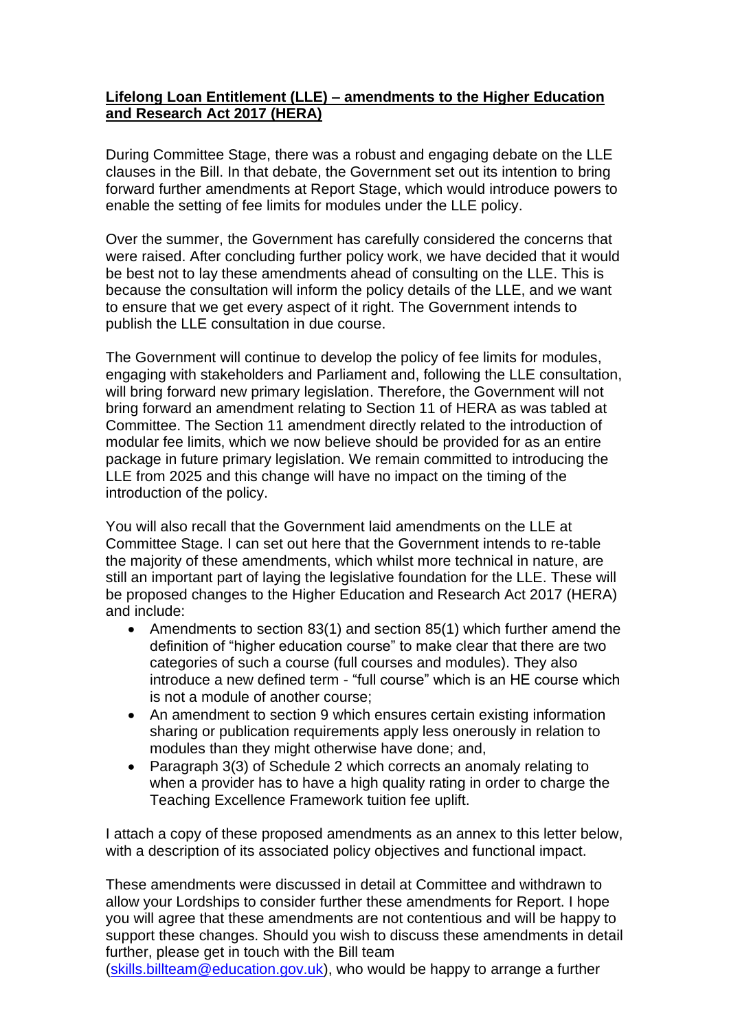**Lifelong Loan Entitlement (LLE) – amendments to the Higher Education and Research Act 2017 (HERA)**

During Committee Stage, there was a robust and engaging debate on the LLE clauses in the Bill. In that debate, the Government set out its intention to bring forward further amendments at Report Stage, which would introduce powers to enable the setting of fee limits for modules under the LLE policy.

Over the summer, the Government has carefully considered the concerns that were raised. After concluding further policy work, we have decided that it would be best not to lay these amendments ahead of consulting on the LLE. This is because the consultation will inform the policy details of the LLE, and we want to ensure that we get every aspect of it right. The Government intends to publish the LLE consultation in due course.

The Government will continue to develop the policy of fee limits for modules, engaging with stakeholders and Parliament and, following the LLE consultation, will bring forward new primary legislation. Therefore, the Government will not bring forward an amendment relating to Section 11 of HERA as was tabled at Committee. The Section 11 amendment directly related to the introduction of modular fee limits, which we now believe should be provided for as an entire package in future primary legislation. We remain committed to introducing the LLE from 2025 and this change will have no impact on the timing of the introduction of the policy.

You will also recall that the Government laid amendments on the LLE at Committee Stage. I can set out here that the Government intends to re-table the majority of these amendments, which whilst more technical in nature, are still an important part of laying the legislative foundation for the LLE. These will be proposed changes to the Higher Education and Research Act 2017 (HERA) and include:

- Amendments to section 83(1) and section 85(1) which further amend the definition of "higher education course" to make clear that there are two categories of such a course (full courses and modules). They also introduce a new defined term - "full course" which is an HE course which is not a module of another course;
- An amendment to section 9 which ensures certain existing information sharing or publication requirements apply less onerously in relation to modules than they might otherwise have done; and,
- Paragraph 3(3) of Schedule 2 which corrects an anomaly relating to when a provider has to have a high quality rating in order to charge the Teaching Excellence Framework tuition fee uplift.

I attach a copy of these proposed amendments as an annex to this letter below, with a description of its associated policy objectives and functional impact.

These amendments were discussed in detail at Committee and withdrawn to allow your Lordships to consider further these amendments for Report. I hope you will agree that these amendments are not contentious and will be happy to support these changes. Should you wish to discuss these amendments in detail further, please get in touch with the Bill team (skills.billteam@education.gov.uk), who would be happy to arrange a further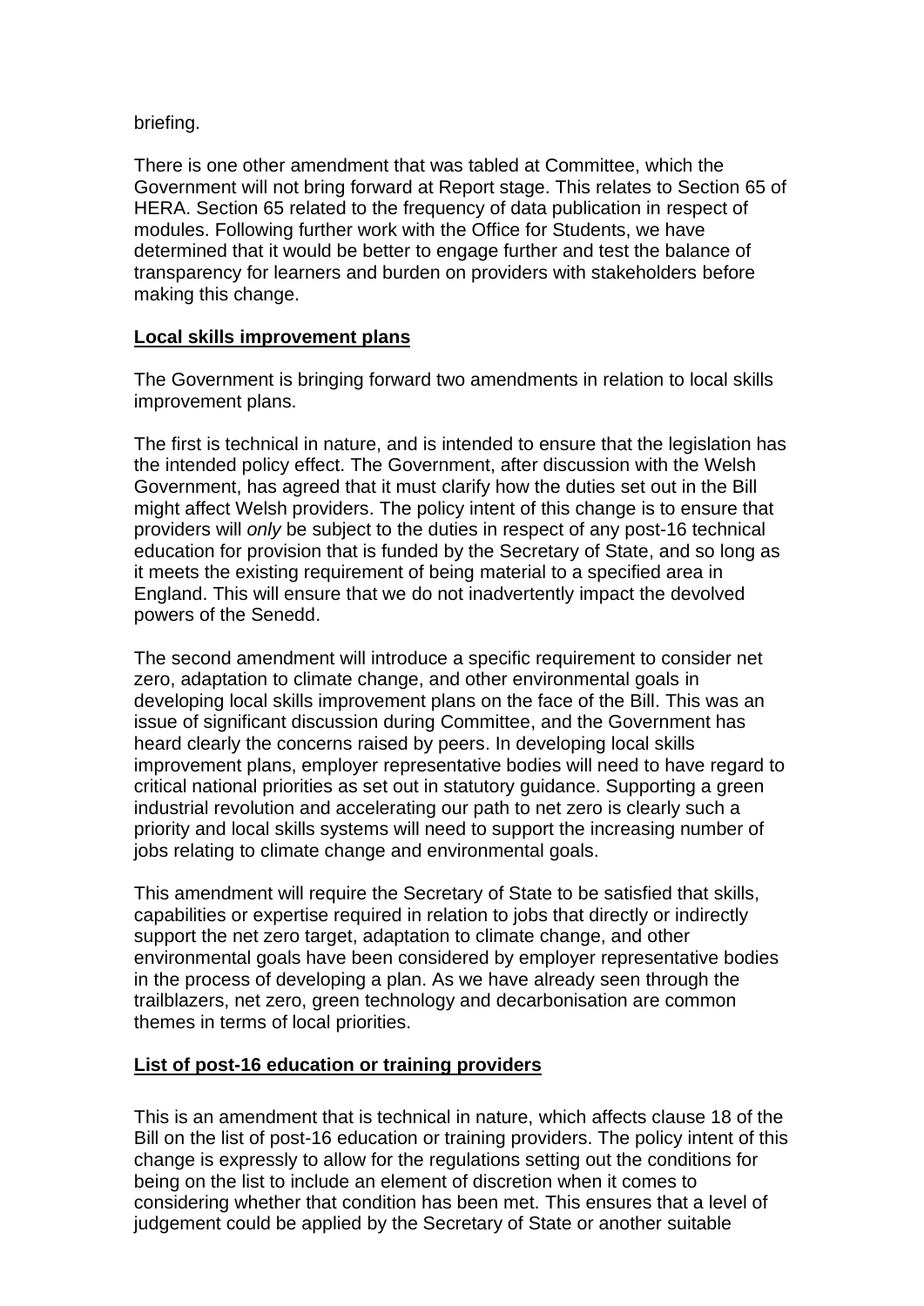briefing.

There is one other amendment that was tabled at Committee, which the Government will not bring forward at Report stage. This relates to Section 65 of HERA. Section 65 related to the frequency of data publication in respect of modules. Following further work with the Office for Students, we have determined that it would be better to engage further and test the balance of transparency for learners and burden on providers with stakeholders before making this change.

**Local skills improvement plans**

The Government is bringing forward two amendments in relation to local skills improvement plans.

The first is technical in nature, and is intended to ensure that the legislation has the intended policy effect. The Government, after discussion with the Welsh Government, has agreed that it must clarify how the duties set out in the Bill might affect Welsh providers. The policy intent of this change is to ensure that providers will *only* be subject to the duties in respect of any post-16 technical education for provision that is funded by the Secretary of State, and so long as it meets the existing requirement of being material to a specified area in England. This will ensure that we do not inadvertently impact the devolved powers of the Senedd.

The second amendment will introduce a specific requirement to consider net zero, adaptation to climate change, and other environmental goals in developing local skills improvement plans on the face of the Bill. This was an issue of significant discussion during Committee, and the Government has heard clearly the concerns raised by peers. In developing local skills improvement plans, employer representative bodies will need to have regard to critical national priorities as set out in statutory guidance. Supporting a green industrial revolution and accelerating our path to net zero is clearly such a priority and local skills systems will need to support the increasing number of jobs relating to climate change and environmental goals.

This amendment will require the Secretary of State to be satisfied that skills, capabilities or expertise required in relation to jobs that directly or indirectly support the net zero target, adaptation to climate change, and other environmental goals have been considered by employer representative bodies in the process of developing a plan. As we have already seen through the trailblazers, net zero, green technology and decarbonisation are common themes in terms of local priorities.

**List of post-16 education or training providers**

This is an amendment that is technical in nature, which affects clause 18 of the Bill on the list of post-16 education or training providers. The policy intent of this change is expressly to allow for the regulations setting out the conditions for being on the list to include an element of discretion when it comes to considering whether that condition has been met. This ensures that a level of judgement could be applied by the Secretary of State or another suitable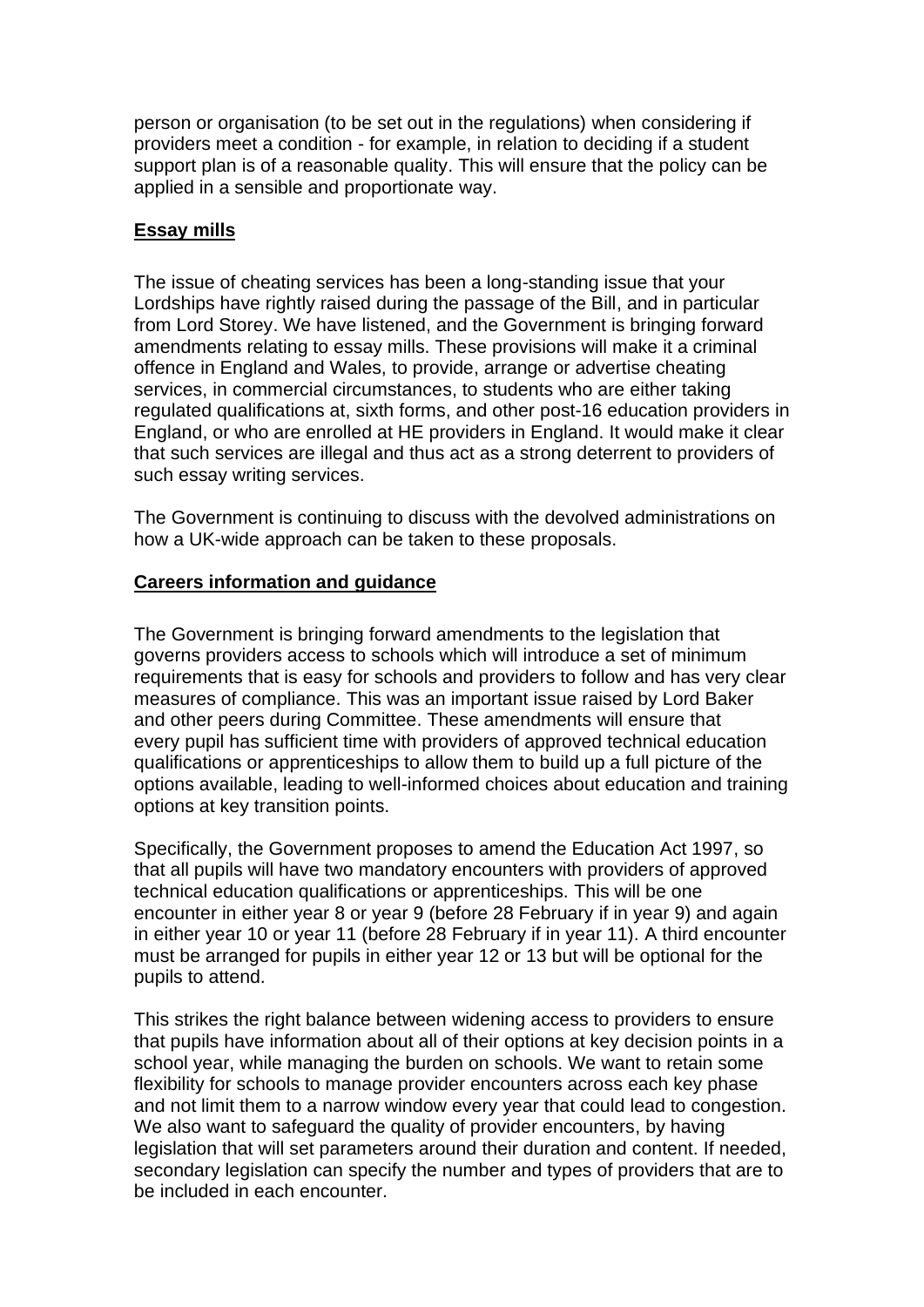person or organisation (to be set out in the regulations) when considering if providers meet a condition - for example, in relation to deciding if a student support plan is of a reasonable quality. This will ensure that the policy can be applied in a sensible and proportionate way.

## Essay mills

The issue of cheating services has been a long-standing issue that your Lordships have rightly raised during the passage of the Bill, and in particular from Lord Storey. We have listened, and the Government is bringing forward amendments relating to essay mills. These provisions will make it a criminal offence in England and Wales, to provide, arrange or advertise cheating services, in commercial circumstances, to students who are either taking regulated qualifications at, sixth forms, and other post-16 education providers in England, or who are enrolled at HE providers in England. It would make it clear that such services are illegal and thus act as a strong deterrent to providers of such essay writing services.

The Government is continuing to discuss with the devolved administrations on how a UK-wide approach can be taken to these proposals.

## Careers information and guidance

The Government is bringing forward amendments to the legislation that governs providers access to schools which will introduce a set of minimum requirements that is easy for schools and providers to follow and has very clear measures of compliance. This was an important issue raised by Lord Baker and other peers during Committee. These amendments will ensure that every pupil has sufficient time with providers of approved technical education qualifications or apprenticeships to allow them to build up a full picture of the options available, leading to well-informed choices about education and training options at key transition points.

Specifically, the Government proposes to amend the Education Act 1997, so that all pupils will have two mandatory encounters with providers of approved technical education qualifications or apprenticeships. This will be one encounter in either year 8 or year 9 (before 28 February if in year 9) and again in either year 10 or year 11 (before 28 February if in year 11). A third encounter must be arranged for pupils in either year 12 or 13 but will be optional for the pupils to attend.

This strikes the right balance between widening access to providers to ensure that pupils have information about all of their options at key decision points in a school year, while managing the burden on schools. We want to retain some flexibility for schools to manage provider encounters across each key phase and not limit them to a narrow window every year that could lead to congestion. We also want to safeguard the quality of provider encounters, by having legislation that will set parameters around their duration and content. If needed, secondary legislation can specify the number and types of providers that are to be included in each encounter.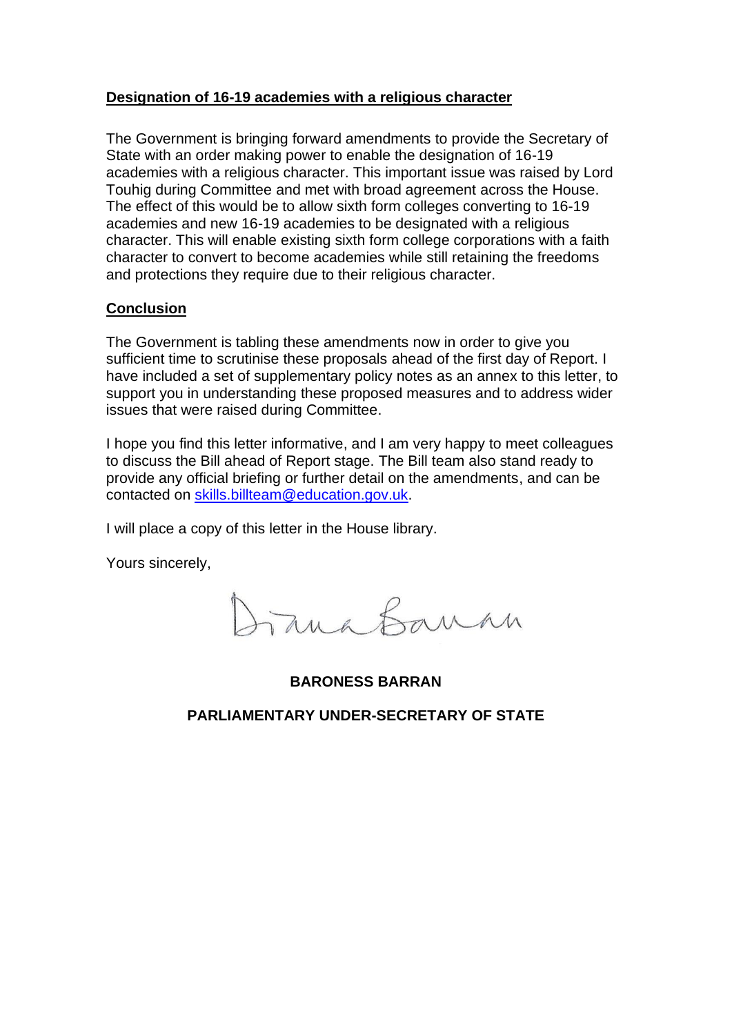**Designation of 16-19 academies with a religious character**

The Government is bringing forward amendments to provide the Secretary of State with an order making power to enable the designation of 16-19 academies with a religious character. This important issue was raised by Lord Touhig during Committee and met with broad agreement across the House. The effect of this would be to allow sixth form colleges converting to 16-19 academies and new 16-19 academies to be designated with a religious character. This will enable existing sixth form college corporations with a faith character to convert to become academies while still retaining the freedoms and protections they require due to their religious character.

**Conclusion**

The Government is tabling these amendments now in order to give you sufficient time to scrutinise these proposals ahead of the first day of Report. I have included a set of supplementary policy notes as an annex to this letter, to support you in understanding these proposed measures and to address wider issues that were raised during Committee.

I hope you find this letter informative, and I am very happy to meet colleagues to discuss the Bill ahead of Report stage. The Bill team also stand ready to provide any official briefing or further detail on the amendments, and can be contacted on skills.billteam@education.gov.uk.

I will place a copy of this letter in the House library.

Yours sincerely,

Diana Barran

**BARONESS BARRAN**

**PARLIAMENTARY UNDER-SECRETARY OF STATE**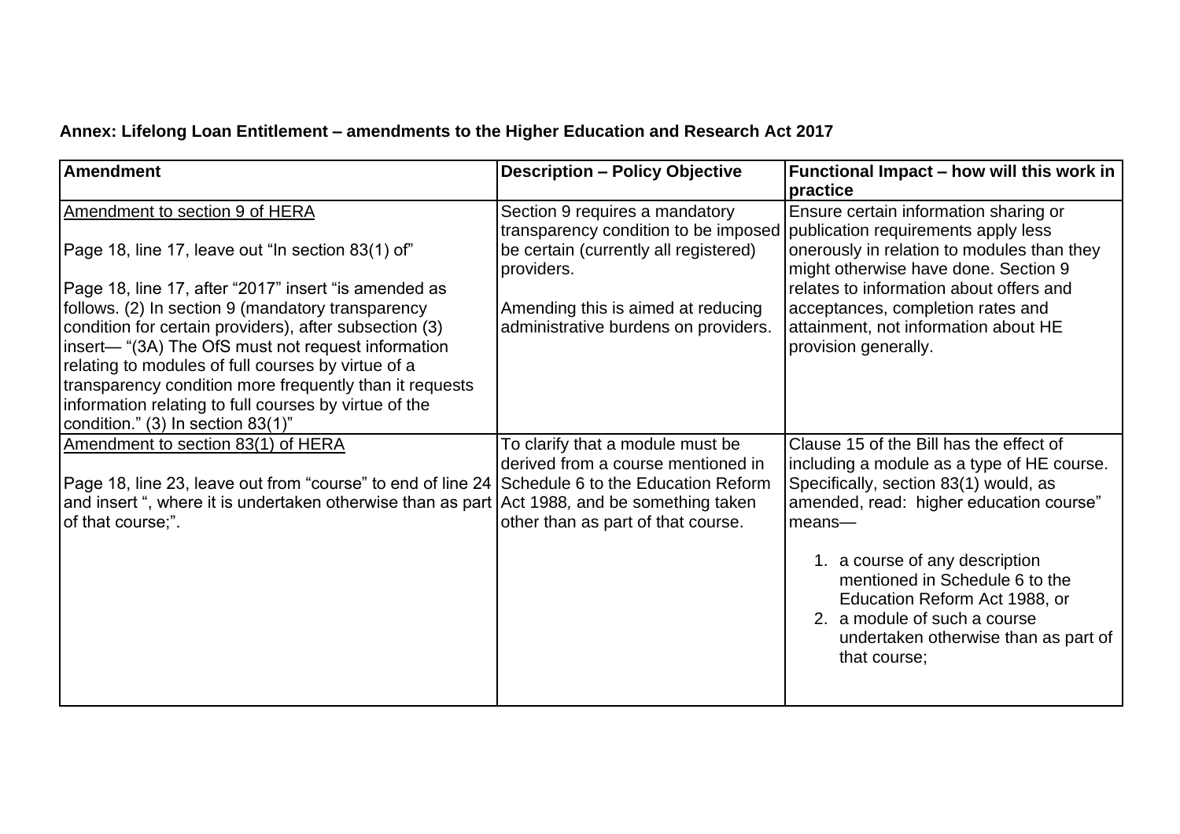**Annex: Lifelong Loan Entitlement – amendments to the Higher Education and Research Act 2017**

| Amendment | Description – Policy Objective | Functional Impact – how will this work in practice |
| --- | --- | --- |
| Amendment to section 9 of HERA<br><br>Page 18, line 17, leave out "In section 83(1) of"<br><br>Page 18, line 17, after "2017" insert "is amended as follows. (2) In section 9 (mandatory transparency condition for certain providers), after subsection (3) insert— "(3A) The OfS must not request information relating to modules of full courses by virtue of a transparency condition more frequently than it requests information relating to full courses by virtue of the condition." (3) In section 83(1)" | Section 9 requires a mandatory transparency condition to be imposed be certain (currently all registered) providers.<br><br>Amending this is aimed at reducing administrative burdens on providers. | Ensure certain information sharing or publication requirements apply less onerously in relation to modules than they might otherwise have done. Section 9 relates to information about offers and acceptances, completion rates and attainment, not information about HE provision generally. |
| Amendment to section 83(1) of HERA<br><br>Page 18, line 23, leave out from "course" to end of line 24 and insert ", where it is undertaken otherwise than as part of that course;". | To clarify that a module must be derived from a course mentioned in Schedule 6 to the Education Reform Act 1988, and be something taken other than as part of that course. | Clause 15 of the Bill has the effect of including a module as a type of HE course. Specifically, section 83(1) would, as amended, read: higher education course" means—<br><br>1. a course of any description mentioned in Schedule 6 to the Education Reform Act 1988, or<br>2. a module of such a course undertaken otherwise than as part of that course; |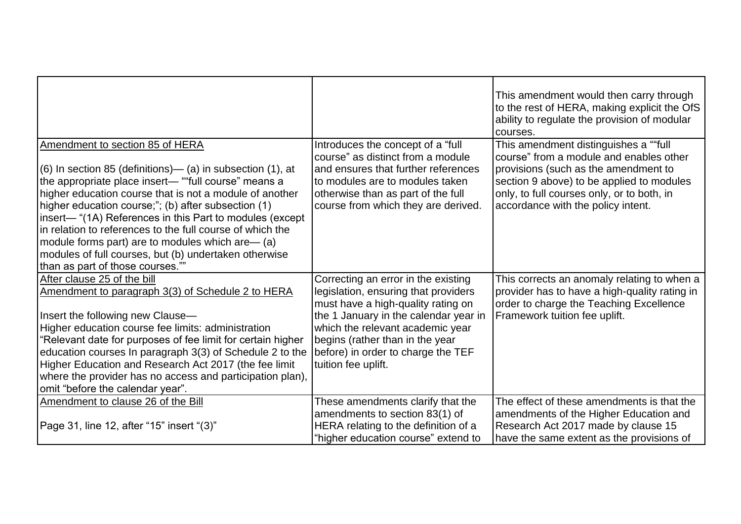| | | |
|---|---|---|
| | | This amendment would then carry through to the rest of HERA, making explicit the OfS ability to regulate the provision of modular courses. |
| Amendment to section 85 of HERA<br><br>(6) In section 85 (definitions)— (a) in subsection (1), at the appropriate place insert— ""full course" means a higher education course that is not a module of another higher education course;"; (b) after subsection (1) insert— "(1A) References in this Part to modules (except in relation to references to the full course of which the module forms part) are to modules which are— (a) modules of full courses, but (b) undertaken otherwise than as part of those courses."" | Introduces the concept of a "full course" as distinct from a module and ensures that further references to modules are to modules taken otherwise than as part of the full course from which they are derived. | This amendment distinguishes a ""full course" from a module and enables other provisions (such as the amendment to section 9 above) to be applied to modules only, to full courses only, or to both, in accordance with the policy intent. |
| After clause 25 of the bill<br>Amendment to paragraph 3(3) of Schedule 2 to HERA<br><br>Insert the following new Clause—<br>Higher education course fee limits: administration<br>"Relevant date for purposes of fee limit for certain higher education courses In paragraph 3(3) of Schedule 2 to the Higher Education and Research Act 2017 (the fee limit where the provider has no access and participation plan), omit "before the calendar year". | Correcting an error in the existing legislation, ensuring that providers must have a high-quality rating on the 1 January in the calendar year in which the relevant academic year begins (rather than in the year before) in order to charge the TEF tuition fee uplift. | This corrects an anomaly relating to when a provider has to have a high-quality rating in order to charge the Teaching Excellence Framework tuition fee uplift. |
| Amendment to clause 26 of the Bill<br><br>Page 31, line 12, after "15" insert "(3)" | These amendments clarify that the amendments to section 83(1) of HERA relating to the definition of a "higher education course" extend to | The effect of these amendments is that the amendments of the Higher Education and Research Act 2017 made by clause 15 have the same extent as the provisions of |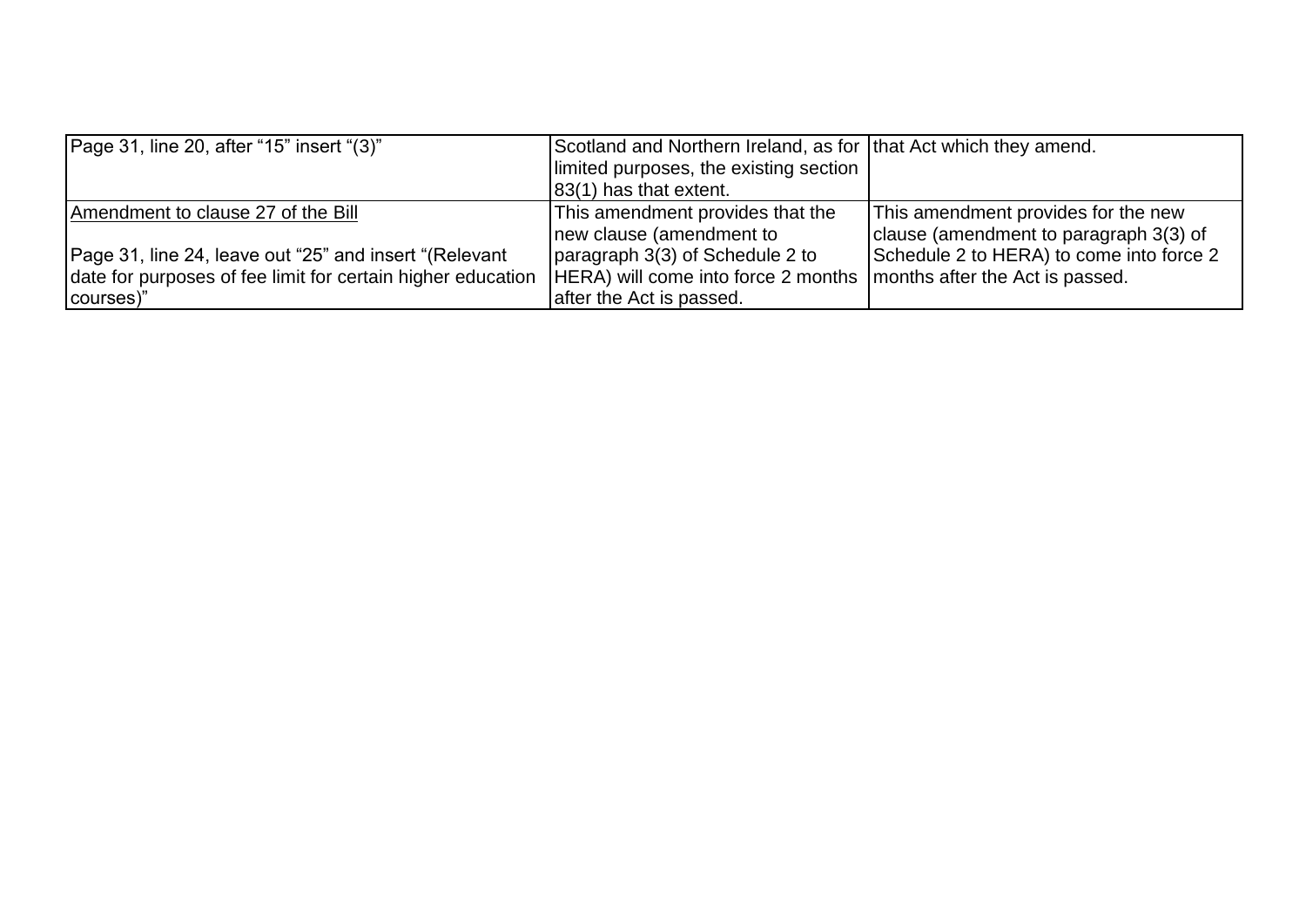| | | |
|---|---|---|
| Page 31, line 20, after “15” insert “(3)” | Scotland and Northern Ireland, as for limited purposes, the existing section 83(1) has that extent. | that Act which they amend. |
| Amendment to clause 27 of the Bill<br><br>Page 31, line 24, leave out “25” and insert “(Relevant date for purposes of fee limit for certain higher education courses)” | This amendment provides that the new clause (amendment to paragraph 3(3) of Schedule 2 to HERA) will come into force 2 months after the Act is passed. | This amendment provides for the new clause (amendment to paragraph 3(3) of Schedule 2 to HERA) to come into force 2 months after the Act is passed. |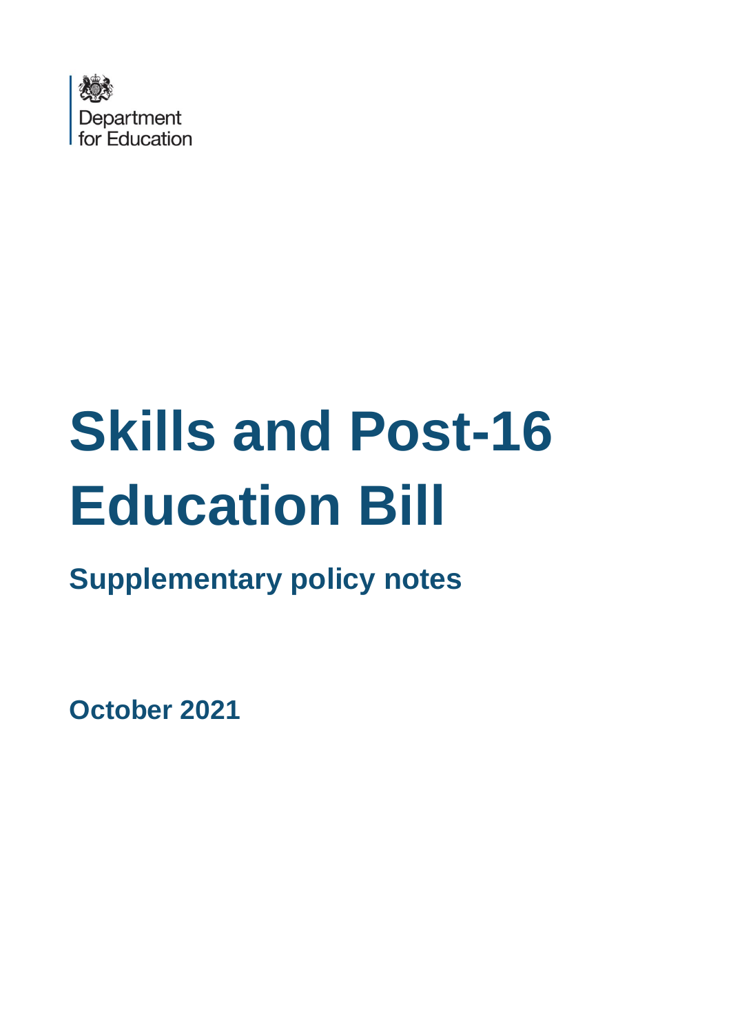Department for Education

# Skills and Post-16 Education Bill

## Supplementary policy notes

**October 2021**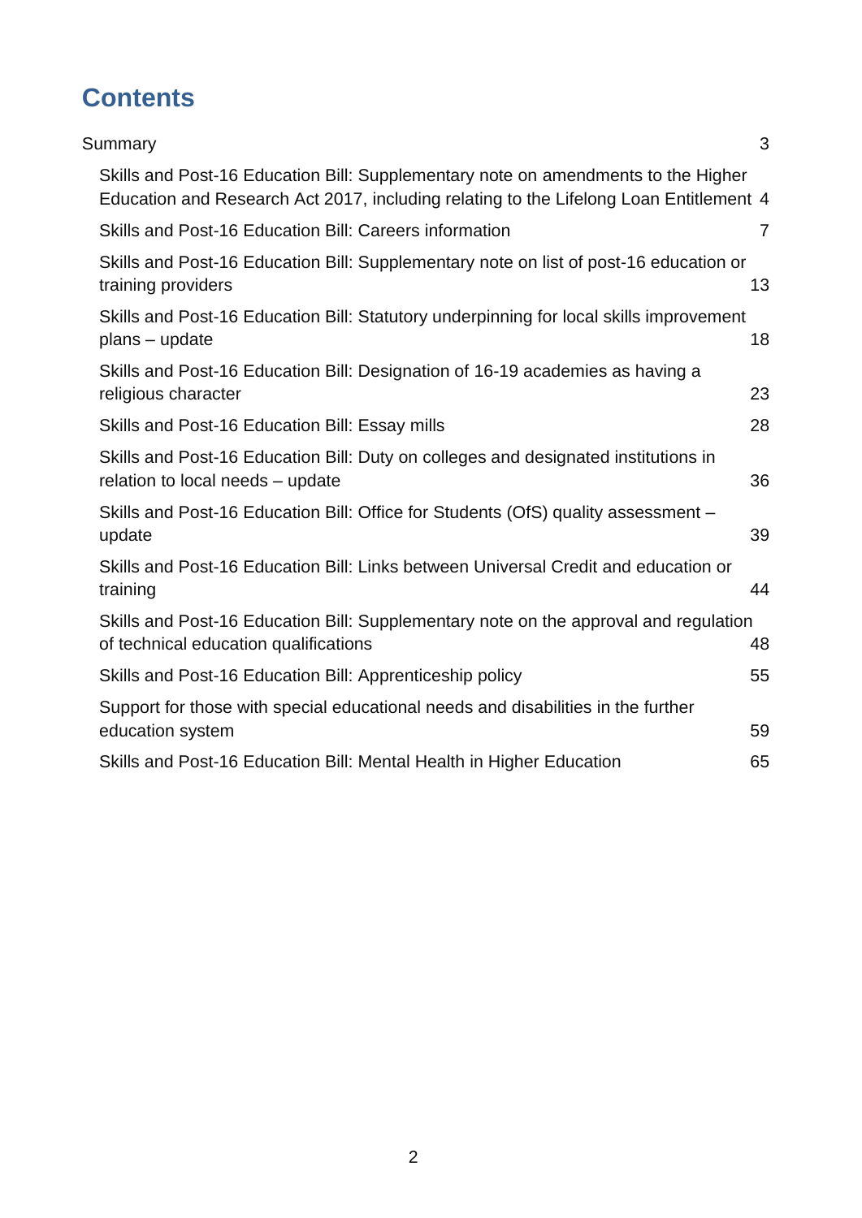# Contents

Summary 3

- Skills and Post-16 Education Bill: Supplementary note on amendments to the Higher Education and Research Act 2017, including relating to the Lifelong Loan Entitlement 4
- Skills and Post-16 Education Bill: Careers information 7
- Skills and Post-16 Education Bill: Supplementary note on list of post-16 education or training providers 13
- Skills and Post-16 Education Bill: Statutory underpinning for local skills improvement plans – update 18
- Skills and Post-16 Education Bill: Designation of 16-19 academies as having a religious character 23
- Skills and Post-16 Education Bill: Essay mills 28
- Skills and Post-16 Education Bill: Duty on colleges and designated institutions in relation to local needs – update 36
- Skills and Post-16 Education Bill: Office for Students (OfS) quality assessment – update 39
- Skills and Post-16 Education Bill: Links between Universal Credit and education or training 44
- Skills and Post-16 Education Bill: Supplementary note on the approval and regulation of technical education qualifications 48
- Skills and Post-16 Education Bill: Apprenticeship policy 55
- Support for those with special educational needs and disabilities in the further education system 59
- Skills and Post-16 Education Bill: Mental Health in Higher Education 65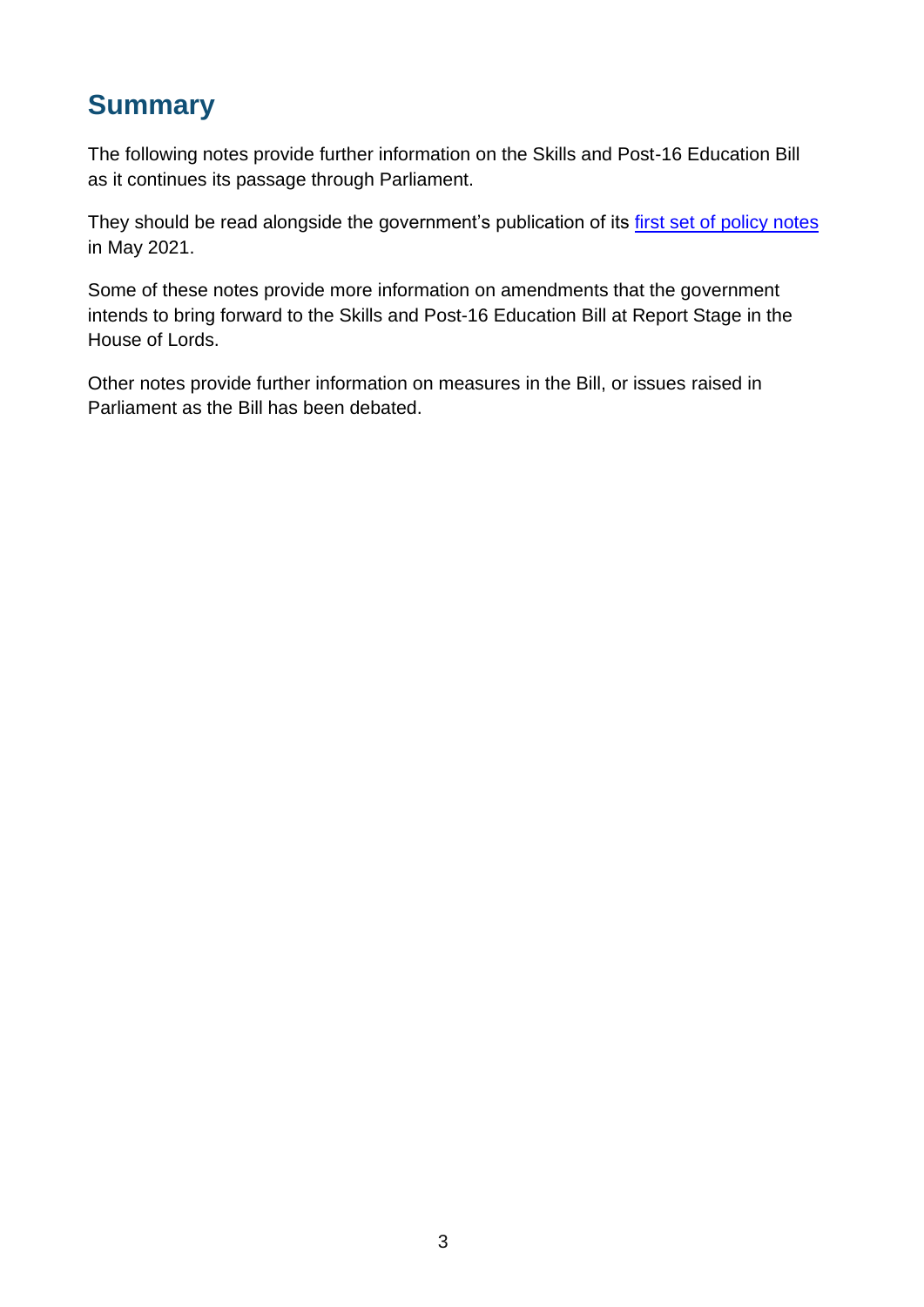## Summary

The following notes provide further information on the Skills and Post-16 Education Bill as it continues its passage through Parliament.

They should be read alongside the government's publication of its [first set of policy notes] in May 2021.

Some of these notes provide more information on amendments that the government intends to bring forward to the Skills and Post-16 Education Bill at Report Stage in the House of Lords.

Other notes provide further information on measures in the Bill, or issues raised in Parliament as the Bill has been debated.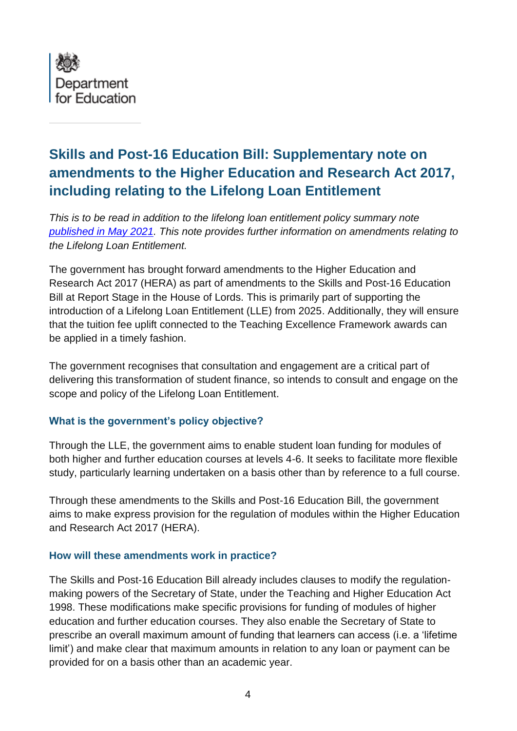Department for Education

## Skills and Post-16 Education Bill: Supplementary note on amendments to the Higher Education and Research Act 2017, including relating to the Lifelong Loan Entitlement

*This is to be read in addition to the lifelong loan entitlement policy summary note [published in May 2021](). This note provides further information on amendments relating to the Lifelong Loan Entitlement.*

The government has brought forward amendments to the Higher Education and Research Act 2017 (HERA) as part of amendments to the Skills and Post-16 Education Bill at Report Stage in the House of Lords. This is primarily part of supporting the introduction of a Lifelong Loan Entitlement (LLE) from 2025. Additionally, they will ensure that the tuition fee uplift connected to the Teaching Excellence Framework awards can be applied in a timely fashion.

The government recognises that consultation and engagement are a critical part of delivering this transformation of student finance, so intends to consult and engage on the scope and policy of the Lifelong Loan Entitlement.

### What is the government's policy objective?

Through the LLE, the government aims to enable student loan funding for modules of both higher and further education courses at levels 4-6. It seeks to facilitate more flexible study, particularly learning undertaken on a basis other than by reference to a full course.

Through these amendments to the Skills and Post-16 Education Bill, the government aims to make express provision for the regulation of modules within the Higher Education and Research Act 2017 (HERA).

### How will these amendments work in practice?

The Skills and Post-16 Education Bill already includes clauses to modify the regulation-making powers of the Secretary of State, under the Teaching and Higher Education Act 1998. These modifications make specific provisions for funding of modules of higher education and further education courses. They also enable the Secretary of State to prescribe an overall maximum amount of funding that learners can access (i.e. a 'lifetime limit') and make clear that maximum amounts in relation to any loan or payment can be provided for on a basis other than an academic year.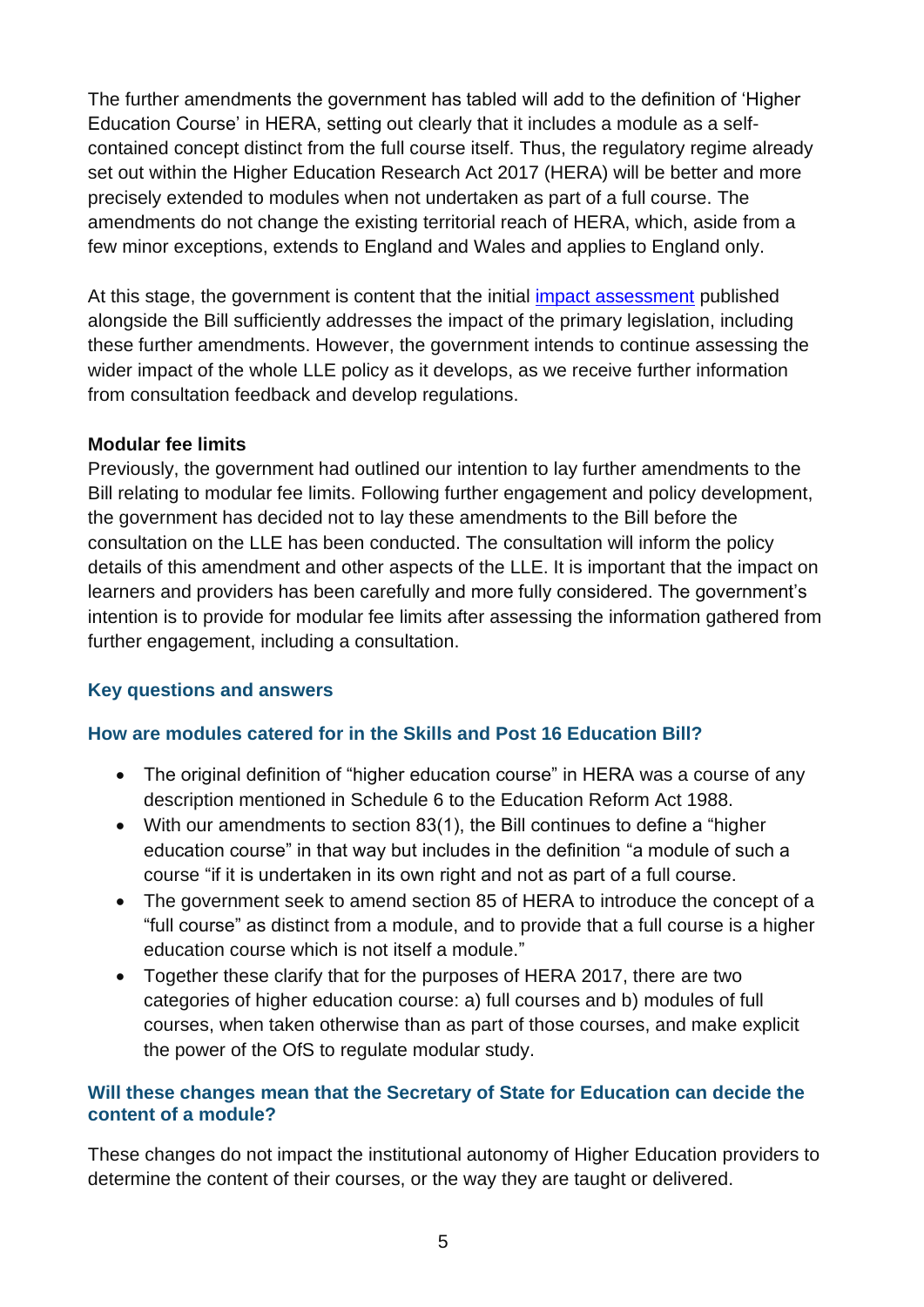The further amendments the government has tabled will add to the definition of 'Higher Education Course' in HERA, setting out clearly that it includes a module as a self-contained concept distinct from the full course itself. Thus, the regulatory regime already set out within the Higher Education Research Act 2017 (HERA) will be better and more precisely extended to modules when not undertaken as part of a full course. The amendments do not change the existing territorial reach of HERA, which, aside from a few minor exceptions, extends to England and Wales and applies to England only.

At this stage, the government is content that the initial impact assessment published alongside the Bill sufficiently addresses the impact of the primary legislation, including these further amendments. However, the government intends to continue assessing the wider impact of the whole LLE policy as it develops, as we receive further information from consultation feedback and develop regulations.

**Modular fee limits**

Previously, the government had outlined our intention to lay further amendments to the Bill relating to modular fee limits. Following further engagement and policy development, the government has decided not to lay these amendments to the Bill before the consultation on the LLE has been conducted. The consultation will inform the policy details of this amendment and other aspects of the LLE. It is important that the impact on learners and providers has been carefully and more fully considered. The government's intention is to provide for modular fee limits after assessing the information gathered from further engagement, including a consultation.

## Key questions and answers

### How are modules catered for in the Skills and Post 16 Education Bill?

- The original definition of "higher education course" in HERA was a course of any description mentioned in Schedule 6 to the Education Reform Act 1988.
- With our amendments to section 83(1), the Bill continues to define a "higher education course" in that way but includes in the definition "a module of such a course "if it is undertaken in its own right and not as part of a full course.
- The government seek to amend section 85 of HERA to introduce the concept of a "full course" as distinct from a module, and to provide that a full course is a higher education course which is not itself a module."
- Together these clarify that for the purposes of HERA 2017, there are two categories of higher education course: a) full courses and b) modules of full courses, when taken otherwise than as part of those courses, and make explicit the power of the OfS to regulate modular study.

### Will these changes mean that the Secretary of State for Education can decide the content of a module?

These changes do not impact the institutional autonomy of Higher Education providers to determine the content of their courses, or the way they are taught or delivered.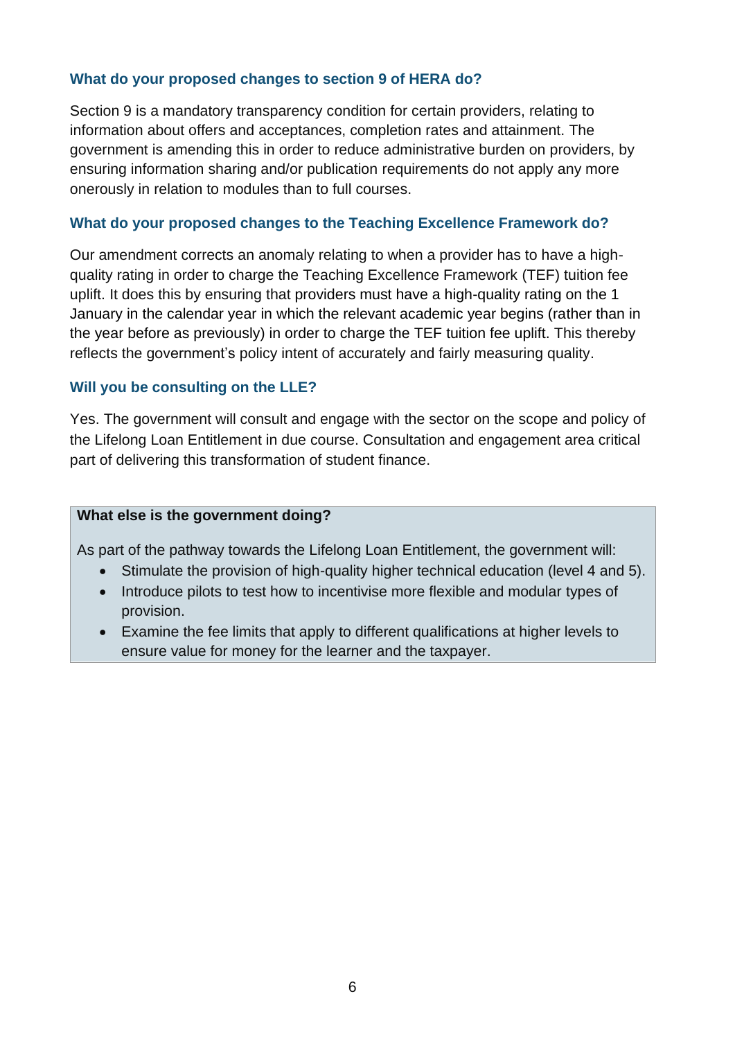### What do your proposed changes to section 9 of HERA do?

Section 9 is a mandatory transparency condition for certain providers, relating to information about offers and acceptances, completion rates and attainment. The government is amending this in order to reduce administrative burden on providers, by ensuring information sharing and/or publication requirements do not apply any more onerously in relation to modules than to full courses.

### What do your proposed changes to the Teaching Excellence Framework do?

Our amendment corrects an anomaly relating to when a provider has to have a high-quality rating in order to charge the Teaching Excellence Framework (TEF) tuition fee uplift. It does this by ensuring that providers must have a high-quality rating on the 1 January in the calendar year in which the relevant academic year begins (rather than in the year before as previously) in order to charge the TEF tuition fee uplift. This thereby reflects the government's policy intent of accurately and fairly measuring quality.

### Will you be consulting on the LLE?

Yes. The government will consult and engage with the sector on the scope and policy of the Lifelong Loan Entitlement in due course. Consultation and engagement area critical part of delivering this transformation of student finance.

**What else is the government doing?**

As part of the pathway towards the Lifelong Loan Entitlement, the government will:

- Stimulate the provision of high-quality higher technical education (level 4 and 5).
- Introduce pilots to test how to incentivise more flexible and modular types of provision.
- Examine the fee limits that apply to different qualifications at higher levels to ensure value for money for the learner and the taxpayer.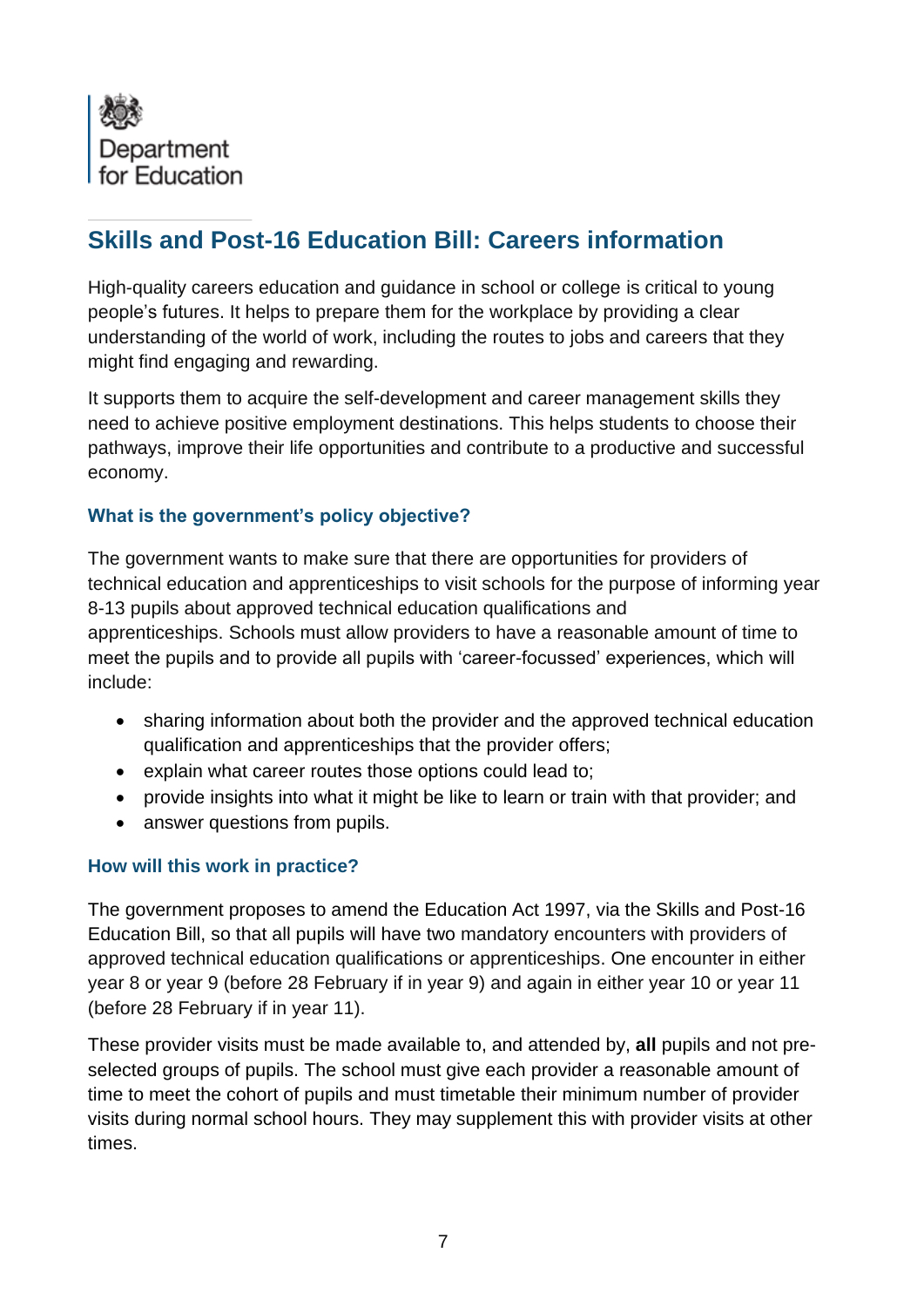Department for Education

## Skills and Post-16 Education Bill: Careers information

High-quality careers education and guidance in school or college is critical to young people's futures. It helps to prepare them for the workplace by providing a clear understanding of the world of work, including the routes to jobs and careers that they might find engaging and rewarding.

It supports them to acquire the self-development and career management skills they need to achieve positive employment destinations. This helps students to choose their pathways, improve their life opportunities and contribute to a productive and successful economy.

### What is the government's policy objective?

The government wants to make sure that there are opportunities for providers of technical education and apprenticeships to visit schools for the purpose of informing year 8-13 pupils about approved technical education qualifications and apprenticeships. Schools must allow providers to have a reasonable amount of time to meet the pupils and to provide all pupils with 'career-focussed' experiences, which will include:

- sharing information about both the provider and the approved technical education qualification and apprenticeships that the provider offers;
- explain what career routes those options could lead to;
- provide insights into what it might be like to learn or train with that provider; and
- answer questions from pupils.

### How will this work in practice?

The government proposes to amend the Education Act 1997, via the Skills and Post-16 Education Bill, so that all pupils will have two mandatory encounters with providers of approved technical education qualifications or apprenticeships. One encounter in either year 8 or year 9 (before 28 February if in year 9) and again in either year 10 or year 11 (before 28 February if in year 11).

These provider visits must be made available to, and attended by, **all** pupils and not pre-selected groups of pupils. The school must give each provider a reasonable amount of time to meet the cohort of pupils and must timetable their minimum number of provider visits during normal school hours. They may supplement this with provider visits at other times.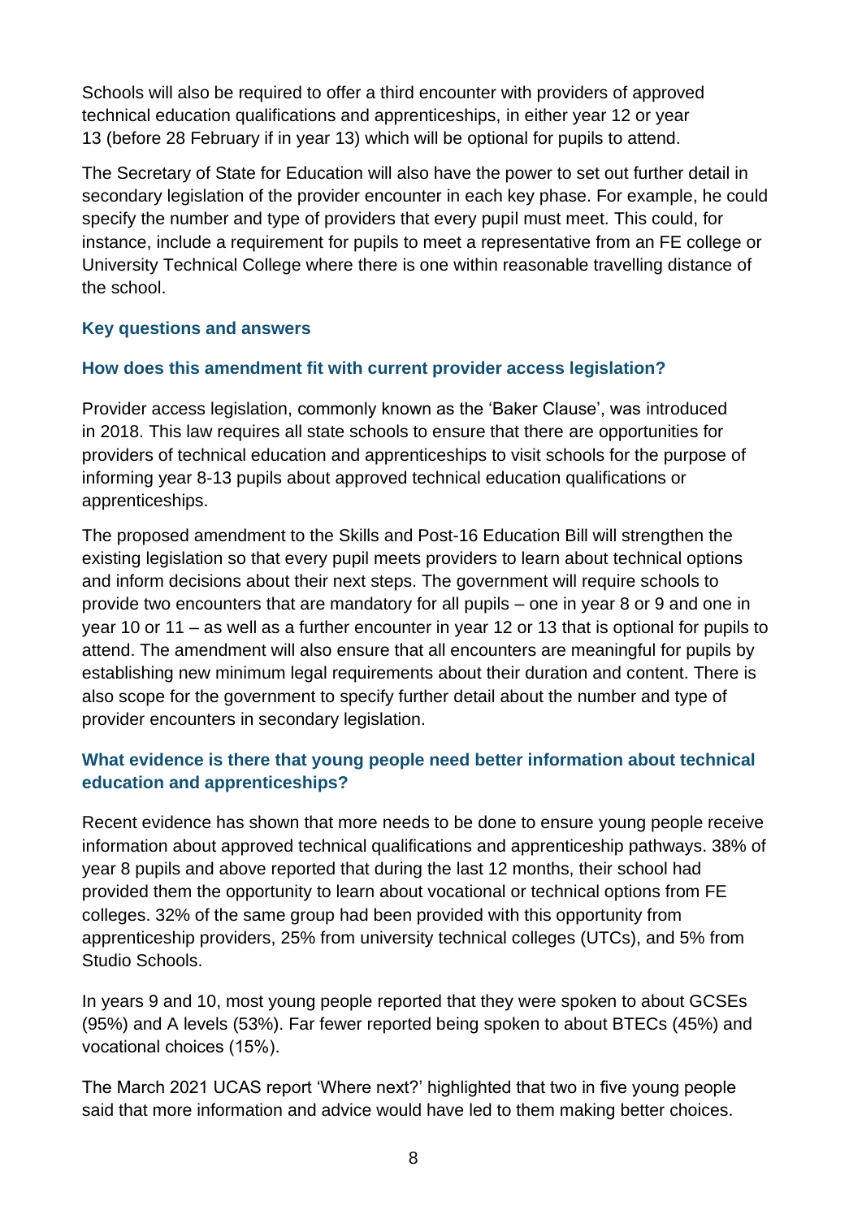Schools will also be required to offer a third encounter with providers of approved technical education qualifications and apprenticeships, in either year 12 or year 13 (before 28 February if in year 13) which will be optional for pupils to attend.

The Secretary of State for Education will also have the power to set out further detail in secondary legislation of the provider encounter in each key phase. For example, he could specify the number and type of providers that every pupil must meet. This could, for instance, include a requirement for pupils to meet a representative from an FE college or University Technical College where there is one within reasonable travelling distance of the school.

### Key questions and answers

#### How does this amendment fit with current provider access legislation?

Provider access legislation, commonly known as the 'Baker Clause', was introduced in 2018. This law requires all state schools to ensure that there are opportunities for providers of technical education and apprenticeships to visit schools for the purpose of informing year 8-13 pupils about approved technical education qualifications or apprenticeships.

The proposed amendment to the Skills and Post-16 Education Bill will strengthen the existing legislation so that every pupil meets providers to learn about technical options and inform decisions about their next steps. The government will require schools to provide two encounters that are mandatory for all pupils – one in year 8 or 9 and one in year 10 or 11 – as well as a further encounter in year 12 or 13 that is optional for pupils to attend. The amendment will also ensure that all encounters are meaningful for pupils by establishing new minimum legal requirements about their duration and content. There is also scope for the government to specify further detail about the number and type of provider encounters in secondary legislation.

#### What evidence is there that young people need better information about technical education and apprenticeships?

Recent evidence has shown that more needs to be done to ensure young people receive information about approved technical qualifications and apprenticeship pathways. 38% of year 8 pupils and above reported that during the last 12 months, their school had provided them the opportunity to learn about vocational or technical options from FE colleges. 32% of the same group had been provided with this opportunity from apprenticeship providers, 25% from university technical colleges (UTCs), and 5% from Studio Schools.

In years 9 and 10, most young people reported that they were spoken to about GCSEs (95%) and A levels (53%). Far fewer reported being spoken to about BTECs (45%) and vocational choices (15%).

The March 2021 UCAS report 'Where next?' highlighted that two in five young people said that more information and advice would have led to them making better choices.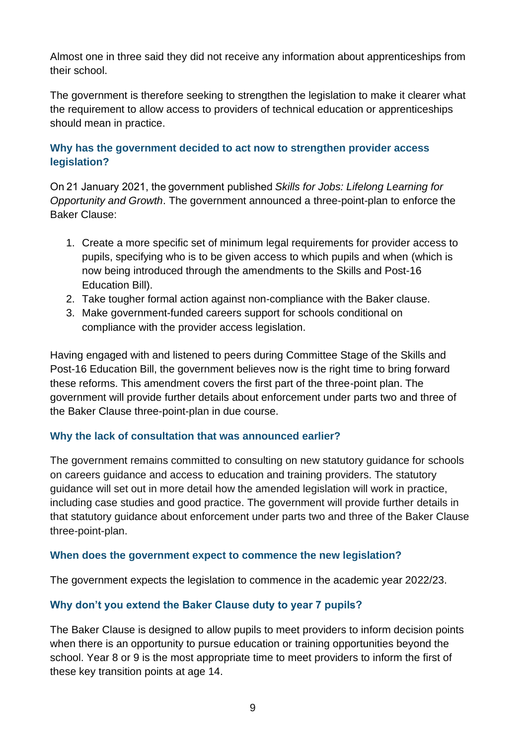Almost one in three said they did not receive any information about apprenticeships from their school.

The government is therefore seeking to strengthen the legislation to make it clearer what the requirement to allow access to providers of technical education or apprenticeships should mean in practice.

### Why has the government decided to act now to strengthen provider access legislation?

On 21 January 2021, the government published *Skills for Jobs: Lifelong Learning for Opportunity and Growth*. The government announced a three-point-plan to enforce the Baker Clause:

1. Create a more specific set of minimum legal requirements for provider access to pupils, specifying who is to be given access to which pupils and when (which is now being introduced through the amendments to the Skills and Post-16 Education Bill).
2. Take tougher formal action against non-compliance with the Baker clause.
3. Make government-funded careers support for schools conditional on compliance with the provider access legislation.

Having engaged with and listened to peers during Committee Stage of the Skills and Post-16 Education Bill, the government believes now is the right time to bring forward these reforms. This amendment covers the first part of the three-point plan. The government will provide further details about enforcement under parts two and three of the Baker Clause three-point-plan in due course.

### Why the lack of consultation that was announced earlier?

The government remains committed to consulting on new statutory guidance for schools on careers guidance and access to education and training providers. The statutory guidance will set out in more detail how the amended legislation will work in practice, including case studies and good practice. The government will provide further details in that statutory guidance about enforcement under parts two and three of the Baker Clause three-point-plan.

### When does the government expect to commence the new legislation?

The government expects the legislation to commence in the academic year 2022/23.

### Why don't you extend the Baker Clause duty to year 7 pupils?

The Baker Clause is designed to allow pupils to meet providers to inform decision points when there is an opportunity to pursue education or training opportunities beyond the school. Year 8 or 9 is the most appropriate time to meet providers to inform the first of these key transition points at age 14.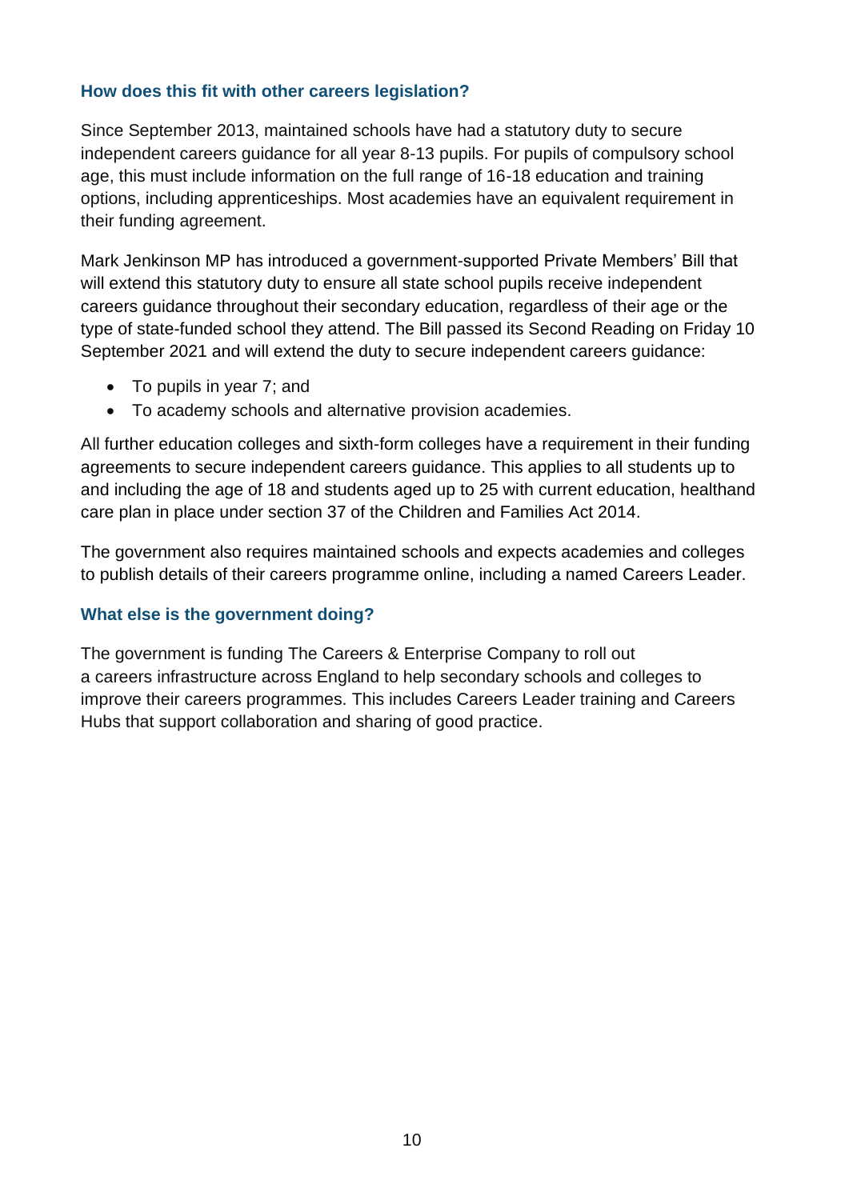### How does this fit with other careers legislation?

Since September 2013, maintained schools have had a statutory duty to secure independent careers guidance for all year 8-13 pupils. For pupils of compulsory school age, this must include information on the full range of 16-18 education and training options, including apprenticeships. Most academies have an equivalent requirement in their funding agreement.

Mark Jenkinson MP has introduced a government-supported Private Members' Bill that will extend this statutory duty to ensure all state school pupils receive independent careers guidance throughout their secondary education, regardless of their age or the type of state-funded school they attend. The Bill passed its Second Reading on Friday 10 September 2021 and will extend the duty to secure independent careers guidance:

- To pupils in year 7; and
- To academy schools and alternative provision academies.

All further education colleges and sixth-form colleges have a requirement in their funding agreements to secure independent careers guidance. This applies to all students up to and including the age of 18 and students aged up to 25 with current education, healthand care plan in place under section 37 of the Children and Families Act 2014.

The government also requires maintained schools and expects academies and colleges to publish details of their careers programme online, including a named Careers Leader.

### What else is the government doing?

The government is funding The Careers & Enterprise Company to roll out a careers infrastructure across England to help secondary schools and colleges to improve their careers programmes. This includes Careers Leader training and Careers Hubs that support collaboration and sharing of good practice.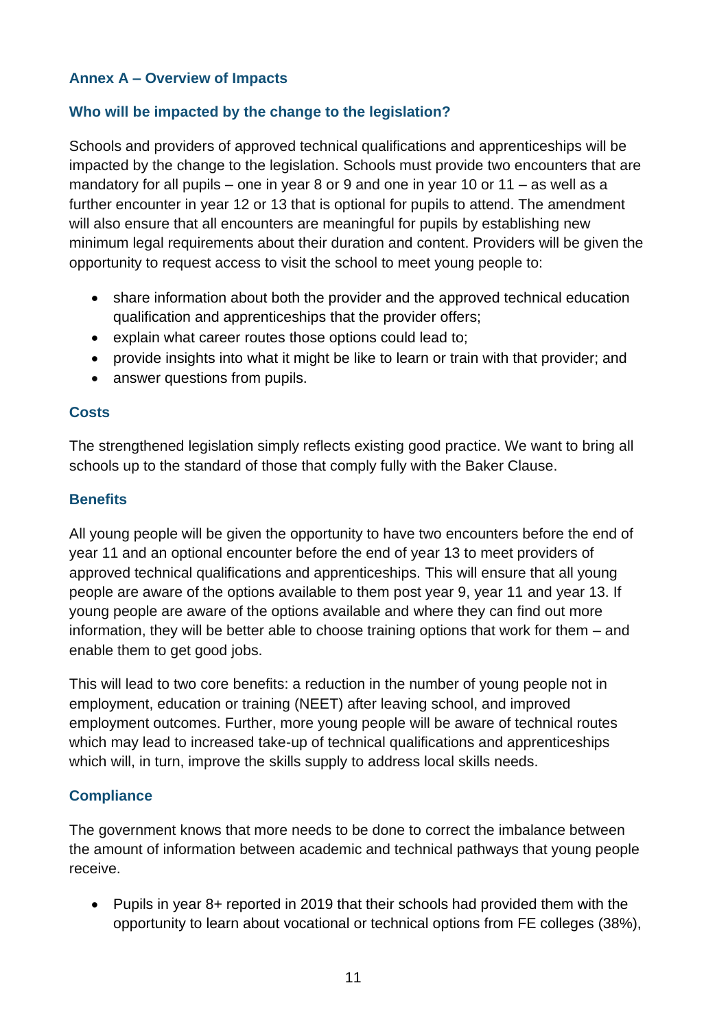## Annex A – Overview of Impacts

### Who will be impacted by the change to the legislation?

Schools and providers of approved technical qualifications and apprenticeships will be impacted by the change to the legislation. Schools must provide two encounters that are mandatory for all pupils – one in year 8 or 9 and one in year 10 or 11 – as well as a further encounter in year 12 or 13 that is optional for pupils to attend. The amendment will also ensure that all encounters are meaningful for pupils by establishing new minimum legal requirements about their duration and content. Providers will be given the opportunity to request access to visit the school to meet young people to:

- share information about both the provider and the approved technical education qualification and apprenticeships that the provider offers;
- explain what career routes those options could lead to;
- provide insights into what it might be like to learn or train with that provider; and
- answer questions from pupils.

### Costs

The strengthened legislation simply reflects existing good practice. We want to bring all schools up to the standard of those that comply fully with the Baker Clause.

### Benefits

All young people will be given the opportunity to have two encounters before the end of year 11 and an optional encounter before the end of year 13 to meet providers of approved technical qualifications and apprenticeships. This will ensure that all young people are aware of the options available to them post year 9, year 11 and year 13. If young people are aware of the options available and where they can find out more information, they will be better able to choose training options that work for them – and enable them to get good jobs.

This will lead to two core benefits: a reduction in the number of young people not in employment, education or training (NEET) after leaving school, and improved employment outcomes. Further, more young people will be aware of technical routes which may lead to increased take-up of technical qualifications and apprenticeships which will, in turn, improve the skills supply to address local skills needs.

### Compliance

The government knows that more needs to be done to correct the imbalance between the amount of information between academic and technical pathways that young people receive.

- Pupils in year 8+ reported in 2019 that their schools had provided them with the opportunity to learn about vocational or technical options from FE colleges (38%),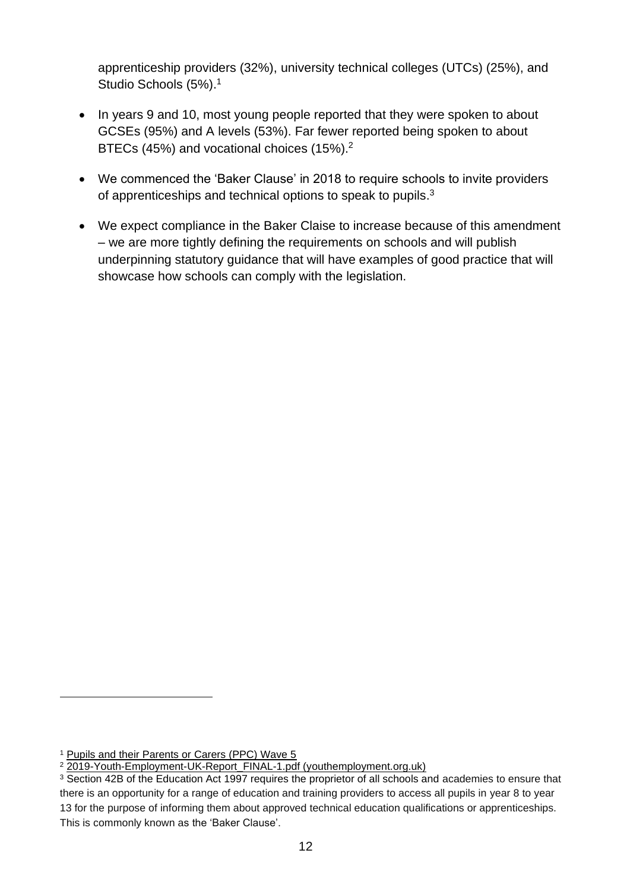apprenticeship providers (32%), university technical colleges (UTCs) (25%), and Studio Schools (5%).[1]

- In years 9 and 10, most young people reported that they were spoken to about GCSEs (95%) and A levels (53%). Far fewer reported being spoken to about BTECs (45%) and vocational choices (15%).[2]
- We commenced the 'Baker Clause' in 2018 to require schools to invite providers of apprenticeships and technical options to speak to pupils.[3]
- We expect compliance in the Baker Claise to increase because of this amendment – we are more tightly defining the requirements on schools and will publish underpinning statutory guidance that will have examples of good practice that will showcase how schools can comply with the legislation.

[1] Pupils and their Parents or Carers (PPC) Wave 5

[2] 2019-Youth-Employment-UK-Report_FINAL-1.pdf (youthemployment.org.uk)

[3] Section 42B of the Education Act 1997 requires the proprietor of all schools and academies to ensure that there is an opportunity for a range of education and training providers to access all pupils in year 8 to year 13 for the purpose of informing them about approved technical education qualifications or apprenticeships. This is commonly known as the 'Baker Clause'.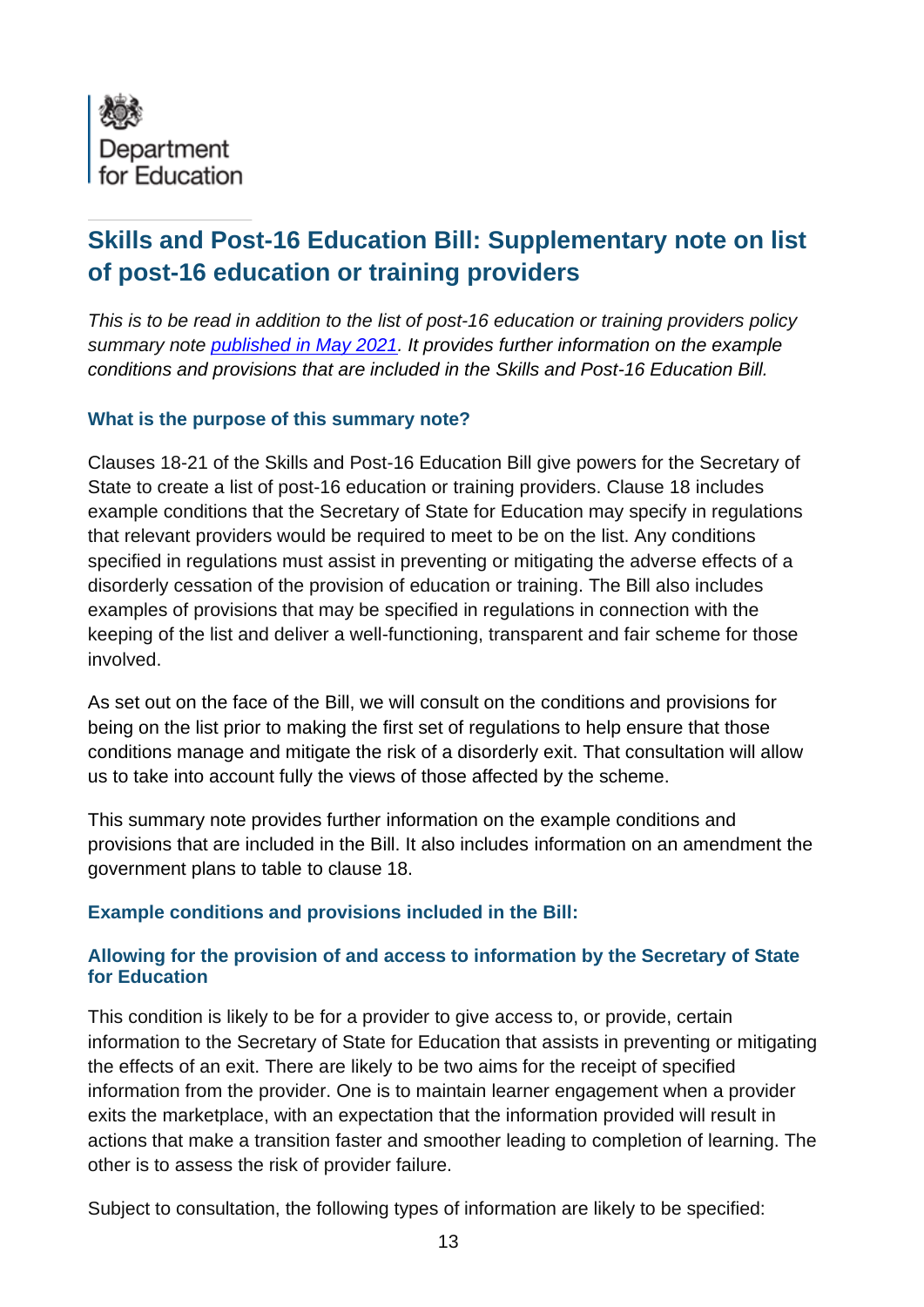Department for Education

# Skills and Post-16 Education Bill: Supplementary note on list of post-16 education or training providers

*This is to be read in addition to the list of post-16 education or training providers policy summary note [published in May 2021](). It provides further information on the example conditions and provisions that are included in the Skills and Post-16 Education Bill.*

### What is the purpose of this summary note?

Clauses 18-21 of the Skills and Post-16 Education Bill give powers for the Secretary of State to create a list of post-16 education or training providers. Clause 18 includes example conditions that the Secretary of State for Education may specify in regulations that relevant providers would be required to meet to be on the list. Any conditions specified in regulations must assist in preventing or mitigating the adverse effects of a disorderly cessation of the provision of education or training. The Bill also includes examples of provisions that may be specified in regulations in connection with the keeping of the list and deliver a well-functioning, transparent and fair scheme for those involved.

As set out on the face of the Bill, we will consult on the conditions and provisions for being on the list prior to making the first set of regulations to help ensure that those conditions manage and mitigate the risk of a disorderly exit. That consultation will allow us to take into account fully the views of those affected by the scheme.

This summary note provides further information on the example conditions and provisions that are included in the Bill. It also includes information on an amendment the government plans to table to clause 18.

### Example conditions and provisions included in the Bill:

#### Allowing for the provision of and access to information by the Secretary of State for Education

This condition is likely to be for a provider to give access to, or provide, certain information to the Secretary of State for Education that assists in preventing or mitigating the effects of an exit. There are likely to be two aims for the receipt of specified information from the provider. One is to maintain learner engagement when a provider exits the marketplace, with an expectation that the information provided will result in actions that make a transition faster and smoother leading to completion of learning. The other is to assess the risk of provider failure.

Subject to consultation, the following types of information are likely to be specified: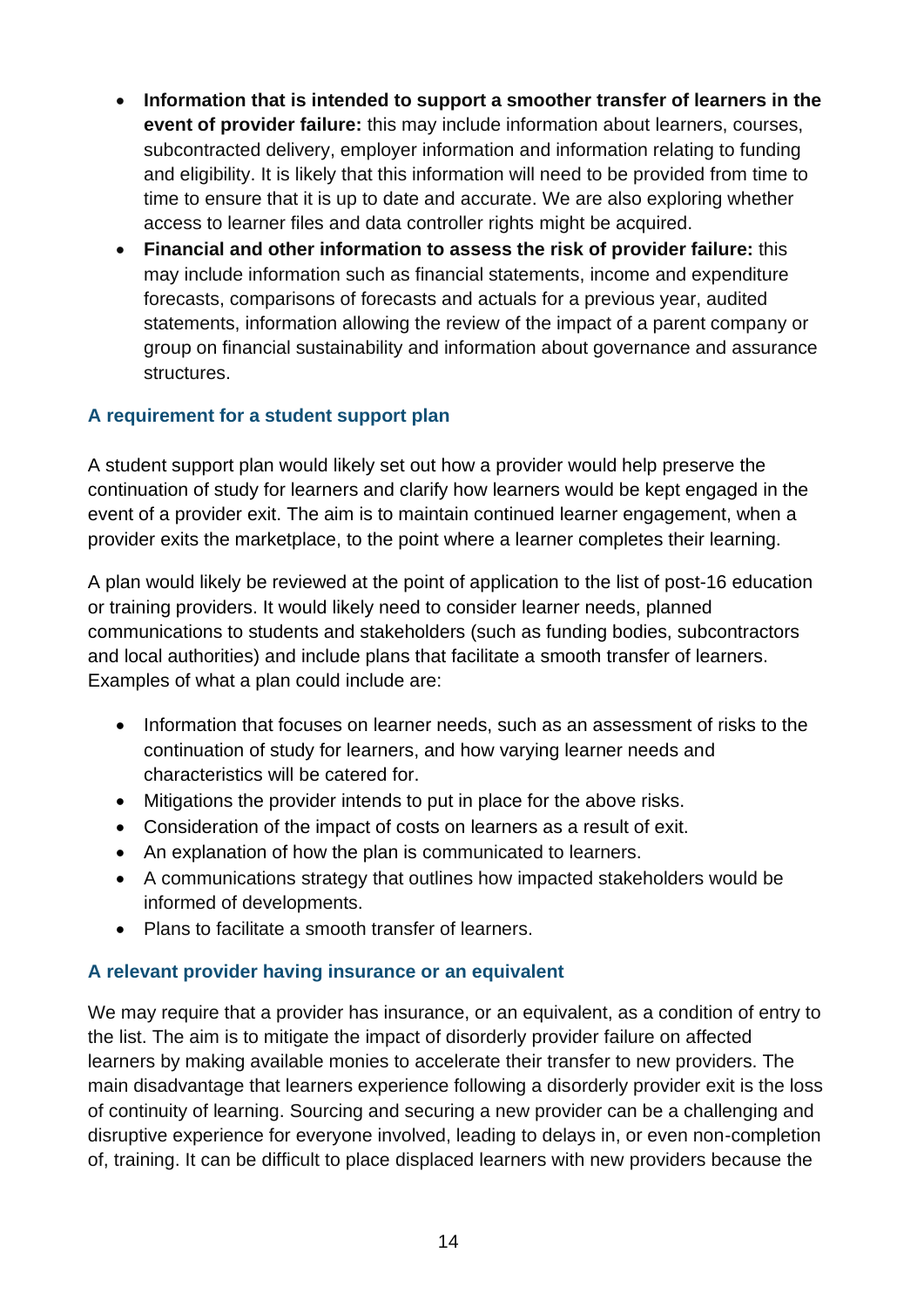- **Information that is intended to support a smoother transfer of learners in the event of provider failure:** this may include information about learners, courses, subcontracted delivery, employer information and information relating to funding and eligibility. It is likely that this information will need to be provided from time to time to ensure that it is up to date and accurate. We are also exploring whether access to learner files and data controller rights might be acquired.
- **Financial and other information to assess the risk of provider failure:** this may include information such as financial statements, income and expenditure forecasts, comparisons of forecasts and actuals for a previous year, audited statements, information allowing the review of the impact of a parent company or group on financial sustainability and information about governance and assurance structures.

### A requirement for a student support plan

A student support plan would likely set out how a provider would help preserve the continuation of study for learners and clarify how learners would be kept engaged in the event of a provider exit. The aim is to maintain continued learner engagement, when a provider exits the marketplace, to the point where a learner completes their learning.

A plan would likely be reviewed at the point of application to the list of post-16 education or training providers. It would likely need to consider learner needs, planned communications to students and stakeholders (such as funding bodies, subcontractors and local authorities) and include plans that facilitate a smooth transfer of learners. Examples of what a plan could include are:

- Information that focuses on learner needs, such as an assessment of risks to the continuation of study for learners, and how varying learner needs and characteristics will be catered for.
- Mitigations the provider intends to put in place for the above risks.
- Consideration of the impact of costs on learners as a result of exit.
- An explanation of how the plan is communicated to learners.
- A communications strategy that outlines how impacted stakeholders would be informed of developments.
- Plans to facilitate a smooth transfer of learners.

### A relevant provider having insurance or an equivalent

We may require that a provider has insurance, or an equivalent, as a condition of entry to the list. The aim is to mitigate the impact of disorderly provider failure on affected learners by making available monies to accelerate their transfer to new providers. The main disadvantage that learners experience following a disorderly provider exit is the loss of continuity of learning. Sourcing and securing a new provider can be a challenging and disruptive experience for everyone involved, leading to delays in, or even non-completion of, training. It can be difficult to place displaced learners with new providers because the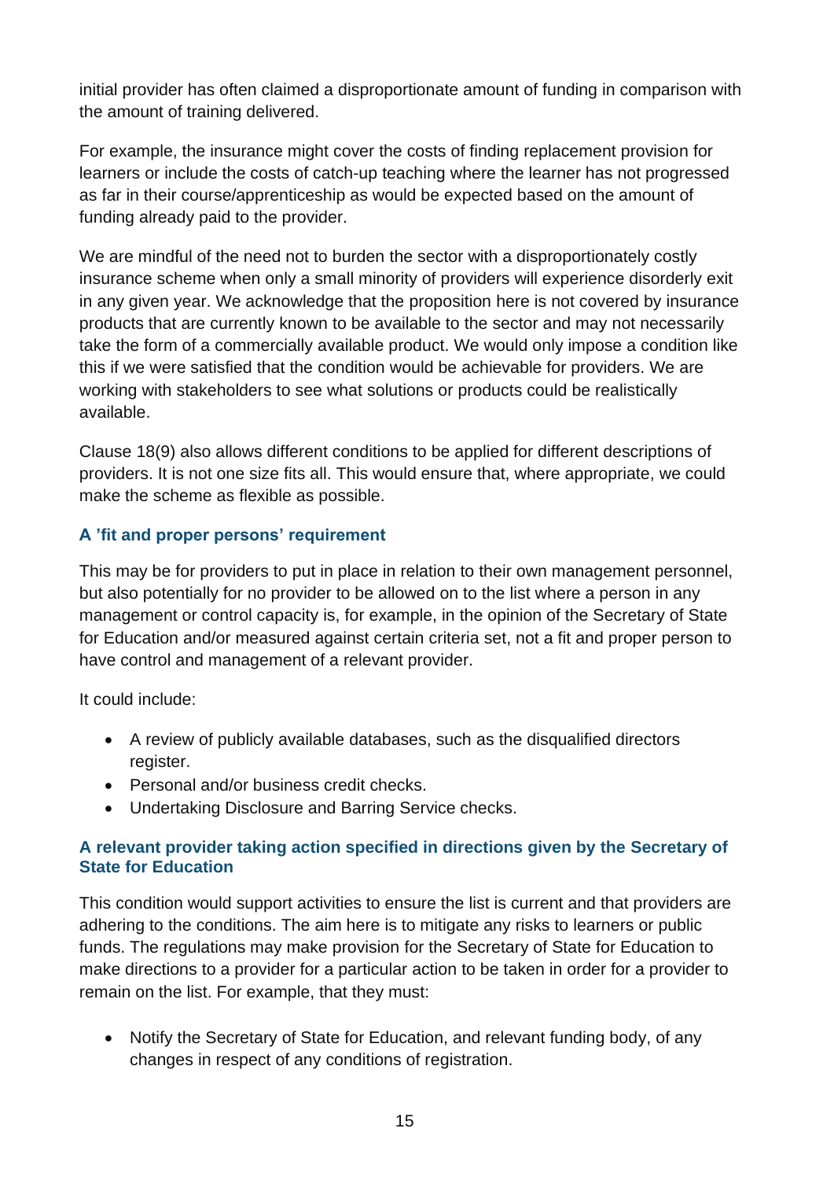initial provider has often claimed a disproportionate amount of funding in comparison with the amount of training delivered.

For example, the insurance might cover the costs of finding replacement provision for learners or include the costs of catch-up teaching where the learner has not progressed as far in their course/apprenticeship as would be expected based on the amount of funding already paid to the provider.

We are mindful of the need not to burden the sector with a disproportionately costly insurance scheme when only a small minority of providers will experience disorderly exit in any given year. We acknowledge that the proposition here is not covered by insurance products that are currently known to be available to the sector and may not necessarily take the form of a commercially available product. We would only impose a condition like this if we were satisfied that the condition would be achievable for providers. We are working with stakeholders to see what solutions or products could be realistically available.

Clause 18(9) also allows different conditions to be applied for different descriptions of providers. It is not one size fits all. This would ensure that, where appropriate, we could make the scheme as flexible as possible.

### A 'fit and proper persons' requirement

This may be for providers to put in place in relation to their own management personnel, but also potentially for no provider to be allowed on to the list where a person in any management or control capacity is, for example, in the opinion of the Secretary of State for Education and/or measured against certain criteria set, not a fit and proper person to have control and management of a relevant provider.

It could include:

- A review of publicly available databases, such as the disqualified directors register.
- Personal and/or business credit checks.
- Undertaking Disclosure and Barring Service checks.

### A relevant provider taking action specified in directions given by the Secretary of State for Education

This condition would support activities to ensure the list is current and that providers are adhering to the conditions. The aim here is to mitigate any risks to learners or public funds. The regulations may make provision for the Secretary of State for Education to make directions to a provider for a particular action to be taken in order for a provider to remain on the list. For example, that they must:

- Notify the Secretary of State for Education, and relevant funding body, of any changes in respect of any conditions of registration.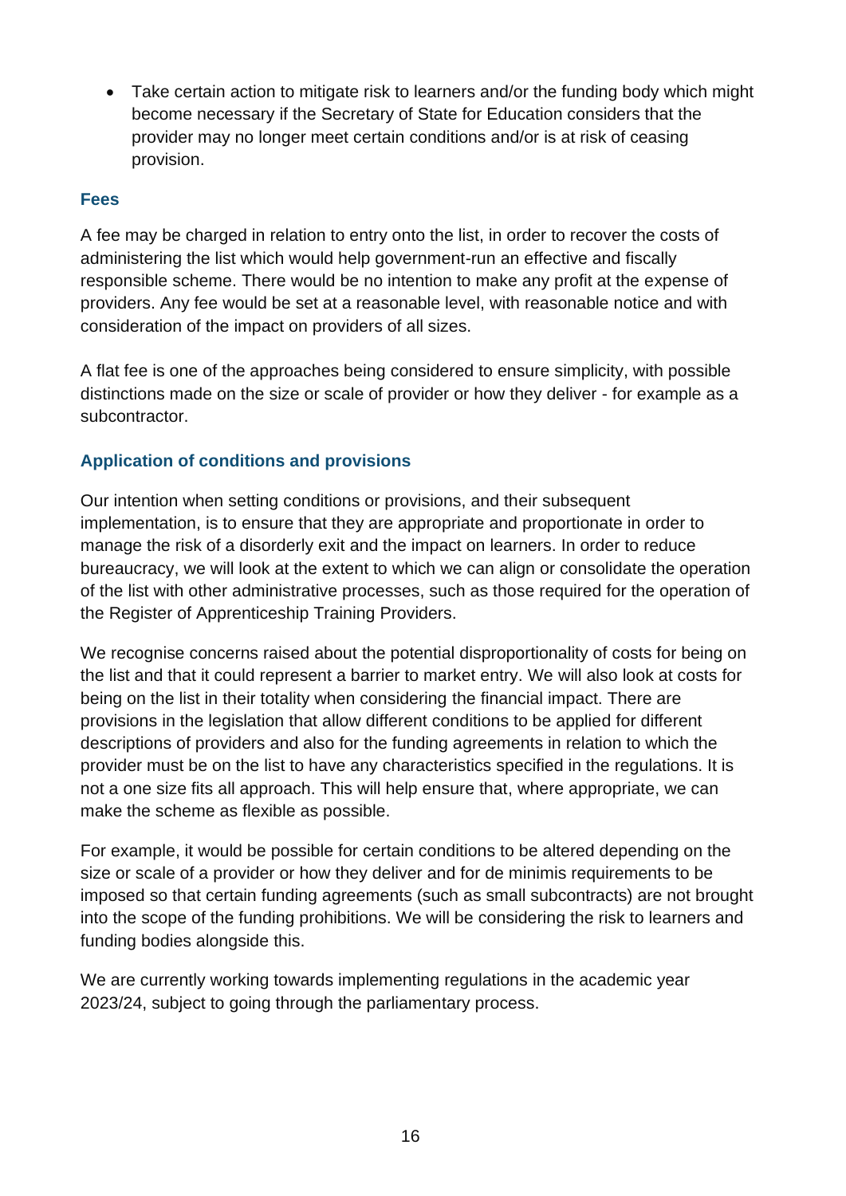- Take certain action to mitigate risk to learners and/or the funding body which might become necessary if the Secretary of State for Education considers that the provider may no longer meet certain conditions and/or is at risk of ceasing provision.

### Fees

A fee may be charged in relation to entry onto the list, in order to recover the costs of administering the list which would help government-run an effective and fiscally responsible scheme. There would be no intention to make any profit at the expense of providers. Any fee would be set at a reasonable level, with reasonable notice and with consideration of the impact on providers of all sizes.

A flat fee is one of the approaches being considered to ensure simplicity, with possible distinctions made on the size or scale of provider or how they deliver - for example as a subcontractor.

### Application of conditions and provisions

Our intention when setting conditions or provisions, and their subsequent implementation, is to ensure that they are appropriate and proportionate in order to manage the risk of a disorderly exit and the impact on learners. In order to reduce bureaucracy, we will look at the extent to which we can align or consolidate the operation of the list with other administrative processes, such as those required for the operation of the Register of Apprenticeship Training Providers.

We recognise concerns raised about the potential disproportionality of costs for being on the list and that it could represent a barrier to market entry. We will also look at costs for being on the list in their totality when considering the financial impact. There are provisions in the legislation that allow different conditions to be applied for different descriptions of providers and also for the funding agreements in relation to which the provider must be on the list to have any characteristics specified in the regulations. It is not a one size fits all approach. This will help ensure that, where appropriate, we can make the scheme as flexible as possible.

For example, it would be possible for certain conditions to be altered depending on the size or scale of a provider or how they deliver and for de minimis requirements to be imposed so that certain funding agreements (such as small subcontracts) are not brought into the scope of the funding prohibitions. We will be considering the risk to learners and funding bodies alongside this.

We are currently working towards implementing regulations in the academic year 2023/24, subject to going through the parliamentary process.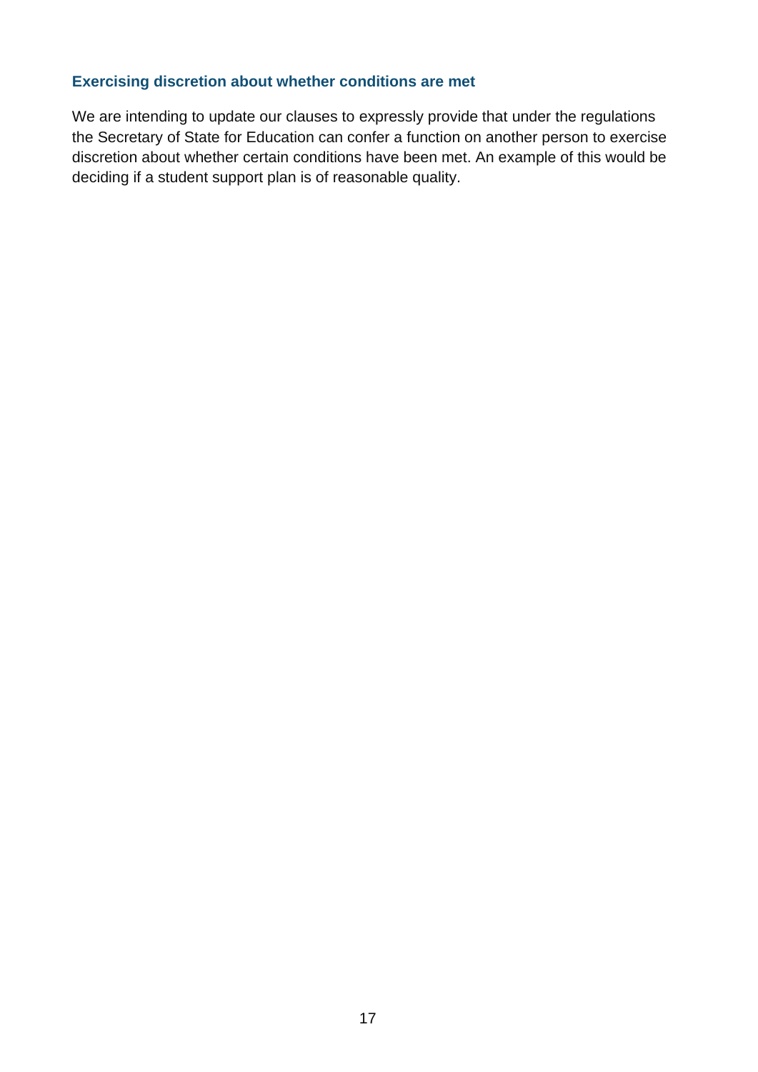### Exercising discretion about whether conditions are met

We are intending to update our clauses to expressly provide that under the regulations the Secretary of State for Education can confer a function on another person to exercise discretion about whether certain conditions have been met. An example of this would be deciding if a student support plan is of reasonable quality.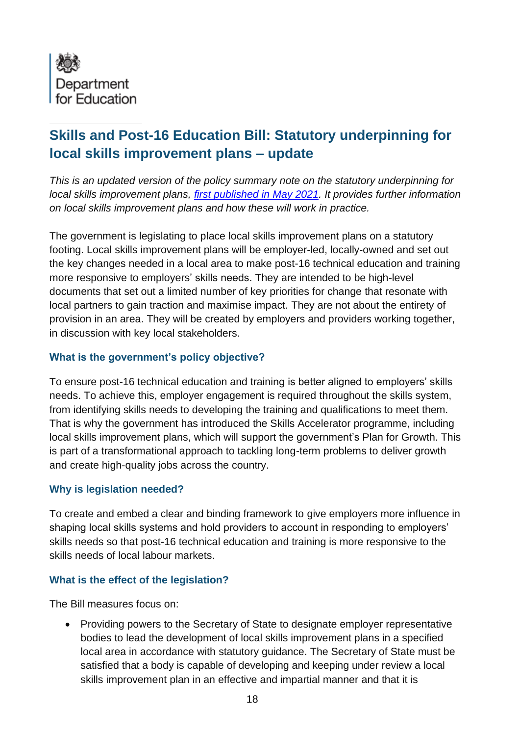Department for Education

## Skills and Post-16 Education Bill: Statutory underpinning for local skills improvement plans – update

*This is an updated version of the policy summary note on the statutory underpinning for local skills improvement plans, first published in May 2021. It provides further information on local skills improvement plans and how these will work in practice.*

The government is legislating to place local skills improvement plans on a statutory footing. Local skills improvement plans will be employer-led, locally-owned and set out the key changes needed in a local area to make post-16 technical education and training more responsive to employers' skills needs. They are intended to be high-level documents that set out a limited number of key priorities for change that resonate with local partners to gain traction and maximise impact. They are not about the entirety of provision in an area. They will be created by employers and providers working together, in discussion with key local stakeholders.

### What is the government's policy objective?

To ensure post-16 technical education and training is better aligned to employers' skills needs. To achieve this, employer engagement is required throughout the skills system, from identifying skills needs to developing the training and qualifications to meet them. That is why the government has introduced the Skills Accelerator programme, including local skills improvement plans, which will support the government's Plan for Growth. This is part of a transformational approach to tackling long-term problems to deliver growth and create high-quality jobs across the country.

### Why is legislation needed?

To create and embed a clear and binding framework to give employers more influence in shaping local skills systems and hold providers to account in responding to employers' skills needs so that post-16 technical education and training is more responsive to the skills needs of local labour markets.

### What is the effect of the legislation?

The Bill measures focus on:

- Providing powers to the Secretary of State to designate employer representative bodies to lead the development of local skills improvement plans in a specified local area in accordance with statutory guidance. The Secretary of State must be satisfied that a body is capable of developing and keeping under review a local skills improvement plan in an effective and impartial manner and that it is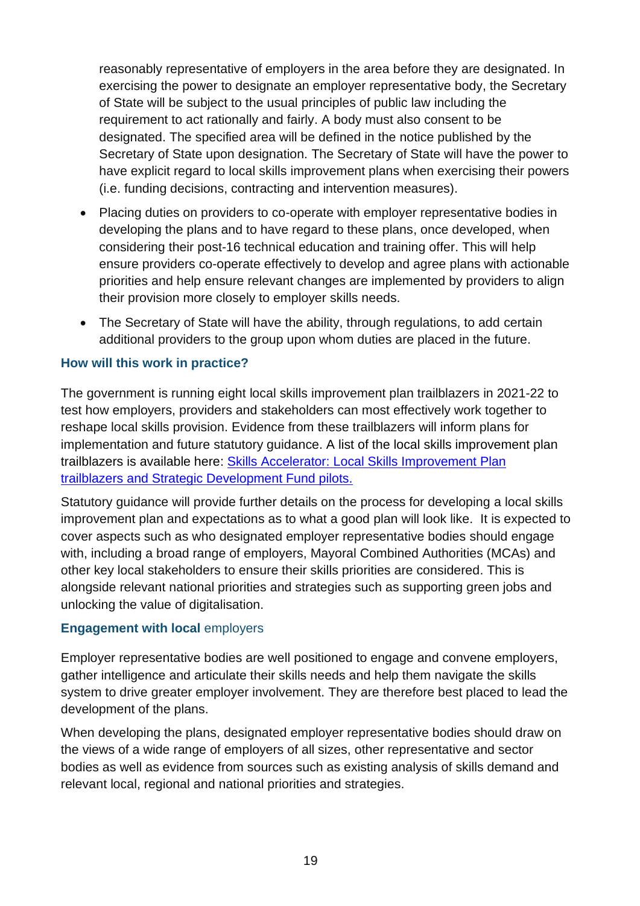reasonably representative of employers in the area before they are designated. In exercising the power to designate an employer representative body, the Secretary of State will be subject to the usual principles of public law including the requirement to act rationally and fairly. A body must also consent to be designated. The specified area will be defined in the notice published by the Secretary of State upon designation. The Secretary of State will have the power to have explicit regard to local skills improvement plans when exercising their powers (i.e. funding decisions, contracting and intervention measures).

- Placing duties on providers to co-operate with employer representative bodies in developing the plans and to have regard to these plans, once developed, when considering their post-16 technical education and training offer. This will help ensure providers co-operate effectively to develop and agree plans with actionable priorities and help ensure relevant changes are implemented by providers to align their provision more closely to employer skills needs.
- The Secretary of State will have the ability, through regulations, to add certain additional providers to the group upon whom duties are placed in the future.

### How will this work in practice?

The government is running eight local skills improvement plan trailblazers in 2021-22 to test how employers, providers and stakeholders can most effectively work together to reshape local skills provision. Evidence from these trailblazers will inform plans for implementation and future statutory guidance. A list of the local skills improvement plan trailblazers is available here: [Skills Accelerator: Local Skills Improvement Plan trailblazers and Strategic Development Fund pilots.]()

Statutory guidance will provide further details on the process for developing a local skills improvement plan and expectations as to what a good plan will look like. It is expected to cover aspects such as who designated employer representative bodies should engage with, including a broad range of employers, Mayoral Combined Authorities (MCAs) and other key local stakeholders to ensure their skills priorities are considered. This is alongside relevant national priorities and strategies such as supporting green jobs and unlocking the value of digitalisation.

### Engagement with local employers

Employer representative bodies are well positioned to engage and convene employers, gather intelligence and articulate their skills needs and help them navigate the skills system to drive greater employer involvement. They are therefore best placed to lead the development of the plans.

When developing the plans, designated employer representative bodies should draw on the views of a wide range of employers of all sizes, other representative and sector bodies as well as evidence from sources such as existing analysis of skills demand and relevant local, regional and national priorities and strategies.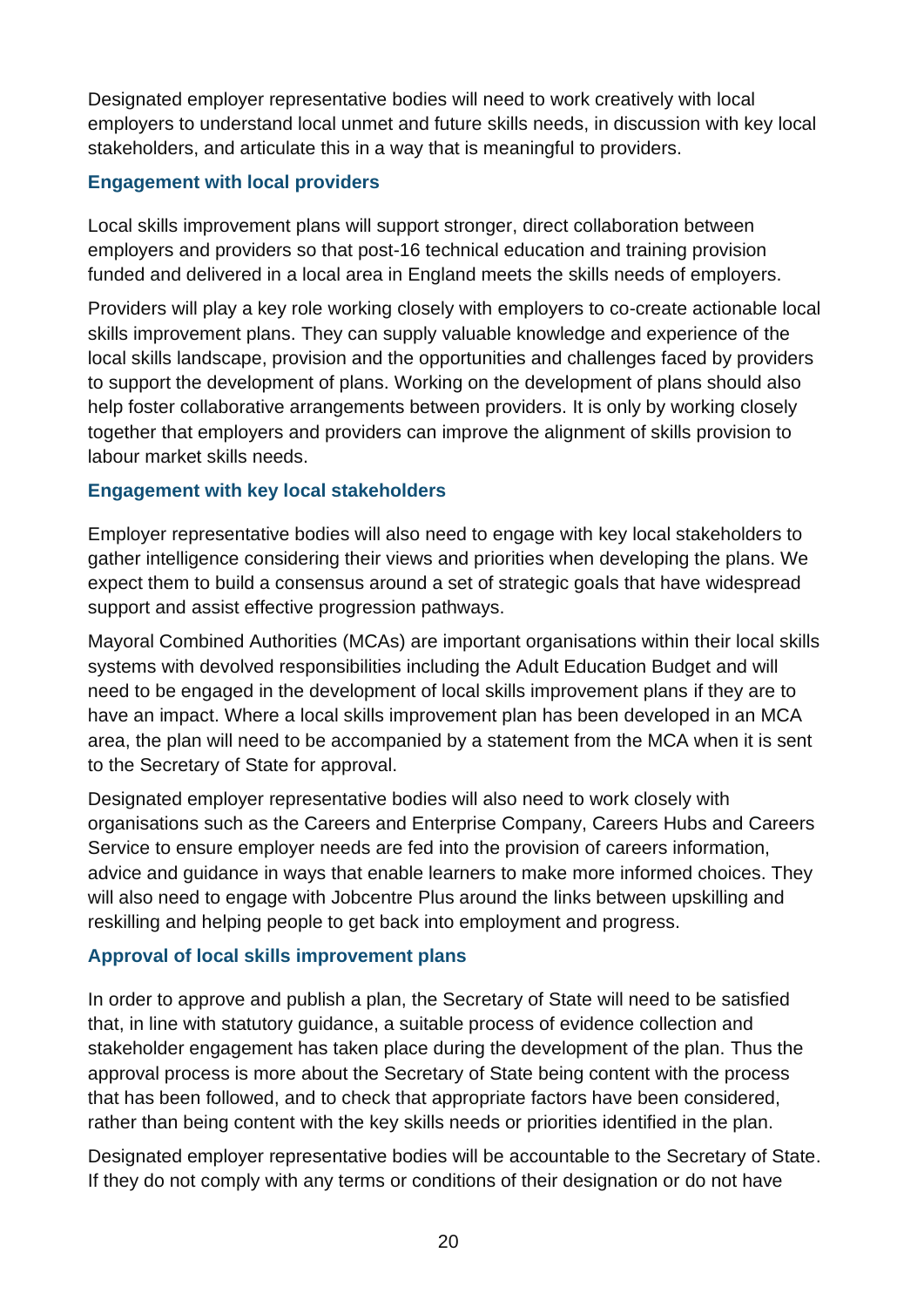Designated employer representative bodies will need to work creatively with local employers to understand local unmet and future skills needs, in discussion with key local stakeholders, and articulate this in a way that is meaningful to providers.

### Engagement with local providers

Local skills improvement plans will support stronger, direct collaboration between employers and providers so that post-16 technical education and training provision funded and delivered in a local area in England meets the skills needs of employers.

Providers will play a key role working closely with employers to co-create actionable local skills improvement plans. They can supply valuable knowledge and experience of the local skills landscape, provision and the opportunities and challenges faced by providers to support the development of plans. Working on the development of plans should also help foster collaborative arrangements between providers. It is only by working closely together that employers and providers can improve the alignment of skills provision to labour market skills needs.

### Engagement with key local stakeholders

Employer representative bodies will also need to engage with key local stakeholders to gather intelligence considering their views and priorities when developing the plans. We expect them to build a consensus around a set of strategic goals that have widespread support and assist effective progression pathways.

Mayoral Combined Authorities (MCAs) are important organisations within their local skills systems with devolved responsibilities including the Adult Education Budget and will need to be engaged in the development of local skills improvement plans if they are to have an impact. Where a local skills improvement plan has been developed in an MCA area, the plan will need to be accompanied by a statement from the MCA when it is sent to the Secretary of State for approval.

Designated employer representative bodies will also need to work closely with organisations such as the Careers and Enterprise Company, Careers Hubs and Careers Service to ensure employer needs are fed into the provision of careers information, advice and guidance in ways that enable learners to make more informed choices. They will also need to engage with Jobcentre Plus around the links between upskilling and reskilling and helping people to get back into employment and progress.

### Approval of local skills improvement plans

In order to approve and publish a plan, the Secretary of State will need to be satisfied that, in line with statutory guidance, a suitable process of evidence collection and stakeholder engagement has taken place during the development of the plan. Thus the approval process is more about the Secretary of State being content with the process that has been followed, and to check that appropriate factors have been considered, rather than being content with the key skills needs or priorities identified in the plan.

Designated employer representative bodies will be accountable to the Secretary of State. If they do not comply with any terms or conditions of their designation or do not have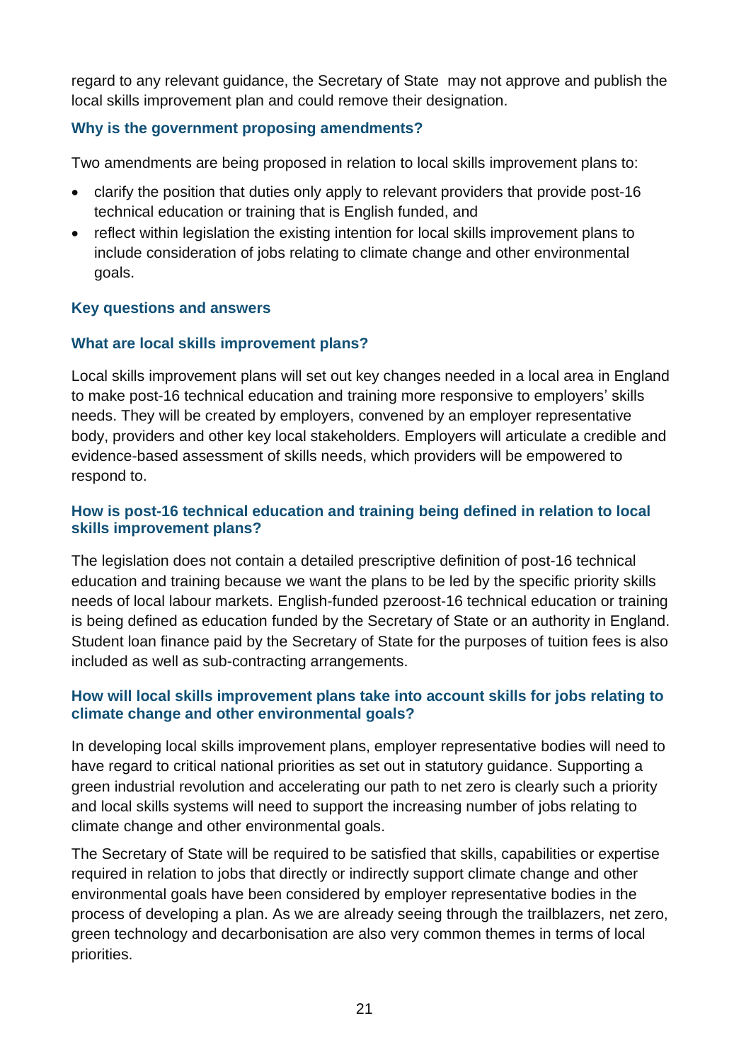regard to any relevant guidance, the Secretary of State may not approve and publish the local skills improvement plan and could remove their designation.

### Why is the government proposing amendments?

Two amendments are being proposed in relation to local skills improvement plans to:

- clarify the position that duties only apply to relevant providers that provide post-16 technical education or training that is English funded, and
- reflect within legislation the existing intention for local skills improvement plans to include consideration of jobs relating to climate change and other environmental goals.

### Key questions and answers

### What are local skills improvement plans?

Local skills improvement plans will set out key changes needed in a local area in England to make post-16 technical education and training more responsive to employers' skills needs. They will be created by employers, convened by an employer representative body, providers and other key local stakeholders. Employers will articulate a credible and evidence-based assessment of skills needs, which providers will be empowered to respond to.

### How is post-16 technical education and training being defined in relation to local skills improvement plans?

The legislation does not contain a detailed prescriptive definition of post-16 technical education and training because we want the plans to be led by the specific priority skills needs of local labour markets. English-funded pzeroost-16 technical education or training is being defined as education funded by the Secretary of State or an authority in England. Student loan finance paid by the Secretary of State for the purposes of tuition fees is also included as well as sub-contracting arrangements.

### How will local skills improvement plans take into account skills for jobs relating to climate change and other environmental goals?

In developing local skills improvement plans, employer representative bodies will need to have regard to critical national priorities as set out in statutory guidance. Supporting a green industrial revolution and accelerating our path to net zero is clearly such a priority and local skills systems will need to support the increasing number of jobs relating to climate change and other environmental goals.

The Secretary of State will be required to be satisfied that skills, capabilities or expertise required in relation to jobs that directly or indirectly support climate change and other environmental goals have been considered by employer representative bodies in the process of developing a plan. As we are already seeing through the trailblazers, net zero, green technology and decarbonisation are also very common themes in terms of local priorities.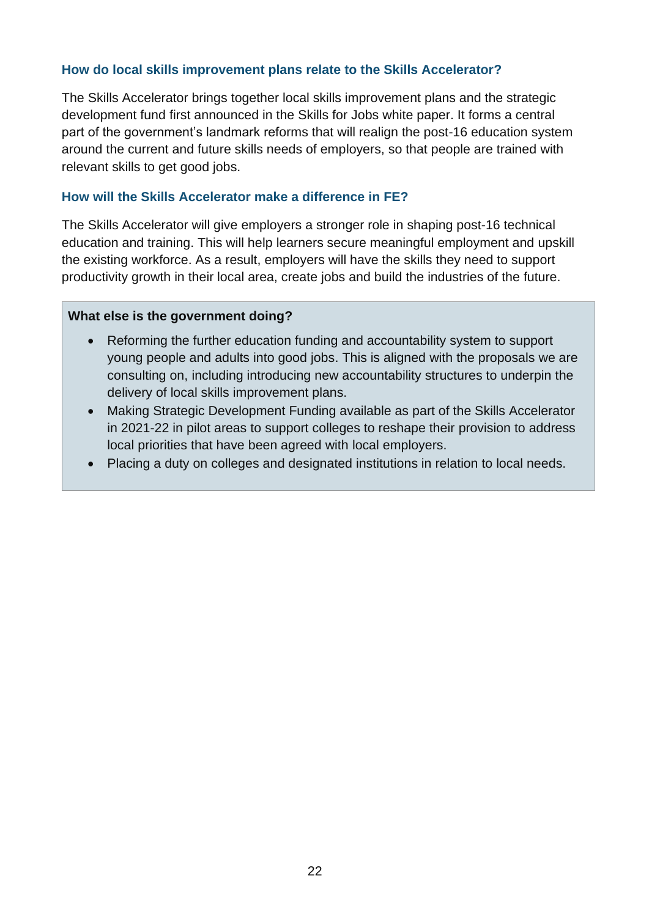### How do local skills improvement plans relate to the Skills Accelerator?

The Skills Accelerator brings together local skills improvement plans and the strategic development fund first announced in the Skills for Jobs white paper. It forms a central part of the government's landmark reforms that will realign the post-16 education system around the current and future skills needs of employers, so that people are trained with relevant skills to get good jobs.

### How will the Skills Accelerator make a difference in FE?

The Skills Accelerator will give employers a stronger role in shaping post-16 technical education and training. This will help learners secure meaningful employment and upskill the existing workforce. As a result, employers will have the skills they need to support productivity growth in their local area, create jobs and build the industries of the future.

**What else is the government doing?**

- Reforming the further education funding and accountability system to support young people and adults into good jobs. This is aligned with the proposals we are consulting on, including introducing new accountability structures to underpin the delivery of local skills improvement plans.
- Making Strategic Development Funding available as part of the Skills Accelerator in 2021-22 in pilot areas to support colleges to reshape their provision to address local priorities that have been agreed with local employers.
- Placing a duty on colleges and designated institutions in relation to local needs.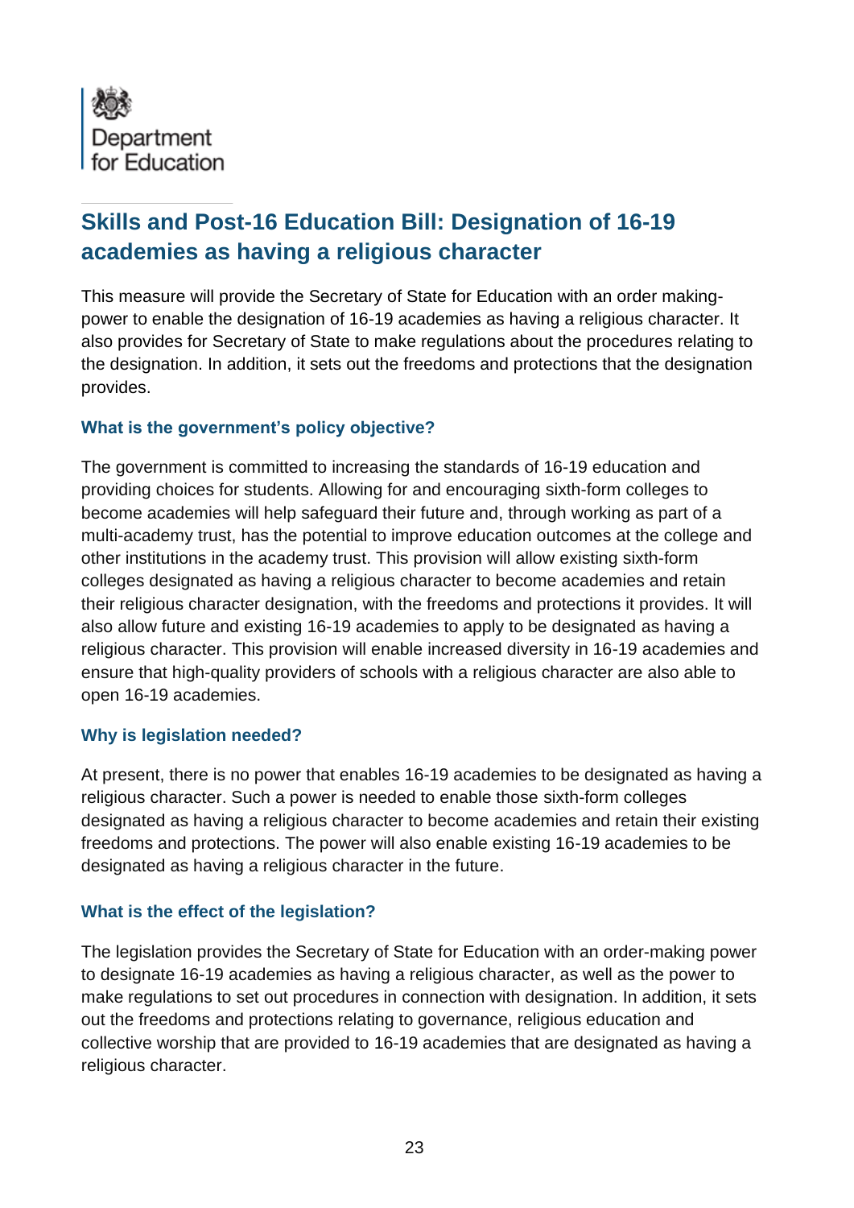## Skills and Post-16 Education Bill: Designation of 16-19 academies as having a religious character

This measure will provide the Secretary of State for Education with an order making-power to enable the designation of 16-19 academies as having a religious character. It also provides for Secretary of State to make regulations about the procedures relating to the designation. In addition, it sets out the freedoms and protections that the designation provides.

### What is the government's policy objective?

The government is committed to increasing the standards of 16-19 education and providing choices for students. Allowing for and encouraging sixth-form colleges to become academies will help safeguard their future and, through working as part of a multi-academy trust, has the potential to improve education outcomes at the college and other institutions in the academy trust. This provision will allow existing sixth-form colleges designated as having a religious character to become academies and retain their religious character designation, with the freedoms and protections it provides. It will also allow future and existing 16-19 academies to apply to be designated as having a religious character. This provision will enable increased diversity in 16-19 academies and ensure that high-quality providers of schools with a religious character are also able to open 16-19 academies.

### Why is legislation needed?

At present, there is no power that enables 16-19 academies to be designated as having a religious character. Such a power is needed to enable those sixth-form colleges designated as having a religious character to become academies and retain their existing freedoms and protections. The power will also enable existing 16-19 academies to be designated as having a religious character in the future.

### What is the effect of the legislation?

The legislation provides the Secretary of State for Education with an order-making power to designate 16-19 academies as having a religious character, as well as the power to make regulations to set out procedures in connection with designation. In addition, it sets out the freedoms and protections relating to governance, religious education and collective worship that are provided to 16-19 academies that are designated as having a religious character.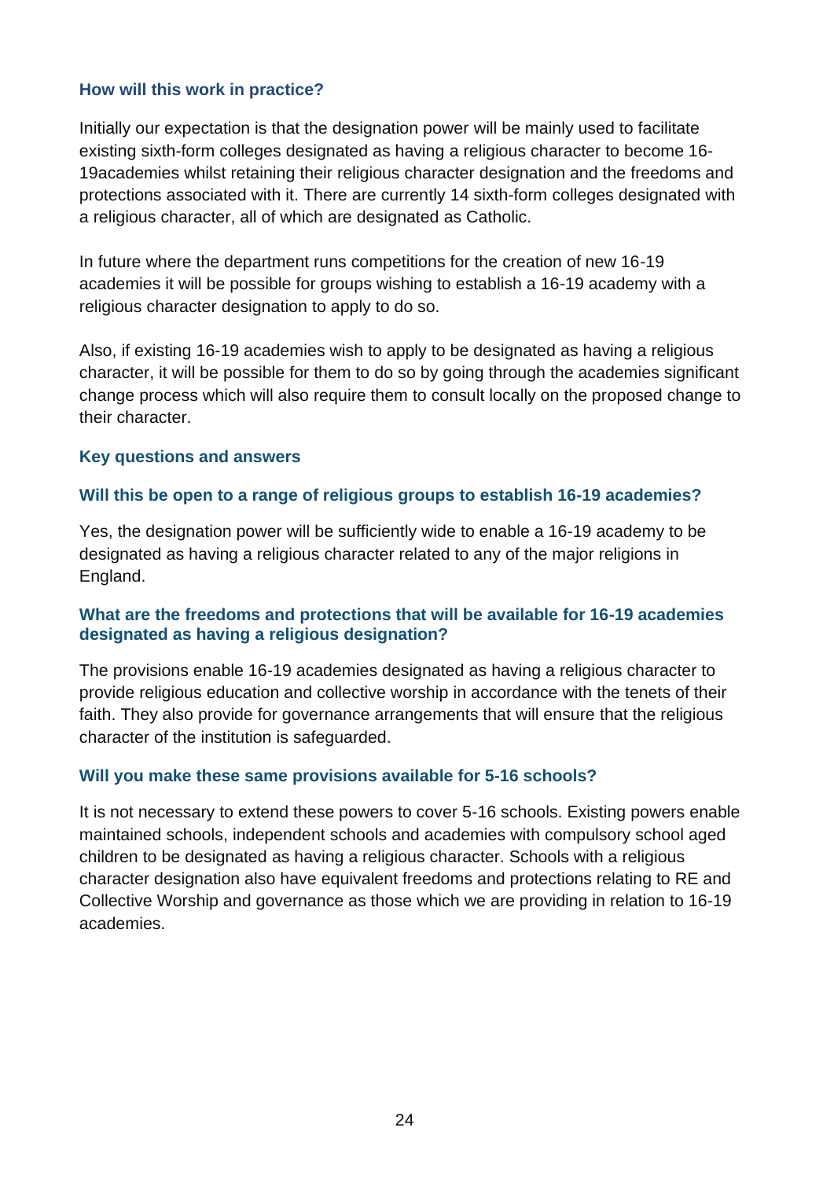### How will this work in practice?

Initially our expectation is that the designation power will be mainly used to facilitate existing sixth-form colleges designated as having a religious character to become 16-19academies whilst retaining their religious character designation and the freedoms and protections associated with it. There are currently 14 sixth-form colleges designated with a religious character, all of which are designated as Catholic.

In future where the department runs competitions for the creation of new 16-19 academies it will be possible for groups wishing to establish a 16-19 academy with a religious character designation to apply to do so.

Also, if existing 16-19 academies wish to apply to be designated as having a religious character, it will be possible for them to do so by going through the academies significant change process which will also require them to consult locally on the proposed change to their character.

### Key questions and answers

#### Will this be open to a range of religious groups to establish 16-19 academies?

Yes, the designation power will be sufficiently wide to enable a 16-19 academy to be designated as having a religious character related to any of the major religions in England.

#### What are the freedoms and protections that will be available for 16-19 academies designated as having a religious designation?

The provisions enable 16-19 academies designated as having a religious character to provide religious education and collective worship in accordance with the tenets of their faith. They also provide for governance arrangements that will ensure that the religious character of the institution is safeguarded.

#### Will you make these same provisions available for 5-16 schools?

It is not necessary to extend these powers to cover 5-16 schools. Existing powers enable maintained schools, independent schools and academies with compulsory school aged children to be designated as having a religious character. Schools with a religious character designation also have equivalent freedoms and protections relating to RE and Collective Worship and governance as those which we are providing in relation to 16-19 academies.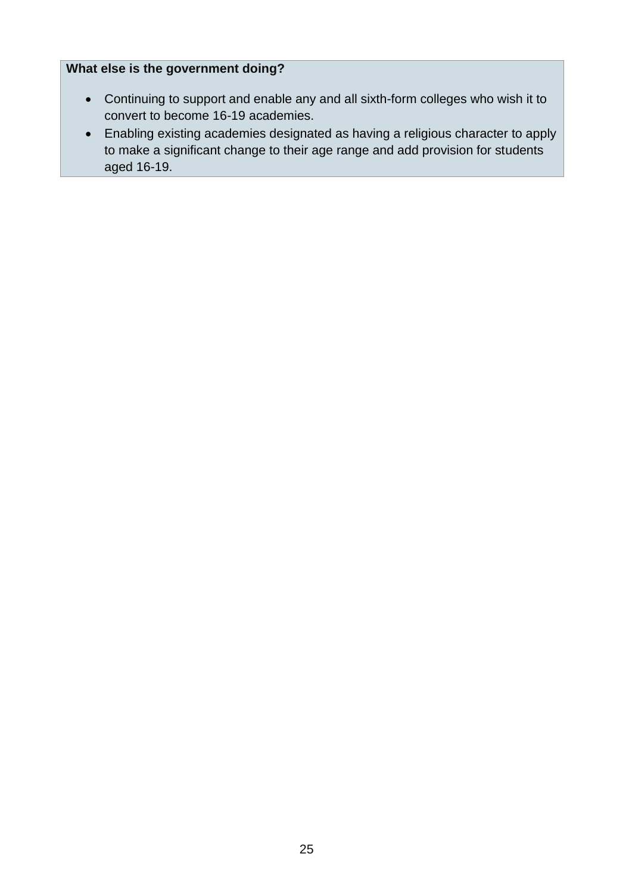**What else is the government doing?**

- Continuing to support and enable any and all sixth-form colleges who wish it to convert to become 16-19 academies.
- Enabling existing academies designated as having a religious character to apply to make a significant change to their age range and add provision for students aged 16-19.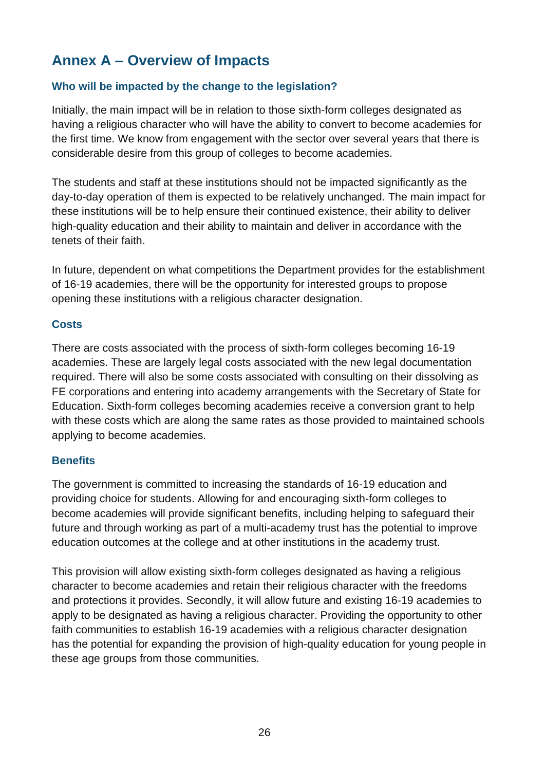# Annex A – Overview of Impacts

### Who will be impacted by the change to the legislation?

Initially, the main impact will be in relation to those sixth-form colleges designated as having a religious character who will have the ability to convert to become academies for the first time. We know from engagement with the sector over several years that there is considerable desire from this group of colleges to become academies.

The students and staff at these institutions should not be impacted significantly as the day-to-day operation of them is expected to be relatively unchanged. The main impact for these institutions will be to help ensure their continued existence, their ability to deliver high-quality education and their ability to maintain and deliver in accordance with the tenets of their faith.

In future, dependent on what competitions the Department provides for the establishment of 16-19 academies, there will be the opportunity for interested groups to propose opening these institutions with a religious character designation.

### Costs

There are costs associated with the process of sixth-form colleges becoming 16-19 academies. These are largely legal costs associated with the new legal documentation required. There will also be some costs associated with consulting on their dissolving as FE corporations and entering into academy arrangements with the Secretary of State for Education. Sixth-form colleges becoming academies receive a conversion grant to help with these costs which are along the same rates as those provided to maintained schools applying to become academies.

### Benefits

The government is committed to increasing the standards of 16-19 education and providing choice for students. Allowing for and encouraging sixth-form colleges to become academies will provide significant benefits, including helping to safeguard their future and through working as part of a multi-academy trust has the potential to improve education outcomes at the college and at other institutions in the academy trust.

This provision will allow existing sixth-form colleges designated as having a religious character to become academies and retain their religious character with the freedoms and protections it provides. Secondly, it will allow future and existing 16-19 academies to apply to be designated as having a religious character. Providing the opportunity to other faith communities to establish 16-19 academies with a religious character designation has the potential for expanding the provision of high-quality education for young people in these age groups from those communities.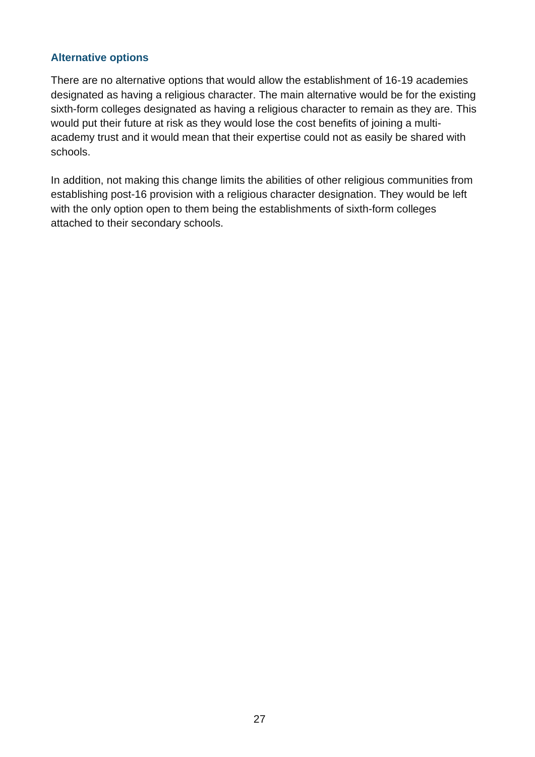### Alternative options

There are no alternative options that would allow the establishment of 16-19 academies designated as having a religious character. The main alternative would be for the existing sixth-form colleges designated as having a religious character to remain as they are. This would put their future at risk as they would lose the cost benefits of joining a multi-academy trust and it would mean that their expertise could not as easily be shared with schools.

In addition, not making this change limits the abilities of other religious communities from establishing post-16 provision with a religious character designation. They would be left with the only option open to them being the establishments of sixth-form colleges attached to their secondary schools.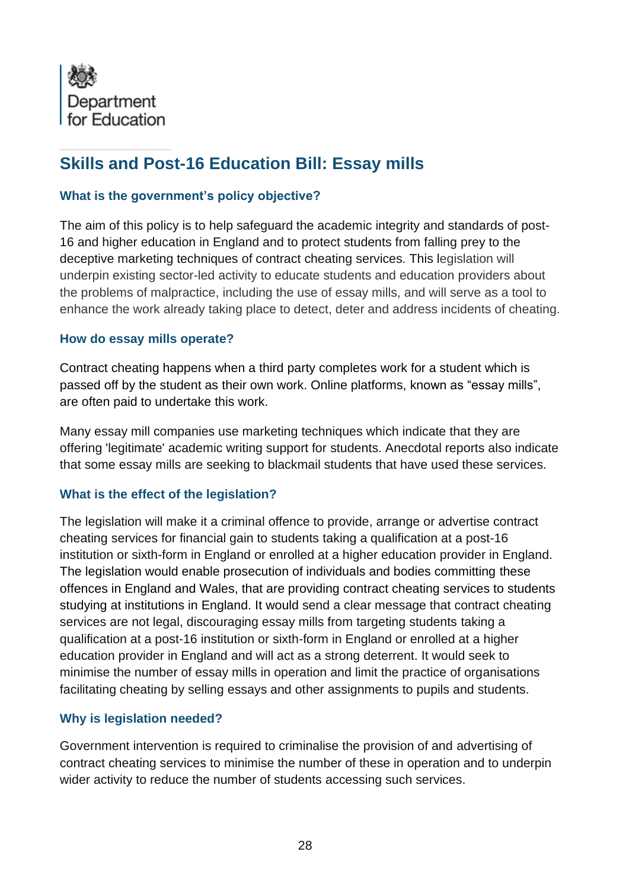Department for Education

## Skills and Post-16 Education Bill: Essay mills

### What is the government's policy objective?

The aim of this policy is to help safeguard the academic integrity and standards of post-16 and higher education in England and to protect students from falling prey to the deceptive marketing techniques of contract cheating services. This legislation will underpin existing sector-led activity to educate students and education providers about the problems of malpractice, including the use of essay mills, and will serve as a tool to enhance the work already taking place to detect, deter and address incidents of cheating.

### How do essay mills operate?

Contract cheating happens when a third party completes work for a student which is passed off by the student as their own work. Online platforms, known as "essay mills", are often paid to undertake this work.

Many essay mill companies use marketing techniques which indicate that they are offering 'legitimate' academic writing support for students. Anecdotal reports also indicate that some essay mills are seeking to blackmail students that have used these services.

### What is the effect of the legislation?

The legislation will make it a criminal offence to provide, arrange or advertise contract cheating services for financial gain to students taking a qualification at a post-16 institution or sixth-form in England or enrolled at a higher education provider in England. The legislation would enable prosecution of individuals and bodies committing these offences in England and Wales, that are providing contract cheating services to students studying at institutions in England. It would send a clear message that contract cheating services are not legal, discouraging essay mills from targeting students taking a qualification at a post-16 institution or sixth-form in England or enrolled at a higher education provider in England and will act as a strong deterrent. It would seek to minimise the number of essay mills in operation and limit the practice of organisations facilitating cheating by selling essays and other assignments to pupils and students.

### Why is legislation needed?

Government intervention is required to criminalise the provision of and advertising of contract cheating services to minimise the number of these in operation and to underpin wider activity to reduce the number of students accessing such services.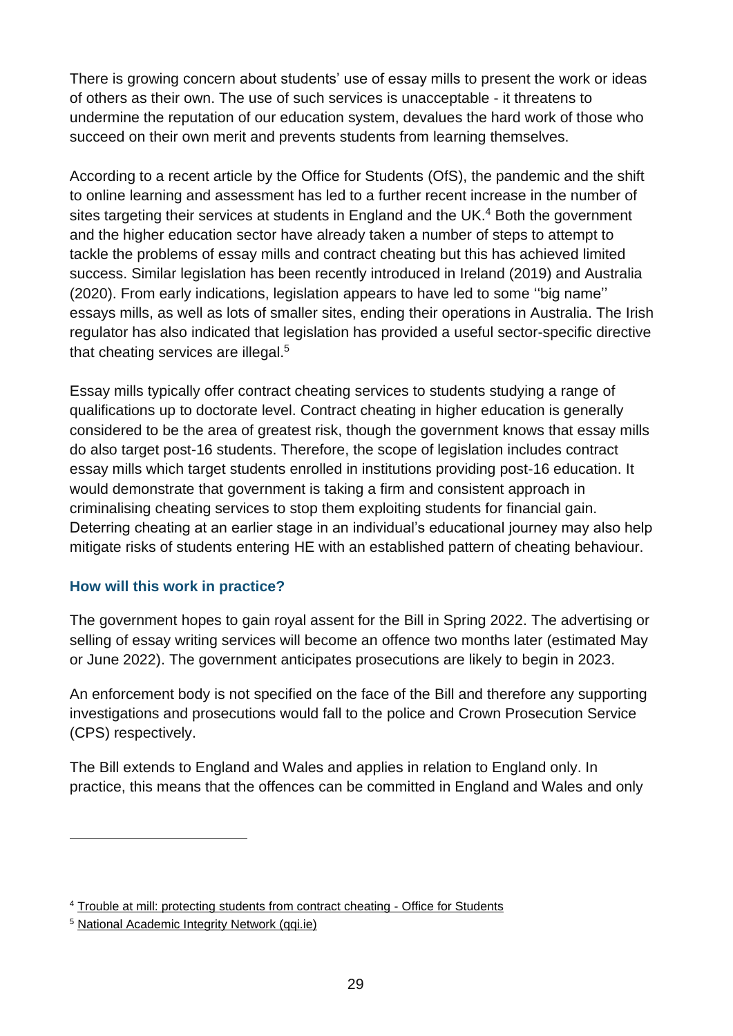There is growing concern about students' use of essay mills to present the work or ideas of others as their own. The use of such services is unacceptable - it threatens to undermine the reputation of our education system, devalues the hard work of those who succeed on their own merit and prevents students from learning themselves.

According to a recent article by the Office for Students (OfS), the pandemic and the shift to online learning and assessment has led to a further recent increase in the number of sites targeting their services at students in England and the UK.[4] Both the government and the higher education sector have already taken a number of steps to attempt to tackle the problems of essay mills and contract cheating but this has achieved limited success. Similar legislation has been recently introduced in Ireland (2019) and Australia (2020). From early indications, legislation appears to have led to some ''big name'' essays mills, as well as lots of smaller sites, ending their operations in Australia. The Irish regulator has also indicated that legislation has provided a useful sector-specific directive that cheating services are illegal.[5]

Essay mills typically offer contract cheating services to students studying a range of qualifications up to doctorate level. Contract cheating in higher education is generally considered to be the area of greatest risk, though the government knows that essay mills do also target post-16 students. Therefore, the scope of legislation includes contract essay mills which target students enrolled in institutions providing post-16 education. It would demonstrate that government is taking a firm and consistent approach in criminalising cheating services to stop them exploiting students for financial gain. Deterring cheating at an earlier stage in an individual's educational journey may also help mitigate risks of students entering HE with an established pattern of cheating behaviour.

### How will this work in practice?

The government hopes to gain royal assent for the Bill in Spring 2022. The advertising or selling of essay writing services will become an offence two months later (estimated May or June 2022). The government anticipates prosecutions are likely to begin in 2023.

An enforcement body is not specified on the face of the Bill and therefore any supporting investigations and prosecutions would fall to the police and Crown Prosecution Service (CPS) respectively.

The Bill extends to England and Wales and applies in relation to England only. In practice, this means that the offences can be committed in England and Wales and only

---

[4] Trouble at mill: protecting students from contract cheating - Office for Students

[5] National Academic Integrity Network (qqi.ie)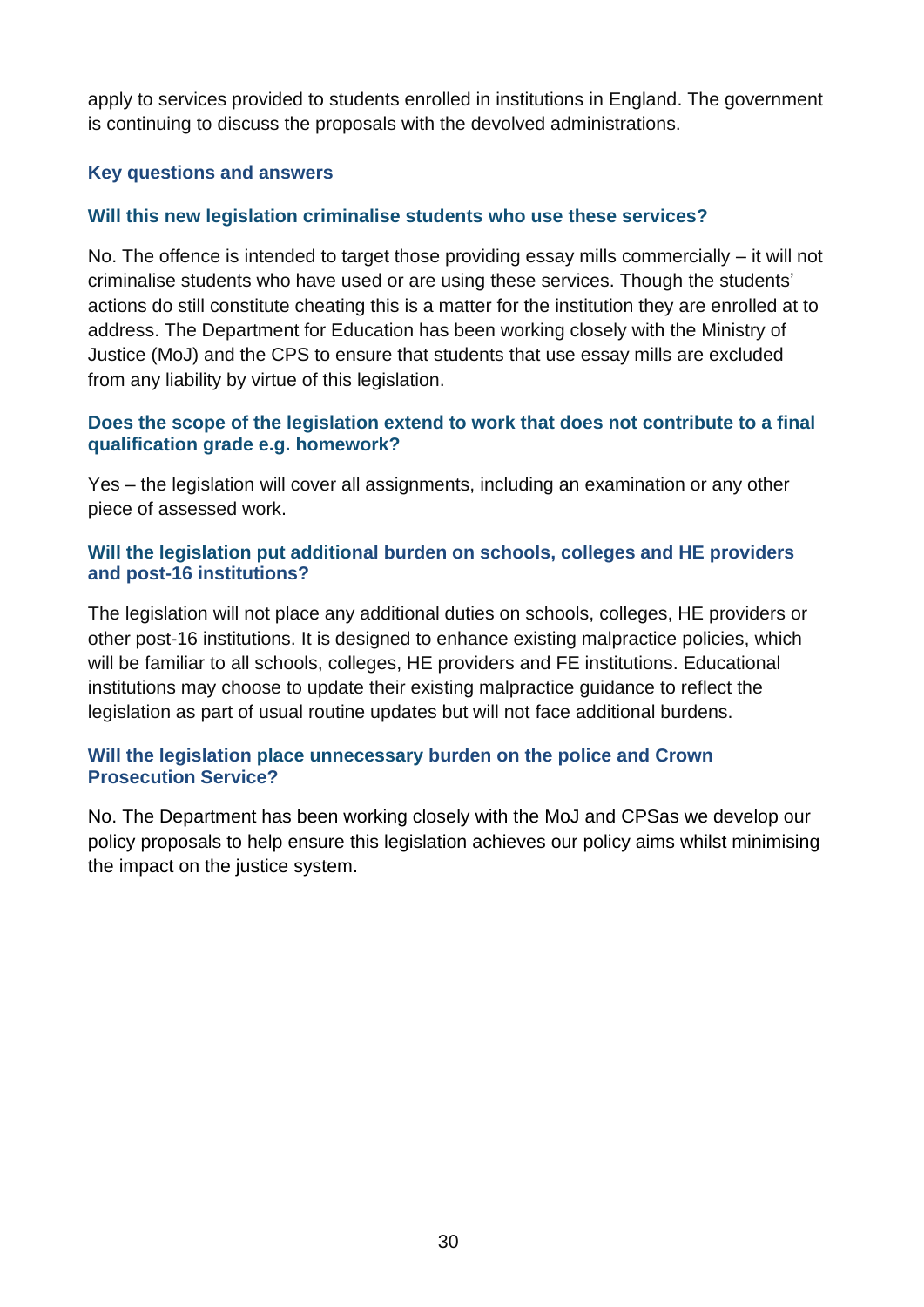apply to services provided to students enrolled in institutions in England. The government is continuing to discuss the proposals with the devolved administrations.

### Key questions and answers

#### Will this new legislation criminalise students who use these services?

No. The offence is intended to target those providing essay mills commercially – it will not criminalise students who have used or are using these services. Though the students' actions do still constitute cheating this is a matter for the institution they are enrolled at to address. The Department for Education has been working closely with the Ministry of Justice (MoJ) and the CPS to ensure that students that use essay mills are excluded from any liability by virtue of this legislation.

#### Does the scope of the legislation extend to work that does not contribute to a final qualification grade e.g. homework?

Yes – the legislation will cover all assignments, including an examination or any other piece of assessed work.

#### Will the legislation put additional burden on schools, colleges and HE providers and post-16 institutions?

The legislation will not place any additional duties on schools, colleges, HE providers or other post-16 institutions. It is designed to enhance existing malpractice policies, which will be familiar to all schools, colleges, HE providers and FE institutions. Educational institutions may choose to update their existing malpractice guidance to reflect the legislation as part of usual routine updates but will not face additional burdens.

#### Will the legislation place unnecessary burden on the police and Crown Prosecution Service?

No. The Department has been working closely with the MoJ and CPSas we develop our policy proposals to help ensure this legislation achieves our policy aims whilst minimising the impact on the justice system.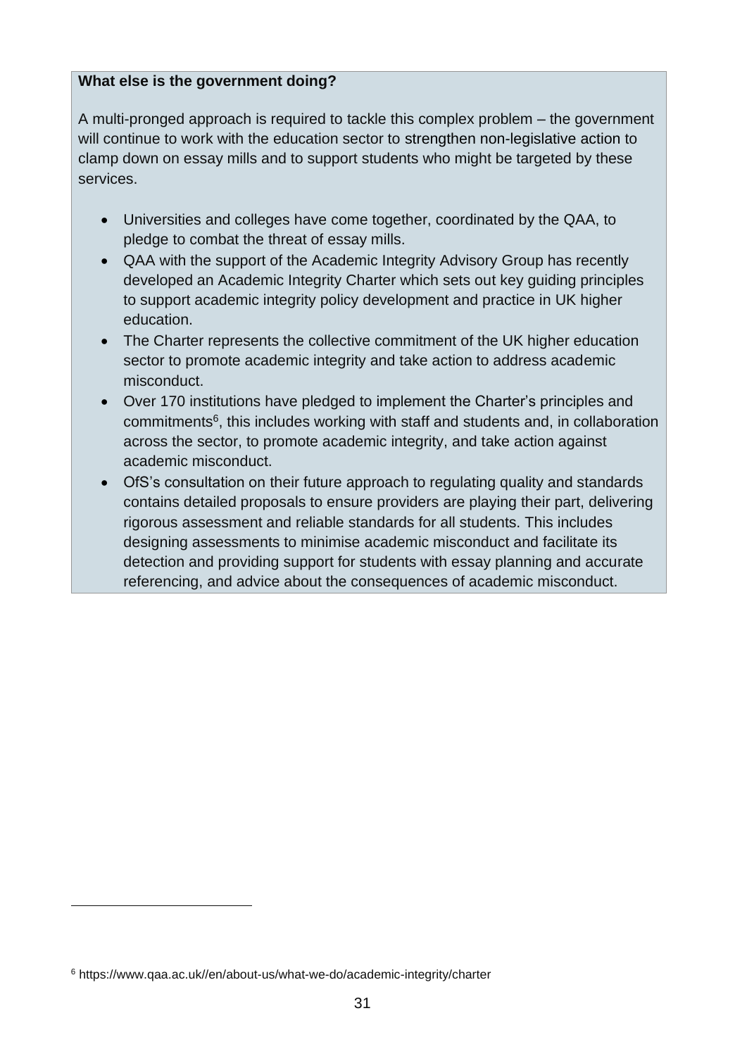**What else is the government doing?**

A multi-pronged approach is required to tackle this complex problem – the government will continue to work with the education sector to strengthen non-legislative action to clamp down on essay mills and to support students who might be targeted by these services.

- Universities and colleges have come together, coordinated by the QAA, to pledge to combat the threat of essay mills.
- QAA with the support of the Academic Integrity Advisory Group has recently developed an Academic Integrity Charter which sets out key guiding principles to support academic integrity policy development and practice in UK higher education.
- The Charter represents the collective commitment of the UK higher education sector to promote academic integrity and take action to address academic misconduct.
- Over 170 institutions have pledged to implement the Charter's principles and commitments[6], this includes working with staff and students and, in collaboration across the sector, to promote academic integrity, and take action against academic misconduct.
- OfS's consultation on their future approach to regulating quality and standards contains detailed proposals to ensure providers are playing their part, delivering rigorous assessment and reliable standards for all students. This includes designing assessments to minimise academic misconduct and facilitate its detection and providing support for students with essay planning and accurate referencing, and advice about the consequences of academic misconduct.

[6] https://www.qaa.ac.uk//en/about-us/what-we-do/academic-integrity/charter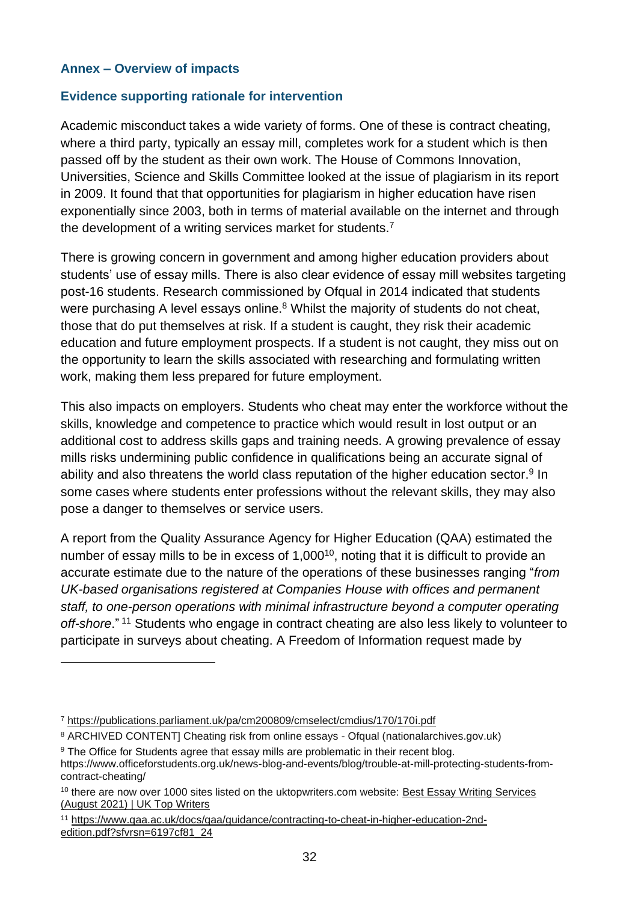## Annex – Overview of impacts

### Evidence supporting rationale for intervention

Academic misconduct takes a wide variety of forms. One of these is contract cheating, where a third party, typically an essay mill, completes work for a student which is then passed off by the student as their own work. The House of Commons Innovation, Universities, Science and Skills Committee looked at the issue of plagiarism in its report in 2009. It found that that opportunities for plagiarism in higher education have risen exponentially since 2003, both in terms of material available on the internet and through the development of a writing services market for students.[7]

There is growing concern in government and among higher education providers about students' use of essay mills. There is also clear evidence of essay mill websites targeting post-16 students. Research commissioned by Ofqual in 2014 indicated that students were purchasing A level essays online.[8] Whilst the majority of students do not cheat, those that do put themselves at risk. If a student is caught, they risk their academic education and future employment prospects. If a student is not caught, they miss out on the opportunity to learn the skills associated with researching and formulating written work, making them less prepared for future employment.

This also impacts on employers. Students who cheat may enter the workforce without the skills, knowledge and competence to practice which would result in lost output or an additional cost to address skills gaps and training needs. A growing prevalence of essay mills risks undermining public confidence in qualifications being an accurate signal of ability and also threatens the world class reputation of the higher education sector.[9] In some cases where students enter professions without the relevant skills, they may also pose a danger to themselves or service users.

A report from the Quality Assurance Agency for Higher Education (QAA) estimated the number of essay mills to be in excess of 1,000[10], noting that it is difficult to provide an accurate estimate due to the nature of the operations of these businesses ranging "*from UK-based organisations registered at Companies House with offices and permanent staff, to one-person operations with minimal infrastructure beyond a computer operating off-shore*."[11] Students who engage in contract cheating are also less likely to volunteer to participate in surveys about cheating. A Freedom of Information request made by

---

[7] https://publications.parliament.uk/pa/cm200809/cmselect/cmdius/170/170i.pdf

[8] ARCHIVED CONTENT] Cheating risk from online essays - Ofqual (nationalarchives.gov.uk)

[9] The Office for Students agree that essay mills are problematic in their recent blog. https://www.officeforstudents.org.uk/news-blog-and-events/blog/trouble-at-mill-protecting-students-from-contract-cheating/

[10] there are now over 1000 sites listed on the uktopwriters.com website: Best Essay Writing Services (August 2021) | UK Top Writers

[11] https://www.qaa.ac.uk/docs/qaa/guidance/contracting-to-cheat-in-higher-education-2nd-edition.pdf?sfvrsn=6197cf81_24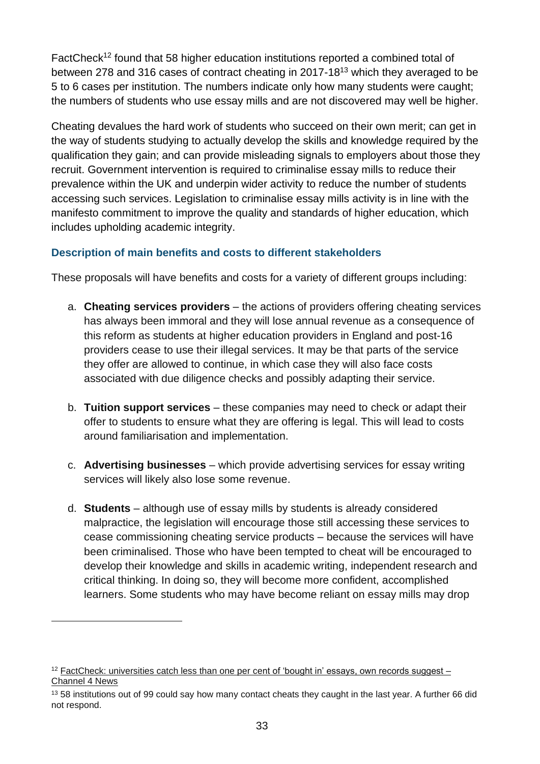FactCheck[12] found that 58 higher education institutions reported a combined total of between 278 and 316 cases of contract cheating in 2017-18[13] which they averaged to be 5 to 6 cases per institution. The numbers indicate only how many students were caught; the numbers of students who use essay mills and are not discovered may well be higher.

Cheating devalues the hard work of students who succeed on their own merit; can get in the way of students studying to actually develop the skills and knowledge required by the qualification they gain; and can provide misleading signals to employers about those they recruit. Government intervention is required to criminalise essay mills to reduce their prevalence within the UK and underpin wider activity to reduce the number of students accessing such services. Legislation to criminalise essay mills activity is in line with the manifesto commitment to improve the quality and standards of higher education, which includes upholding academic integrity.

### Description of main benefits and costs to different stakeholders

These proposals will have benefits and costs for a variety of different groups including:

a. **Cheating services providers** – the actions of providers offering cheating services has always been immoral and they will lose annual revenue as a consequence of this reform as students at higher education providers in England and post-16 providers cease to use their illegal services. It may be that parts of the service they offer are allowed to continue, in which case they will also face costs associated with due diligence checks and possibly adapting their service.

b. **Tuition support services** – these companies may need to check or adapt their offer to students to ensure what they are offering is legal. This will lead to costs around familiarisation and implementation.

c. **Advertising businesses** – which provide advertising services for essay writing services will likely also lose some revenue.

d. **Students** – although use of essay mills by students is already considered malpractice, the legislation will encourage those still accessing these services to cease commissioning cheating service products – because the services will have been criminalised. Those who have been tempted to cheat will be encouraged to develop their knowledge and skills in academic writing, independent research and critical thinking. In doing so, they will become more confident, accomplished learners. Some students who may have become reliant on essay mills may drop

---

[12] FactCheck: universities catch less than one per cent of 'bought in' essays, own records suggest – Channel 4 News

[13] 58 institutions out of 99 could say how many contact cheats they caught in the last year. A further 66 did not respond.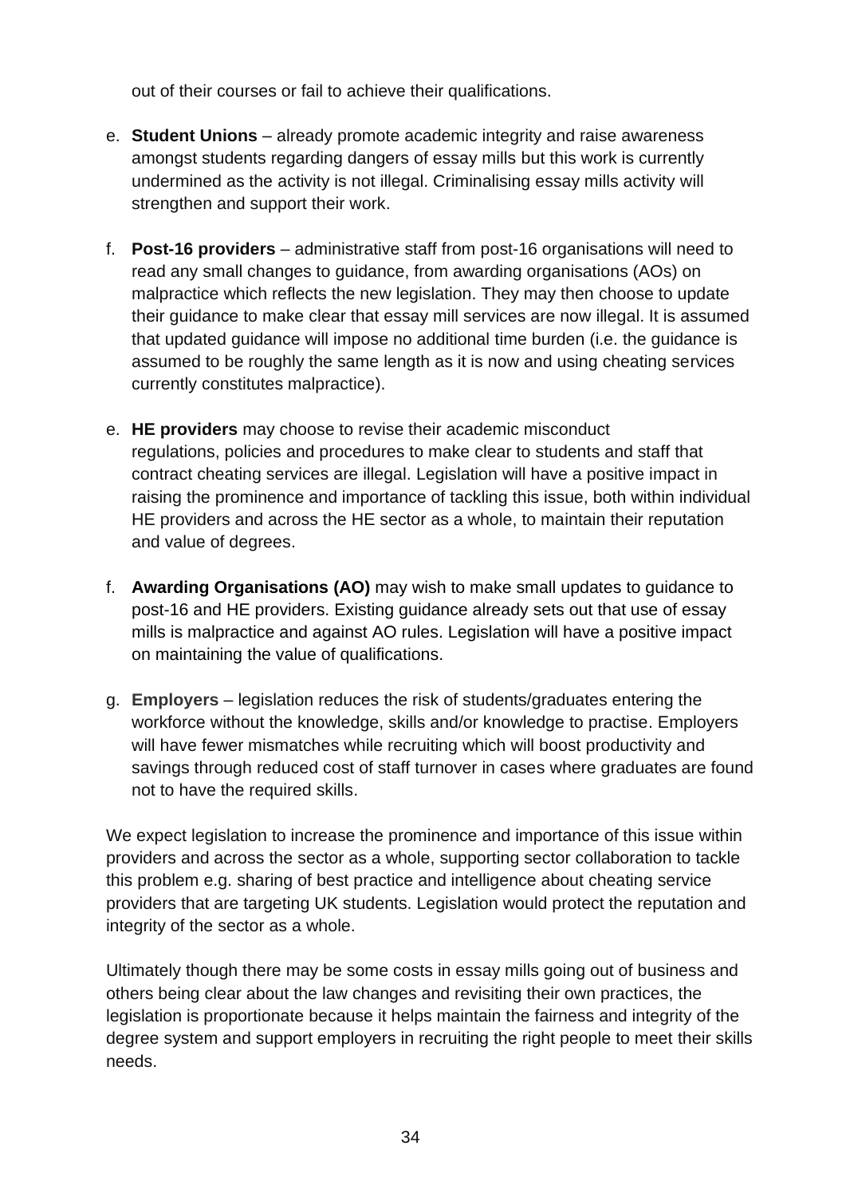out of their courses or fail to achieve their qualifications.

e. **Student Unions** – already promote academic integrity and raise awareness amongst students regarding dangers of essay mills but this work is currently undermined as the activity is not illegal. Criminalising essay mills activity will strengthen and support their work.

f. **Post-16 providers** – administrative staff from post-16 organisations will need to read any small changes to guidance, from awarding organisations (AOs) on malpractice which reflects the new legislation. They may then choose to update their guidance to make clear that essay mill services are now illegal. It is assumed that updated guidance will impose no additional time burden (i.e. the guidance is assumed to be roughly the same length as it is now and using cheating services currently constitutes malpractice).

e. **HE providers** may choose to revise their academic misconduct regulations, policies and procedures to make clear to students and staff that contract cheating services are illegal. Legislation will have a positive impact in raising the prominence and importance of tackling this issue, both within individual HE providers and across the HE sector as a whole, to maintain their reputation and value of degrees.

f. **Awarding Organisations (AO)** may wish to make small updates to guidance to post-16 and HE providers. Existing guidance already sets out that use of essay mills is malpractice and against AO rules. Legislation will have a positive impact on maintaining the value of qualifications.

g. **Employers** – legislation reduces the risk of students/graduates entering the workforce without the knowledge, skills and/or knowledge to practise. Employers will have fewer mismatches while recruiting which will boost productivity and savings through reduced cost of staff turnover in cases where graduates are found not to have the required skills.

We expect legislation to increase the prominence and importance of this issue within providers and across the sector as a whole, supporting sector collaboration to tackle this problem e.g. sharing of best practice and intelligence about cheating service providers that are targeting UK students. Legislation would protect the reputation and integrity of the sector as a whole.

Ultimately though there may be some costs in essay mills going out of business and others being clear about the law changes and revisiting their own practices, the legislation is proportionate because it helps maintain the fairness and integrity of the degree system and support employers in recruiting the right people to meet their skills needs.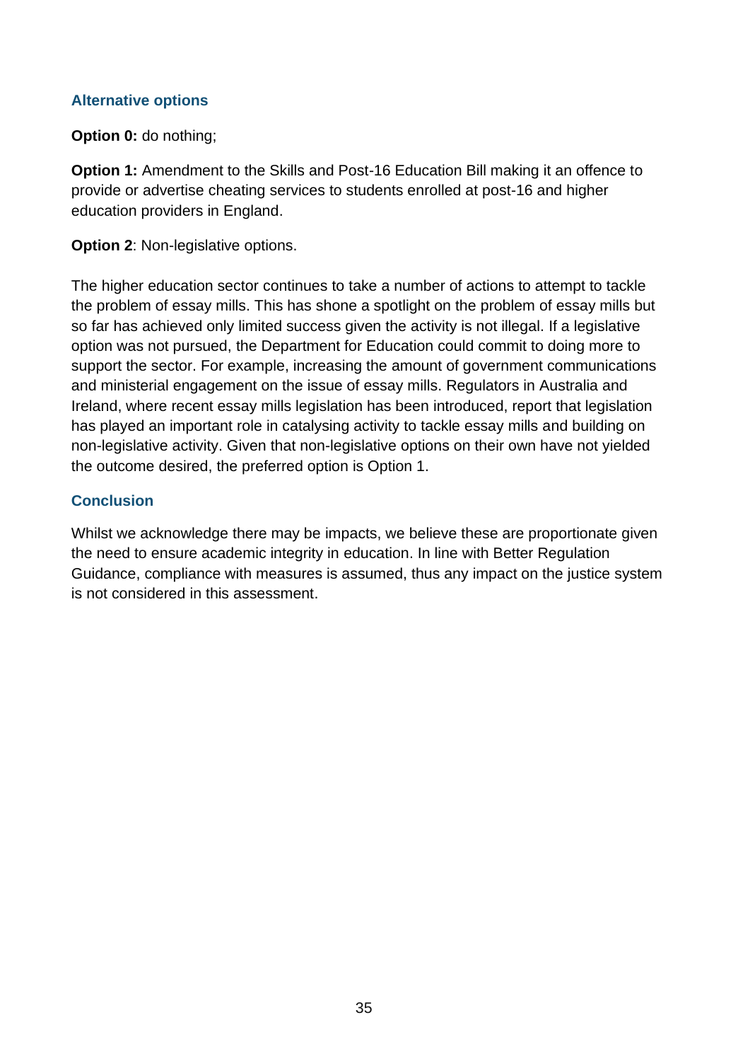### Alternative options

**Option 0:** do nothing;

**Option 1:** Amendment to the Skills and Post-16 Education Bill making it an offence to provide or advertise cheating services to students enrolled at post-16 and higher education providers in England.

**Option 2**: Non-legislative options.

The higher education sector continues to take a number of actions to attempt to tackle the problem of essay mills. This has shone a spotlight on the problem of essay mills but so far has achieved only limited success given the activity is not illegal. If a legislative option was not pursued, the Department for Education could commit to doing more to support the sector. For example, increasing the amount of government communications and ministerial engagement on the issue of essay mills. Regulators in Australia and Ireland, where recent essay mills legislation has been introduced, report that legislation has played an important role in catalysing activity to tackle essay mills and building on non-legislative activity. Given that non-legislative options on their own have not yielded the outcome desired, the preferred option is Option 1.

### Conclusion

Whilst we acknowledge there may be impacts, we believe these are proportionate given the need to ensure academic integrity in education. In line with Better Regulation Guidance, compliance with measures is assumed, thus any impact on the justice system is not considered in this assessment.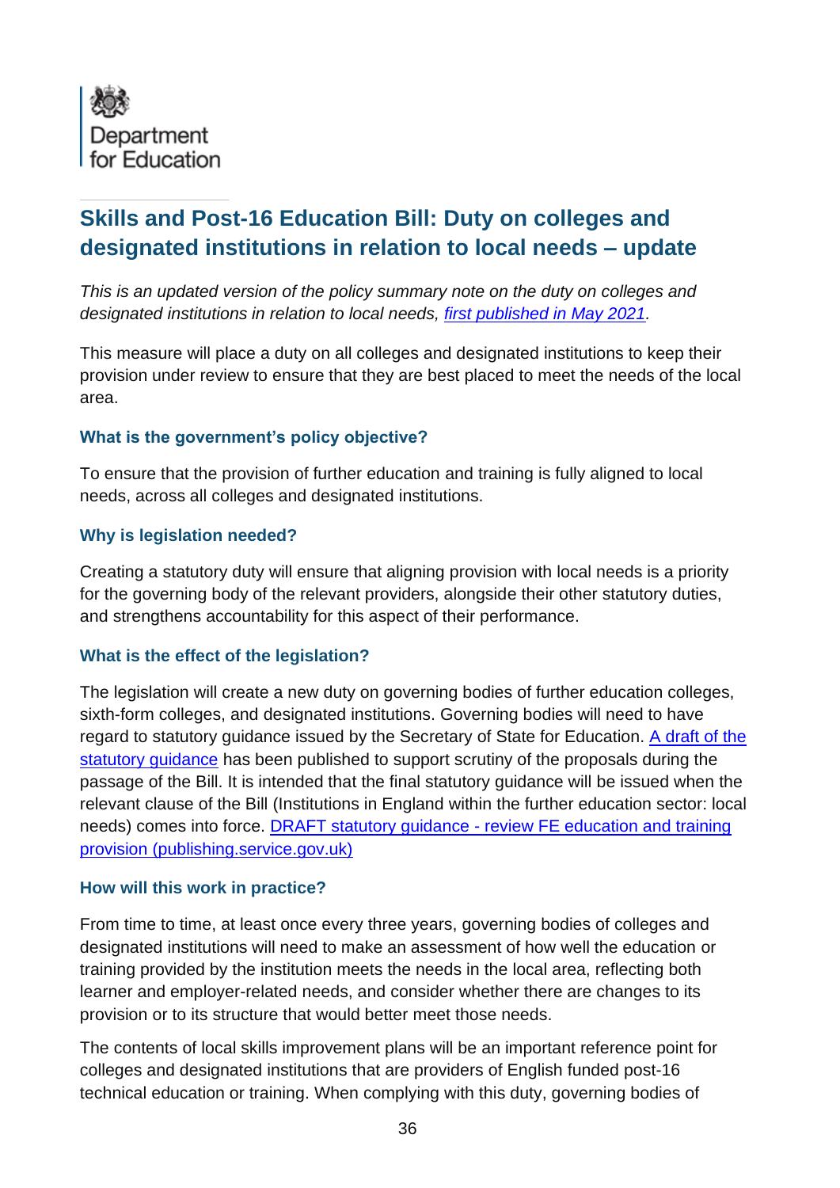Department for Education

## Skills and Post-16 Education Bill: Duty on colleges and designated institutions in relation to local needs – update

*This is an updated version of the policy summary note on the duty on colleges and designated institutions in relation to local needs, [first published in May 2021](#).*

This measure will place a duty on all colleges and designated institutions to keep their provision under review to ensure that they are best placed to meet the needs of the local area.

### What is the government's policy objective?

To ensure that the provision of further education and training is fully aligned to local needs, across all colleges and designated institutions.

### Why is legislation needed?

Creating a statutory duty will ensure that aligning provision with local needs is a priority for the governing body of the relevant providers, alongside their other statutory duties, and strengthens accountability for this aspect of their performance.

### What is the effect of the legislation?

The legislation will create a new duty on governing bodies of further education colleges, sixth-form colleges, and designated institutions. Governing bodies will need to have regard to statutory guidance issued by the Secretary of State for Education. [A draft of the statutory guidance](#) has been published to support scrutiny of the proposals during the passage of the Bill. It is intended that the final statutory guidance will be issued when the relevant clause of the Bill (Institutions in England within the further education sector: local needs) comes into force. [DRAFT statutory guidance - review FE education and training provision (publishing.service.gov.uk)](#)

### How will this work in practice?

From time to time, at least once every three years, governing bodies of colleges and designated institutions will need to make an assessment of how well the education or training provided by the institution meets the needs in the local area, reflecting both learner and employer-related needs, and consider whether there are changes to its provision or to its structure that would better meet those needs.

The contents of local skills improvement plans will be an important reference point for colleges and designated institutions that are providers of English funded post-16 technical education or training. When complying with this duty, governing bodies of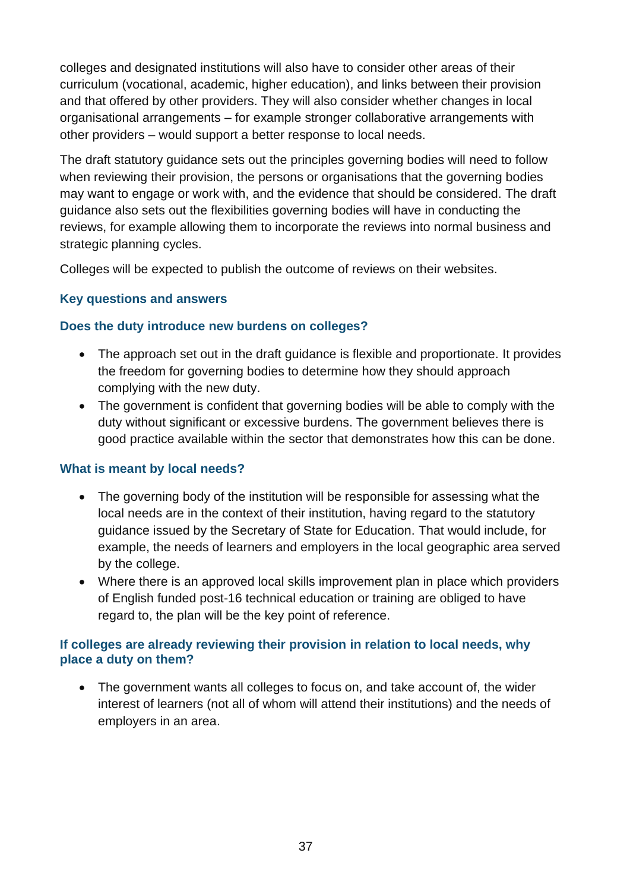colleges and designated institutions will also have to consider other areas of their curriculum (vocational, academic, higher education), and links between their provision and that offered by other providers. They will also consider whether changes in local organisational arrangements – for example stronger collaborative arrangements with other providers – would support a better response to local needs.

The draft statutory guidance sets out the principles governing bodies will need to follow when reviewing their provision, the persons or organisations that the governing bodies may want to engage or work with, and the evidence that should be considered. The draft guidance also sets out the flexibilities governing bodies will have in conducting the reviews, for example allowing them to incorporate the reviews into normal business and strategic planning cycles.

Colleges will be expected to publish the outcome of reviews on their websites.

### Key questions and answers

#### Does the duty introduce new burdens on colleges?

- The approach set out in the draft guidance is flexible and proportionate. It provides the freedom for governing bodies to determine how they should approach complying with the new duty.
- The government is confident that governing bodies will be able to comply with the duty without significant or excessive burdens. The government believes there is good practice available within the sector that demonstrates how this can be done.

#### What is meant by local needs?

- The governing body of the institution will be responsible for assessing what the local needs are in the context of their institution, having regard to the statutory guidance issued by the Secretary of State for Education. That would include, for example, the needs of learners and employers in the local geographic area served by the college.
- Where there is an approved local skills improvement plan in place which providers of English funded post-16 technical education or training are obliged to have regard to, the plan will be the key point of reference.

#### If colleges are already reviewing their provision in relation to local needs, why place a duty on them?

- The government wants all colleges to focus on, and take account of, the wider interest of learners (not all of whom will attend their institutions) and the needs of employers in an area.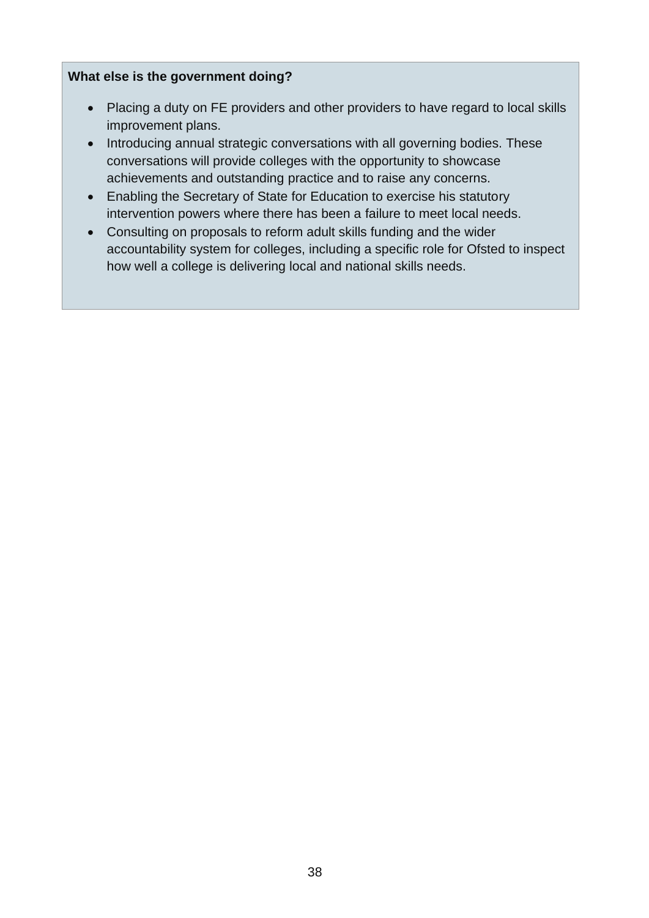**What else is the government doing?**

- Placing a duty on FE providers and other providers to have regard to local skills improvement plans.
- Introducing annual strategic conversations with all governing bodies. These conversations will provide colleges with the opportunity to showcase achievements and outstanding practice and to raise any concerns.
- Enabling the Secretary of State for Education to exercise his statutory intervention powers where there has been a failure to meet local needs.
- Consulting on proposals to reform adult skills funding and the wider accountability system for colleges, including a specific role for Ofsted to inspect how well a college is delivering local and national skills needs.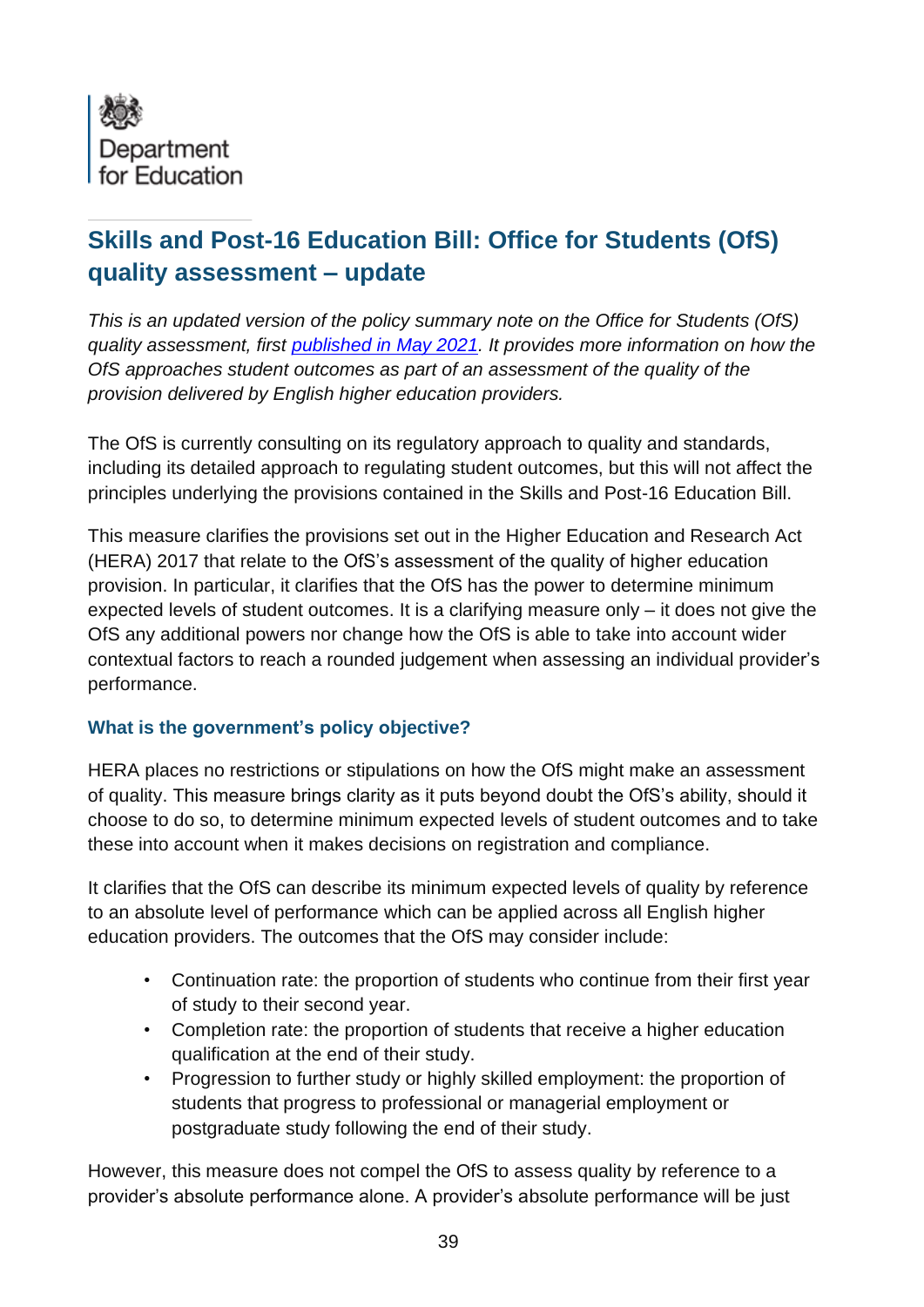Department for Education

## Skills and Post-16 Education Bill: Office for Students (OfS) quality assessment – update

*This is an updated version of the policy summary note on the Office for Students (OfS) quality assessment, first [published in May 2021](). It provides more information on how the OfS approaches student outcomes as part of an assessment of the quality of the provision delivered by English higher education providers.*

The OfS is currently consulting on its regulatory approach to quality and standards, including its detailed approach to regulating student outcomes, but this will not affect the principles underlying the provisions contained in the Skills and Post-16 Education Bill.

This measure clarifies the provisions set out in the Higher Education and Research Act (HERA) 2017 that relate to the OfS's assessment of the quality of higher education provision. In particular, it clarifies that the OfS has the power to determine minimum expected levels of student outcomes. It is a clarifying measure only – it does not give the OfS any additional powers nor change how the OfS is able to take into account wider contextual factors to reach a rounded judgement when assessing an individual provider's performance.

### What is the government's policy objective?

HERA places no restrictions or stipulations on how the OfS might make an assessment of quality. This measure brings clarity as it puts beyond doubt the OfS's ability, should it choose to do so, to determine minimum expected levels of student outcomes and to take these into account when it makes decisions on registration and compliance.

It clarifies that the OfS can describe its minimum expected levels of quality by reference to an absolute level of performance which can be applied across all English higher education providers. The outcomes that the OfS may consider include:

- Continuation rate: the proportion of students who continue from their first year of study to their second year.
- Completion rate: the proportion of students that receive a higher education qualification at the end of their study.
- Progression to further study or highly skilled employment: the proportion of students that progress to professional or managerial employment or postgraduate study following the end of their study.

However, this measure does not compel the OfS to assess quality by reference to a provider's absolute performance alone. A provider's absolute performance will be just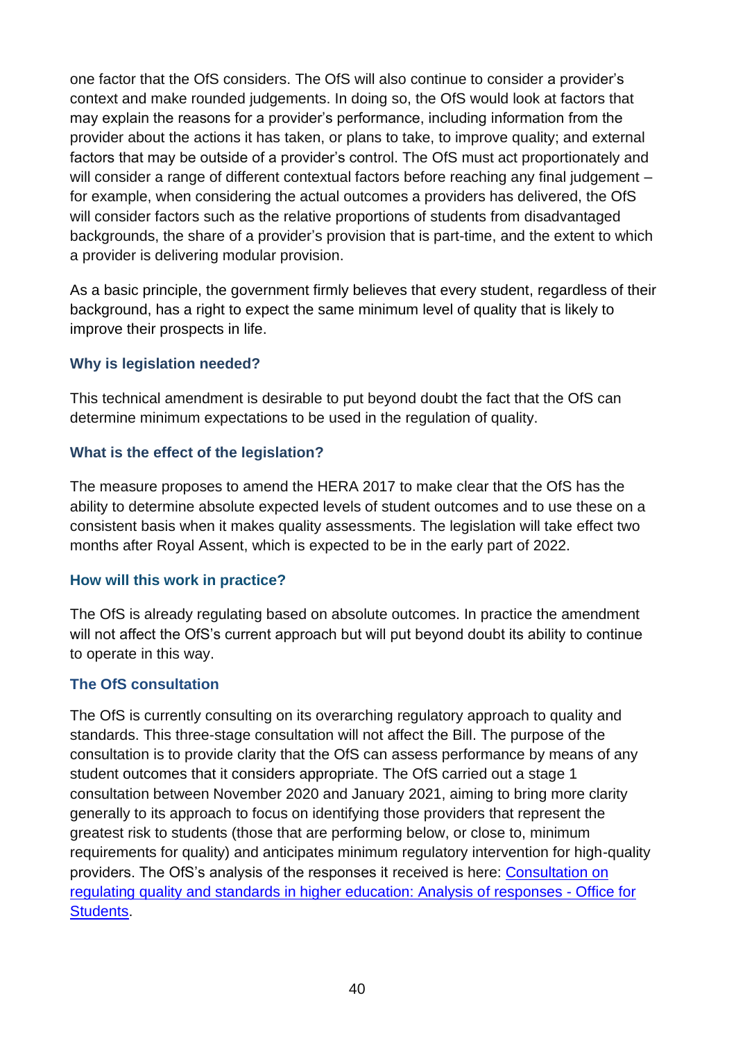one factor that the OfS considers. The OfS will also continue to consider a provider's context and make rounded judgements. In doing so, the OfS would look at factors that may explain the reasons for a provider's performance, including information from the provider about the actions it has taken, or plans to take, to improve quality; and external factors that may be outside of a provider's control. The OfS must act proportionately and will consider a range of different contextual factors before reaching any final judgement – for example, when considering the actual outcomes a providers has delivered, the OfS will consider factors such as the relative proportions of students from disadvantaged backgrounds, the share of a provider's provision that is part-time, and the extent to which a provider is delivering modular provision.

As a basic principle, the government firmly believes that every student, regardless of their background, has a right to expect the same minimum level of quality that is likely to improve their prospects in life.

#### Why is legislation needed?

This technical amendment is desirable to put beyond doubt the fact that the OfS can determine minimum expectations to be used in the regulation of quality.

#### What is the effect of the legislation?

The measure proposes to amend the HERA 2017 to make clear that the OfS has the ability to determine absolute expected levels of student outcomes and to use these on a consistent basis when it makes quality assessments. The legislation will take effect two months after Royal Assent, which is expected to be in the early part of 2022.

#### How will this work in practice?

The OfS is already regulating based on absolute outcomes. In practice the amendment will not affect the OfS's current approach but will put beyond doubt its ability to continue to operate in this way.

#### The OfS consultation

The OfS is currently consulting on its overarching regulatory approach to quality and standards. This three-stage consultation will not affect the Bill. The purpose of the consultation is to provide clarity that the OfS can assess performance by means of any student outcomes that it considers appropriate. The OfS carried out a stage 1 consultation between November 2020 and January 2021, aiming to bring more clarity generally to its approach to focus on identifying those providers that represent the greatest risk to students (those that are performing below, or close to, minimum requirements for quality) and anticipates minimum regulatory intervention for high-quality providers. The OfS's analysis of the responses it received is here: [Consultation on regulating quality and standards in higher education: Analysis of responses - Office for Students](#).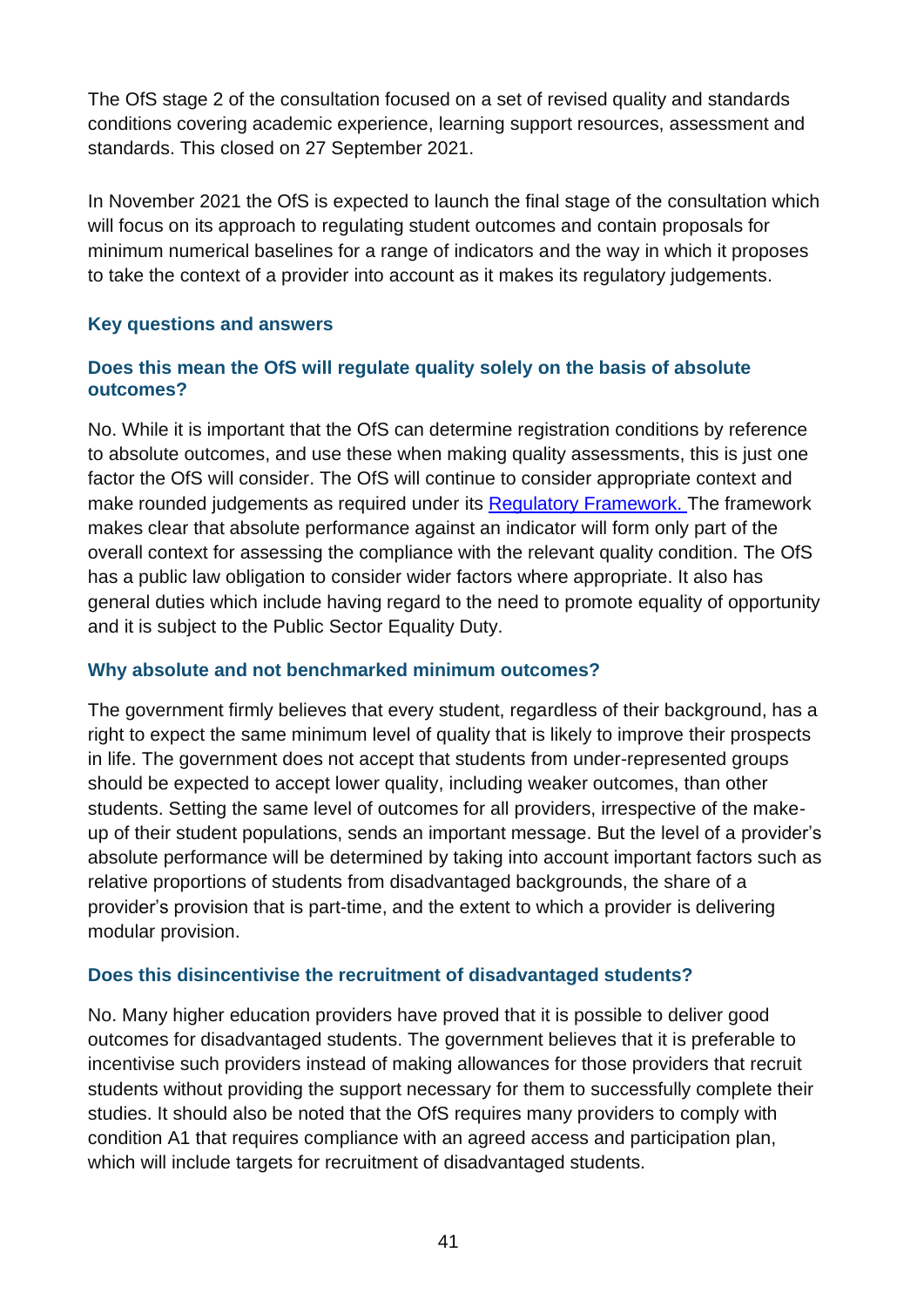The OfS stage 2 of the consultation focused on a set of revised quality and standards conditions covering academic experience, learning support resources, assessment and standards. This closed on 27 September 2021.

In November 2021 the OfS is expected to launch the final stage of the consultation which will focus on its approach to regulating student outcomes and contain proposals for minimum numerical baselines for a range of indicators and the way in which it proposes to take the context of a provider into account as it makes its regulatory judgements.

### Key questions and answers

### Does this mean the OfS will regulate quality solely on the basis of absolute outcomes?

No. While it is important that the OfS can determine registration conditions by reference to absolute outcomes, and use these when making quality assessments, this is just one factor the OfS will consider. The OfS will continue to consider appropriate context and make rounded judgements as required under its Regulatory Framework. The framework makes clear that absolute performance against an indicator will form only part of the overall context for assessing the compliance with the relevant quality condition. The OfS has a public law obligation to consider wider factors where appropriate. It also has general duties which include having regard to the need to promote equality of opportunity and it is subject to the Public Sector Equality Duty.

### Why absolute and not benchmarked minimum outcomes?

The government firmly believes that every student, regardless of their background, has a right to expect the same minimum level of quality that is likely to improve their prospects in life. The government does not accept that students from under-represented groups should be expected to accept lower quality, including weaker outcomes, than other students. Setting the same level of outcomes for all providers, irrespective of the make-up of their student populations, sends an important message. But the level of a provider's absolute performance will be determined by taking into account important factors such as relative proportions of students from disadvantaged backgrounds, the share of a provider's provision that is part-time, and the extent to which a provider is delivering modular provision.

### Does this disincentivise the recruitment of disadvantaged students?

No. Many higher education providers have proved that it is possible to deliver good outcomes for disadvantaged students. The government believes that it is preferable to incentivise such providers instead of making allowances for those providers that recruit students without providing the support necessary for them to successfully complete their studies. It should also be noted that the OfS requires many providers to comply with condition A1 that requires compliance with an agreed access and participation plan, which will include targets for recruitment of disadvantaged students.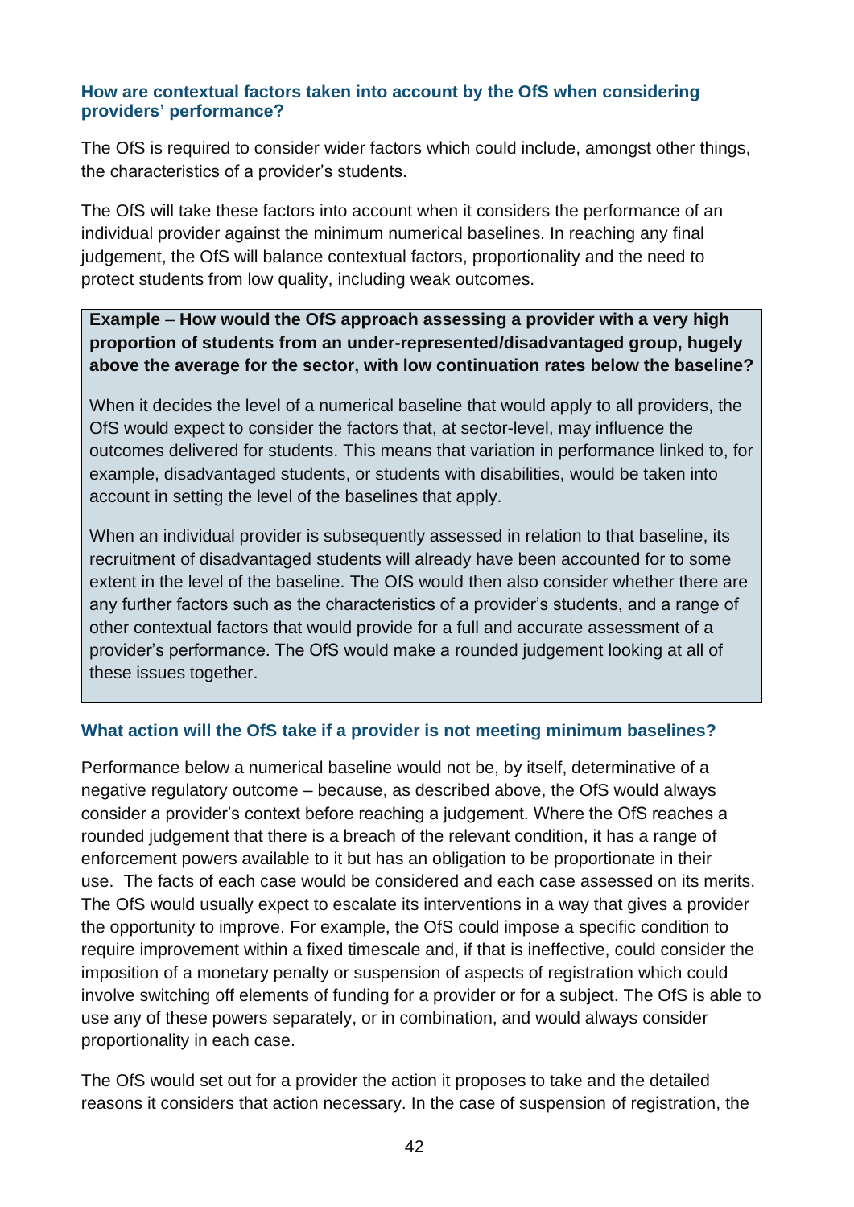### How are contextual factors taken into account by the OfS when considering providers' performance?

The OfS is required to consider wider factors which could include, amongst other things, the characteristics of a provider's students.

The OfS will take these factors into account when it considers the performance of an individual provider against the minimum numerical baselines. In reaching any final judgement, the OfS will balance contextual factors, proportionality and the need to protect students from low quality, including weak outcomes.

> **Example – How would the OfS approach assessing a provider with a very high proportion of students from an under-represented/disadvantaged group, hugely above the average for the sector, with low continuation rates below the baseline?**
>
> When it decides the level of a numerical baseline that would apply to all providers, the OfS would expect to consider the factors that, at sector-level, may influence the outcomes delivered for students. This means that variation in performance linked to, for example, disadvantaged students, or students with disabilities, would be taken into account in setting the level of the baselines that apply.
>
> When an individual provider is subsequently assessed in relation to that baseline, its recruitment of disadvantaged students will already have been accounted for to some extent in the level of the baseline. The OfS would then also consider whether there are any further factors such as the characteristics of a provider's students, and a range of other contextual factors that would provide for a full and accurate assessment of a provider's performance. The OfS would make a rounded judgement looking at all of these issues together.

### What action will the OfS take if a provider is not meeting minimum baselines?

Performance below a numerical baseline would not be, by itself, determinative of a negative regulatory outcome – because, as described above, the OfS would always consider a provider's context before reaching a judgement. Where the OfS reaches a rounded judgement that there is a breach of the relevant condition, it has a range of enforcement powers available to it but has an obligation to be proportionate in their use. The facts of each case would be considered and each case assessed on its merits. The OfS would usually expect to escalate its interventions in a way that gives a provider the opportunity to improve. For example, the OfS could impose a specific condition to require improvement within a fixed timescale and, if that is ineffective, could consider the imposition of a monetary penalty or suspension of aspects of registration which could involve switching off elements of funding for a provider or for a subject. The OfS is able to use any of these powers separately, or in combination, and would always consider proportionality in each case.

The OfS would set out for a provider the action it proposes to take and the detailed reasons it considers that action necessary. In the case of suspension of registration, the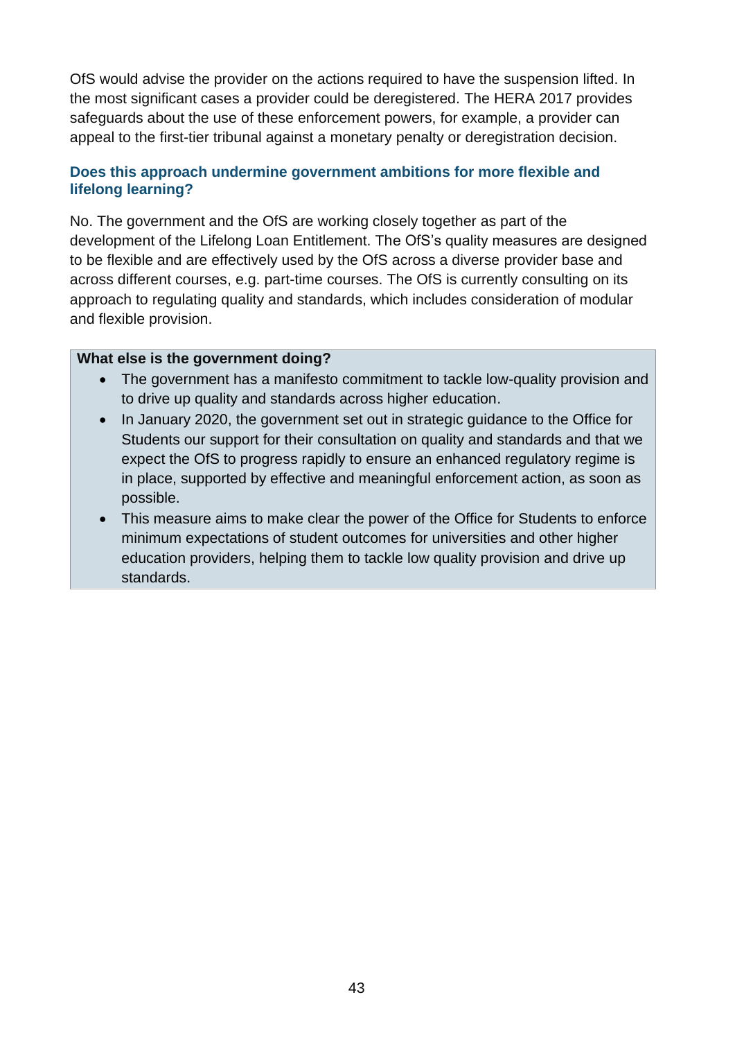OfS would advise the provider on the actions required to have the suspension lifted. In the most significant cases a provider could be deregistered. The HERA 2017 provides safeguards about the use of these enforcement powers, for example, a provider can appeal to the first-tier tribunal against a monetary penalty or deregistration decision.

### Does this approach undermine government ambitions for more flexible and lifelong learning?

No. The government and the OfS are working closely together as part of the development of the Lifelong Loan Entitlement. The OfS's quality measures are designed to be flexible and are effectively used by the OfS across a diverse provider base and across different courses, e.g. part-time courses. The OfS is currently consulting on its approach to regulating quality and standards, which includes consideration of modular and flexible provision.

**What else is the government doing?**

- The government has a manifesto commitment to tackle low-quality provision and to drive up quality and standards across higher education.
- In January 2020, the government set out in strategic guidance to the Office for Students our support for their consultation on quality and standards and that we expect the OfS to progress rapidly to ensure an enhanced regulatory regime is in place, supported by effective and meaningful enforcement action, as soon as possible.
- This measure aims to make clear the power of the Office for Students to enforce minimum expectations of student outcomes for universities and other higher education providers, helping them to tackle low quality provision and drive up standards.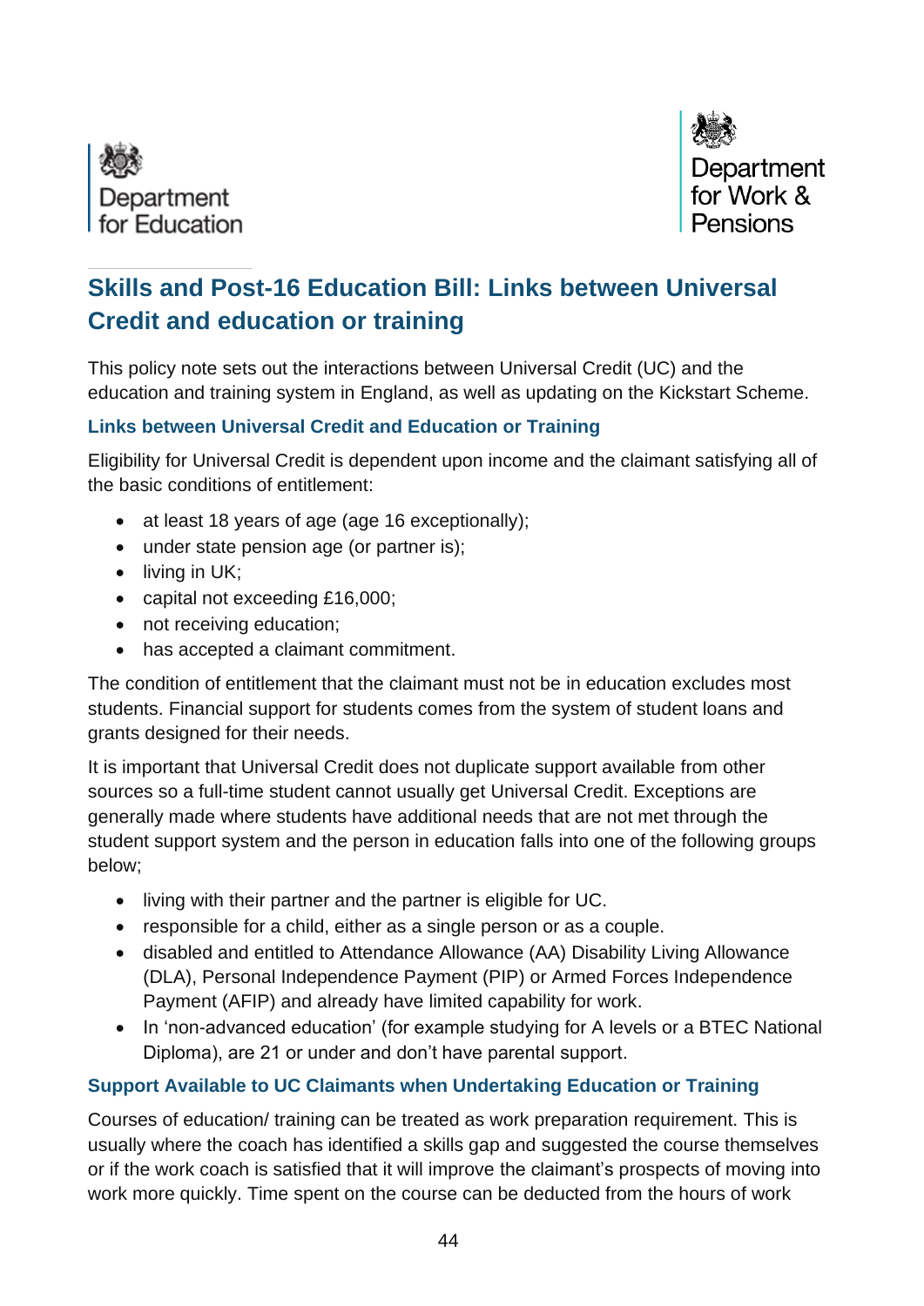Department for Education

Department for Work & Pensions

## Skills and Post-16 Education Bill: Links between Universal Credit and education or training

This policy note sets out the interactions between Universal Credit (UC) and the education and training system in England, as well as updating on the Kickstart Scheme.

### Links between Universal Credit and Education or Training

Eligibility for Universal Credit is dependent upon income and the claimant satisfying all of the basic conditions of entitlement:

- at least 18 years of age (age 16 exceptionally);
- under state pension age (or partner is);
- living in UK;
- capital not exceeding £16,000;
- not receiving education;
- has accepted a claimant commitment.

The condition of entitlement that the claimant must not be in education excludes most students. Financial support for students comes from the system of student loans and grants designed for their needs.

It is important that Universal Credit does not duplicate support available from other sources so a full-time student cannot usually get Universal Credit. Exceptions are generally made where students have additional needs that are not met through the student support system and the person in education falls into one of the following groups below;

- living with their partner and the partner is eligible for UC.
- responsible for a child, either as a single person or as a couple.
- disabled and entitled to Attendance Allowance (AA) Disability Living Allowance (DLA), Personal Independence Payment (PIP) or Armed Forces Independence Payment (AFIP) and already have limited capability for work.
- In 'non-advanced education' (for example studying for A levels or a BTEC National Diploma), are 21 or under and don't have parental support.

### Support Available to UC Claimants when Undertaking Education or Training

Courses of education/ training can be treated as work preparation requirement. This is usually where the coach has identified a skills gap and suggested the course themselves or if the work coach is satisfied that it will improve the claimant's prospects of moving into work more quickly. Time spent on the course can be deducted from the hours of work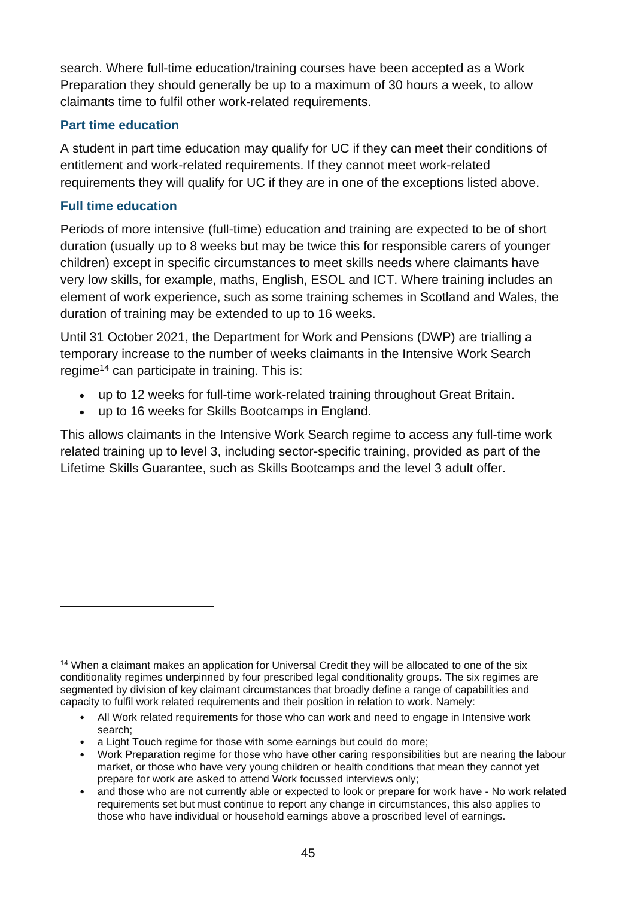search. Where full-time education/training courses have been accepted as a Work Preparation they should generally be up to a maximum of 30 hours a week, to allow claimants time to fulfil other work-related requirements.

### Part time education

A student in part time education may qualify for UC if they can meet their conditions of entitlement and work-related requirements. If they cannot meet work-related requirements they will qualify for UC if they are in one of the exceptions listed above.

### Full time education

Periods of more intensive (full-time) education and training are expected to be of short duration (usually up to 8 weeks but may be twice this for responsible carers of younger children) except in specific circumstances to meet skills needs where claimants have very low skills, for example, maths, English, ESOL and ICT. Where training includes an element of work experience, such as some training schemes in Scotland and Wales, the duration of training may be extended to up to 16 weeks.

Until 31 October 2021, the Department for Work and Pensions (DWP) are trialling a temporary increase to the number of weeks claimants in the Intensive Work Search regime[14] can participate in training. This is:

- up to 12 weeks for full-time work-related training throughout Great Britain.
- up to 16 weeks for Skills Bootcamps in England.

This allows claimants in the Intensive Work Search regime to access any full-time work related training up to level 3, including sector-specific training, provided as part of the Lifetime Skills Guarantee, such as Skills Bootcamps and the level 3 adult offer.

---

[14] When a claimant makes an application for Universal Credit they will be allocated to one of the six conditionality regimes underpinned by four prescribed legal conditionality groups. The six regimes are segmented by division of key claimant circumstances that broadly define a range of capabilities and capacity to fulfil work related requirements and their position in relation to work. Namely:

- All Work related requirements for those who can work and need to engage in Intensive work search;
- a Light Touch regime for those with some earnings but could do more;
- Work Preparation regime for those who have other caring responsibilities but are nearing the labour market, or those who have very young children or health conditions that mean they cannot yet prepare for work are asked to attend Work focussed interviews only;
- and those who are not currently able or expected to look or prepare for work have - No work related requirements set but must continue to report any change in circumstances, this also applies to those who have individual or household earnings above a proscribed level of earnings.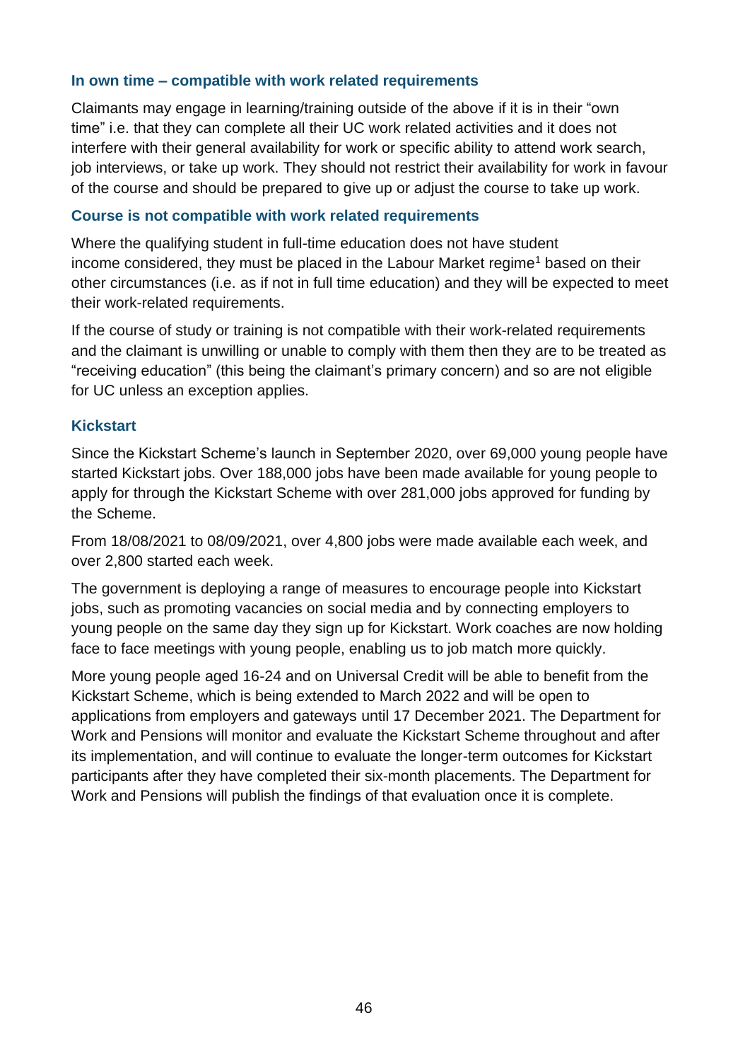### In own time – compatible with work related requirements

Claimants may engage in learning/training outside of the above if it is in their "own time" i.e. that they can complete all their UC work related activities and it does not interfere with their general availability for work or specific ability to attend work search, job interviews, or take up work. They should not restrict their availability for work in favour of the course and should be prepared to give up or adjust the course to take up work.

### Course is not compatible with work related requirements

Where the qualifying student in full-time education does not have student income considered, they must be placed in the Labour Market regime[1] based on their other circumstances (i.e. as if not in full time education) and they will be expected to meet their work-related requirements.

If the course of study or training is not compatible with their work-related requirements and the claimant is unwilling or unable to comply with them then they are to be treated as "receiving education" (this being the claimant's primary concern) and so are not eligible for UC unless an exception applies.

### Kickstart

Since the Kickstart Scheme's launch in September 2020, over 69,000 young people have started Kickstart jobs. Over 188,000 jobs have been made available for young people to apply for through the Kickstart Scheme with over 281,000 jobs approved for funding by the Scheme.

From 18/08/2021 to 08/09/2021, over 4,800 jobs were made available each week, and over 2,800 started each week.

The government is deploying a range of measures to encourage people into Kickstart jobs, such as promoting vacancies on social media and by connecting employers to young people on the same day they sign up for Kickstart. Work coaches are now holding face to face meetings with young people, enabling us to job match more quickly.

More young people aged 16-24 and on Universal Credit will be able to benefit from the Kickstart Scheme, which is being extended to March 2022 and will be open to applications from employers and gateways until 17 December 2021. The Department for Work and Pensions will monitor and evaluate the Kickstart Scheme throughout and after its implementation, and will continue to evaluate the longer-term outcomes for Kickstart participants after they have completed their six-month placements. The Department for Work and Pensions will publish the findings of that evaluation once it is complete.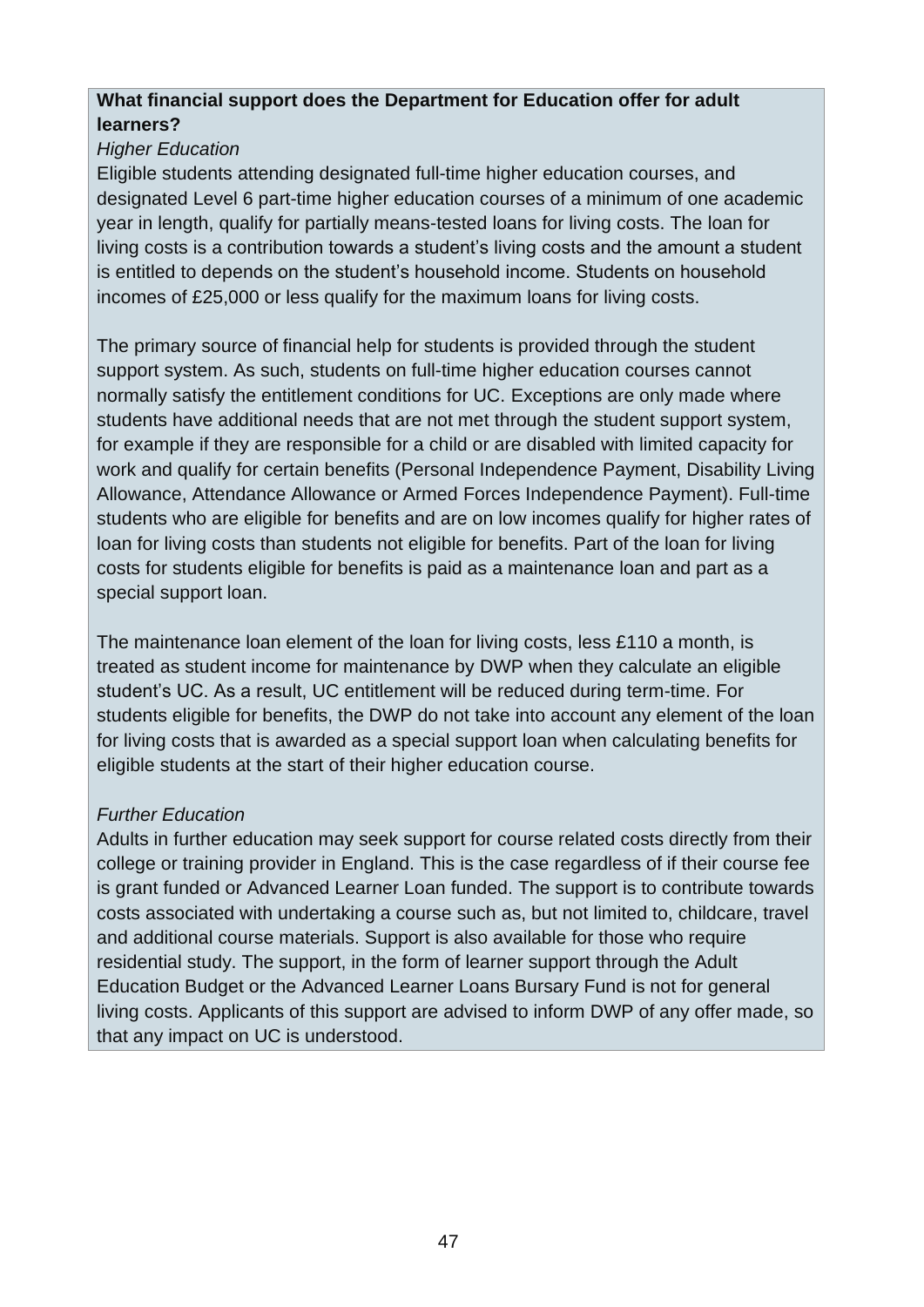**What financial support does the Department for Education offer for adult learners?**

*Higher Education*

Eligible students attending designated full-time higher education courses, and designated Level 6 part-time higher education courses of a minimum of one academic year in length, qualify for partially means-tested loans for living costs. The loan for living costs is a contribution towards a student's living costs and the amount a student is entitled to depends on the student's household income. Students on household incomes of £25,000 or less qualify for the maximum loans for living costs.

The primary source of financial help for students is provided through the student support system. As such, students on full-time higher education courses cannot normally satisfy the entitlement conditions for UC. Exceptions are only made where students have additional needs that are not met through the student support system, for example if they are responsible for a child or are disabled with limited capacity for work and qualify for certain benefits (Personal Independence Payment, Disability Living Allowance, Attendance Allowance or Armed Forces Independence Payment). Full-time students who are eligible for benefits and are on low incomes qualify for higher rates of loan for living costs than students not eligible for benefits. Part of the loan for living costs for students eligible for benefits is paid as a maintenance loan and part as a special support loan.

The maintenance loan element of the loan for living costs, less £110 a month, is treated as student income for maintenance by DWP when they calculate an eligible student's UC. As a result, UC entitlement will be reduced during term-time. For students eligible for benefits, the DWP do not take into account any element of the loan for living costs that is awarded as a special support loan when calculating benefits for eligible students at the start of their higher education course.

*Further Education*

Adults in further education may seek support for course related costs directly from their college or training provider in England. This is the case regardless of if their course fee is grant funded or Advanced Learner Loan funded. The support is to contribute towards costs associated with undertaking a course such as, but not limited to, childcare, travel and additional course materials. Support is also available for those who require residential study. The support, in the form of learner support through the Adult Education Budget or the Advanced Learner Loans Bursary Fund is not for general living costs. Applicants of this support are advised to inform DWP of any offer made, so that any impact on UC is understood.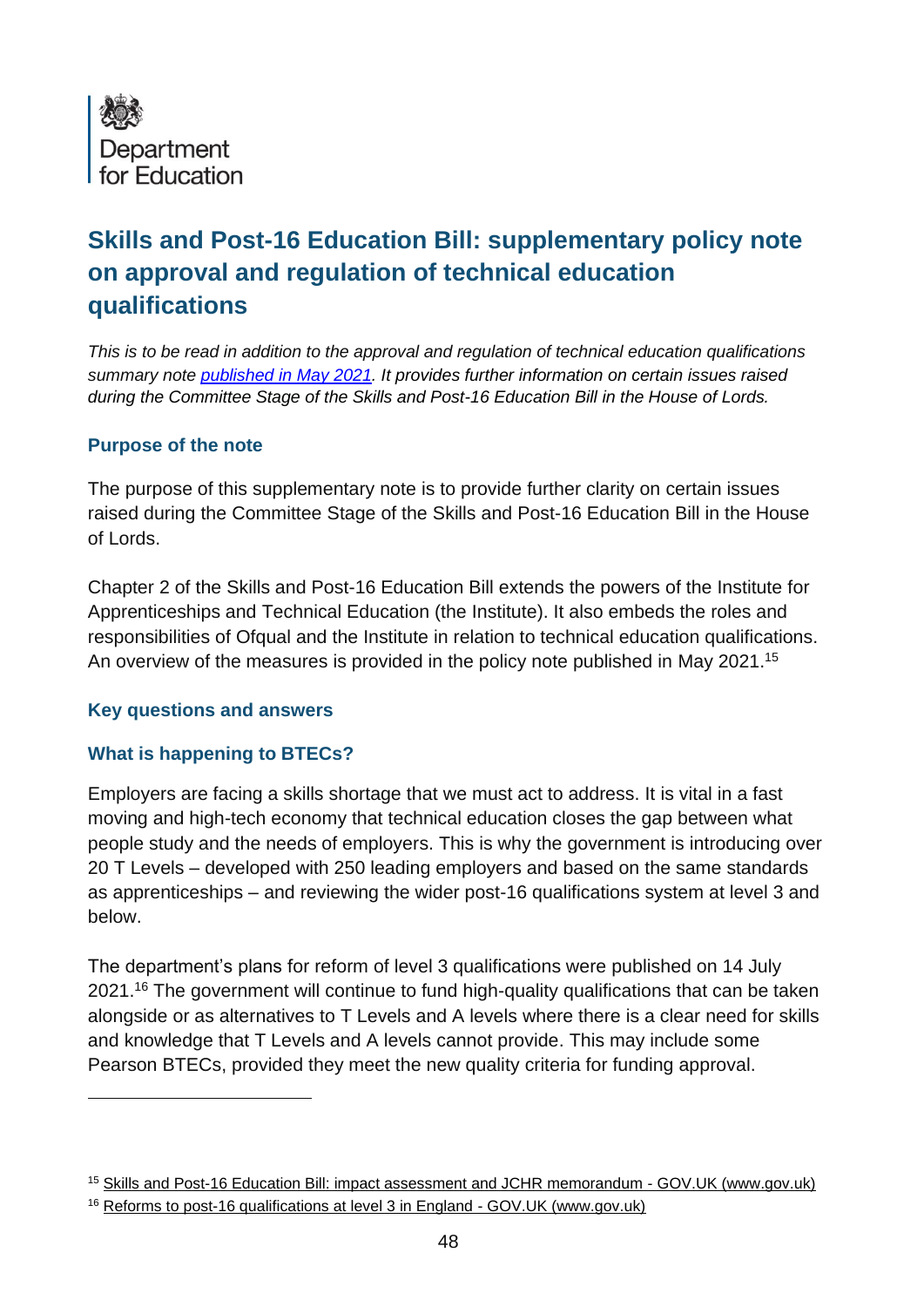Department for Education

# Skills and Post-16 Education Bill: supplementary policy note on approval and regulation of technical education qualifications

*This is to be read in addition to the approval and regulation of technical education qualifications summary note [published in May 2021](). It provides further information on certain issues raised during the Committee Stage of the Skills and Post-16 Education Bill in the House of Lords.*

### Purpose of the note

The purpose of this supplementary note is to provide further clarity on certain issues raised during the Committee Stage of the Skills and Post-16 Education Bill in the House of Lords.

Chapter 2 of the Skills and Post-16 Education Bill extends the powers of the Institute for Apprenticeships and Technical Education (the Institute). It also embeds the roles and responsibilities of Ofqual and the Institute in relation to technical education qualifications. An overview of the measures is provided in the policy note published in May 2021.[15]

### Key questions and answers

### What is happening to BTECs?

Employers are facing a skills shortage that we must act to address. It is vital in a fast moving and high-tech economy that technical education closes the gap between what people study and the needs of employers. This is why the government is introducing over 20 T Levels – developed with 250 leading employers and based on the same standards as apprenticeships – and reviewing the wider post-16 qualifications system at level 3 and below.

The department's plans for reform of level 3 qualifications were published on 14 July 2021.[16] The government will continue to fund high-quality qualifications that can be taken alongside or as alternatives to T Levels and A levels where there is a clear need for skills and knowledge that T Levels and A levels cannot provide. This may include some Pearson BTECs, provided they meet the new quality criteria for funding approval.

---

[15] Skills and Post-16 Education Bill: impact assessment and JCHR memorandum - GOV.UK (www.gov.uk)

[16] Reforms to post-16 qualifications at level 3 in England - GOV.UK (www.gov.uk)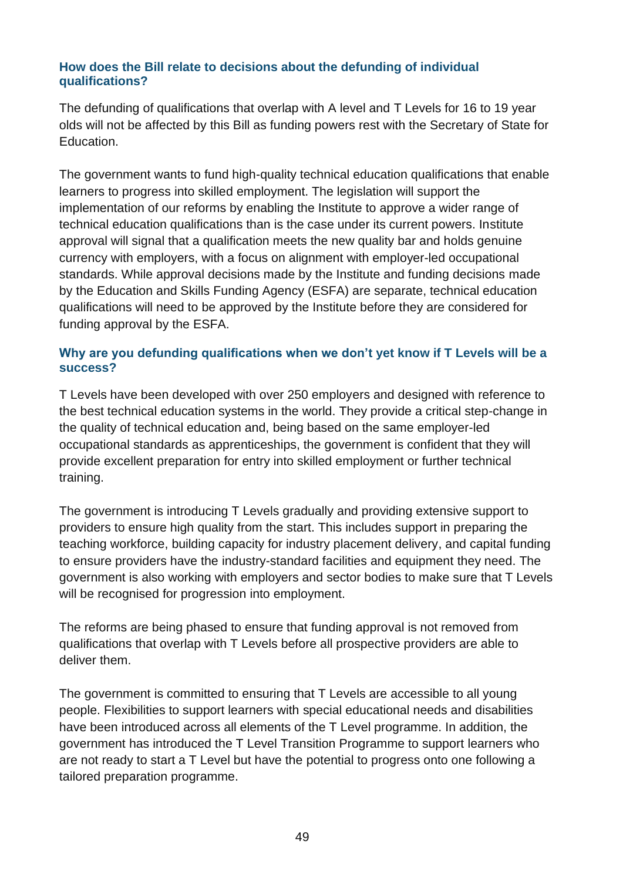### How does the Bill relate to decisions about the defunding of individual qualifications?

The defunding of qualifications that overlap with A level and T Levels for 16 to 19 year olds will not be affected by this Bill as funding powers rest with the Secretary of State for Education.

The government wants to fund high-quality technical education qualifications that enable learners to progress into skilled employment. The legislation will support the implementation of our reforms by enabling the Institute to approve a wider range of technical education qualifications than is the case under its current powers. Institute approval will signal that a qualification meets the new quality bar and holds genuine currency with employers, with a focus on alignment with employer-led occupational standards. While approval decisions made by the Institute and funding decisions made by the Education and Skills Funding Agency (ESFA) are separate, technical education qualifications will need to be approved by the Institute before they are considered for funding approval by the ESFA.

### Why are you defunding qualifications when we don't yet know if T Levels will be a success?

T Levels have been developed with over 250 employers and designed with reference to the best technical education systems in the world. They provide a critical step-change in the quality of technical education and, being based on the same employer-led occupational standards as apprenticeships, the government is confident that they will provide excellent preparation for entry into skilled employment or further technical training.

The government is introducing T Levels gradually and providing extensive support to providers to ensure high quality from the start. This includes support in preparing the teaching workforce, building capacity for industry placement delivery, and capital funding to ensure providers have the industry-standard facilities and equipment they need. The government is also working with employers and sector bodies to make sure that T Levels will be recognised for progression into employment.

The reforms are being phased to ensure that funding approval is not removed from qualifications that overlap with T Levels before all prospective providers are able to deliver them.

The government is committed to ensuring that T Levels are accessible to all young people. Flexibilities to support learners with special educational needs and disabilities have been introduced across all elements of the T Level programme. In addition, the government has introduced the T Level Transition Programme to support learners who are not ready to start a T Level but have the potential to progress onto one following a tailored preparation programme.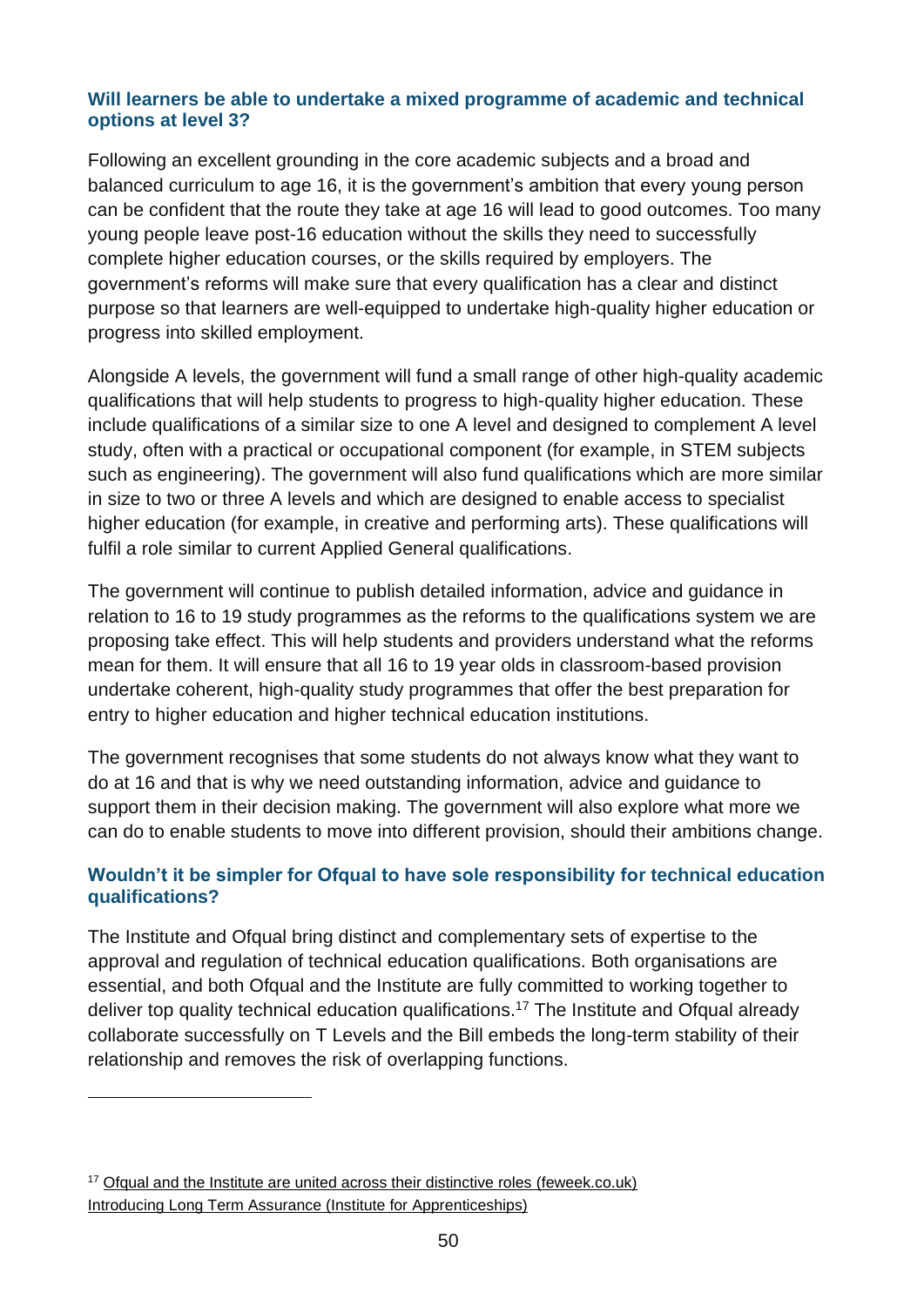### Will learners be able to undertake a mixed programme of academic and technical options at level 3?

Following an excellent grounding in the core academic subjects and a broad and balanced curriculum to age 16, it is the government's ambition that every young person can be confident that the route they take at age 16 will lead to good outcomes. Too many young people leave post-16 education without the skills they need to successfully complete higher education courses, or the skills required by employers. The government's reforms will make sure that every qualification has a clear and distinct purpose so that learners are well-equipped to undertake high-quality higher education or progress into skilled employment.

Alongside A levels, the government will fund a small range of other high-quality academic qualifications that will help students to progress to high-quality higher education. These include qualifications of a similar size to one A level and designed to complement A level study, often with a practical or occupational component (for example, in STEM subjects such as engineering). The government will also fund qualifications which are more similar in size to two or three A levels and which are designed to enable access to specialist higher education (for example, in creative and performing arts). These qualifications will fulfil a role similar to current Applied General qualifications.

The government will continue to publish detailed information, advice and guidance in relation to 16 to 19 study programmes as the reforms to the qualifications system we are proposing take effect. This will help students and providers understand what the reforms mean for them. It will ensure that all 16 to 19 year olds in classroom-based provision undertake coherent, high-quality study programmes that offer the best preparation for entry to higher education and higher technical education institutions.

The government recognises that some students do not always know what they want to do at 16 and that is why we need outstanding information, advice and guidance to support them in their decision making. The government will also explore what more we can do to enable students to move into different provision, should their ambitions change.

### Wouldn't it be simpler for Ofqual to have sole responsibility for technical education qualifications?

The Institute and Ofqual bring distinct and complementary sets of expertise to the approval and regulation of technical education qualifications. Both organisations are essential, and both Ofqual and the Institute are fully committed to working together to deliver top quality technical education qualifications.[17] The Institute and Ofqual already collaborate successfully on T Levels and the Bill embeds the long-term stability of their relationship and removes the risk of overlapping functions.

---

[17] Ofqual and the Institute are united across their distinctive roles (feweek.co.uk)
Introducing Long Term Assurance (Institute for Apprenticeships)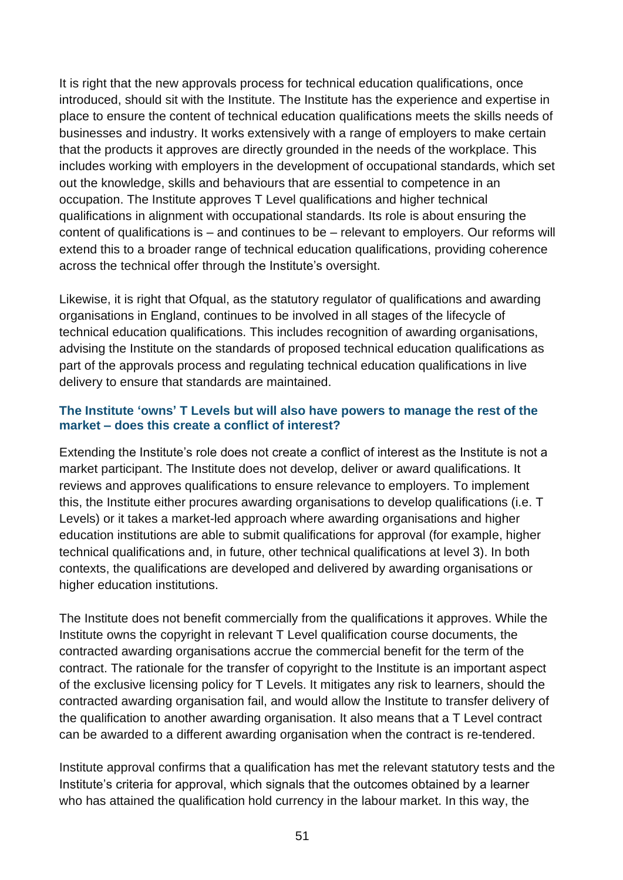It is right that the new approvals process for technical education qualifications, once introduced, should sit with the Institute. The Institute has the experience and expertise in place to ensure the content of technical education qualifications meets the skills needs of businesses and industry. It works extensively with a range of employers to make certain that the products it approves are directly grounded in the needs of the workplace. This includes working with employers in the development of occupational standards, which set out the knowledge, skills and behaviours that are essential to competence in an occupation. The Institute approves T Level qualifications and higher technical qualifications in alignment with occupational standards. Its role is about ensuring the content of qualifications is – and continues to be – relevant to employers. Our reforms will extend this to a broader range of technical education qualifications, providing coherence across the technical offer through the Institute's oversight.

Likewise, it is right that Ofqual, as the statutory regulator of qualifications and awarding organisations in England, continues to be involved in all stages of the lifecycle of technical education qualifications. This includes recognition of awarding organisations, advising the Institute on the standards of proposed technical education qualifications as part of the approvals process and regulating technical education qualifications in live delivery to ensure that standards are maintained.

### The Institute 'owns' T Levels but will also have powers to manage the rest of the market – does this create a conflict of interest?

Extending the Institute's role does not create a conflict of interest as the Institute is not a market participant. The Institute does not develop, deliver or award qualifications. It reviews and approves qualifications to ensure relevance to employers. To implement this, the Institute either procures awarding organisations to develop qualifications (i.e. T Levels) or it takes a market-led approach where awarding organisations and higher education institutions are able to submit qualifications for approval (for example, higher technical qualifications and, in future, other technical qualifications at level 3). In both contexts, the qualifications are developed and delivered by awarding organisations or higher education institutions.

The Institute does not benefit commercially from the qualifications it approves. While the Institute owns the copyright in relevant T Level qualification course documents, the contracted awarding organisations accrue the commercial benefit for the term of the contract. The rationale for the transfer of copyright to the Institute is an important aspect of the exclusive licensing policy for T Levels. It mitigates any risk to learners, should the contracted awarding organisation fail, and would allow the Institute to transfer delivery of the qualification to another awarding organisation. It also means that a T Level contract can be awarded to a different awarding organisation when the contract is re-tendered.

Institute approval confirms that a qualification has met the relevant statutory tests and the Institute's criteria for approval, which signals that the outcomes obtained by a learner who has attained the qualification hold currency in the labour market. In this way, the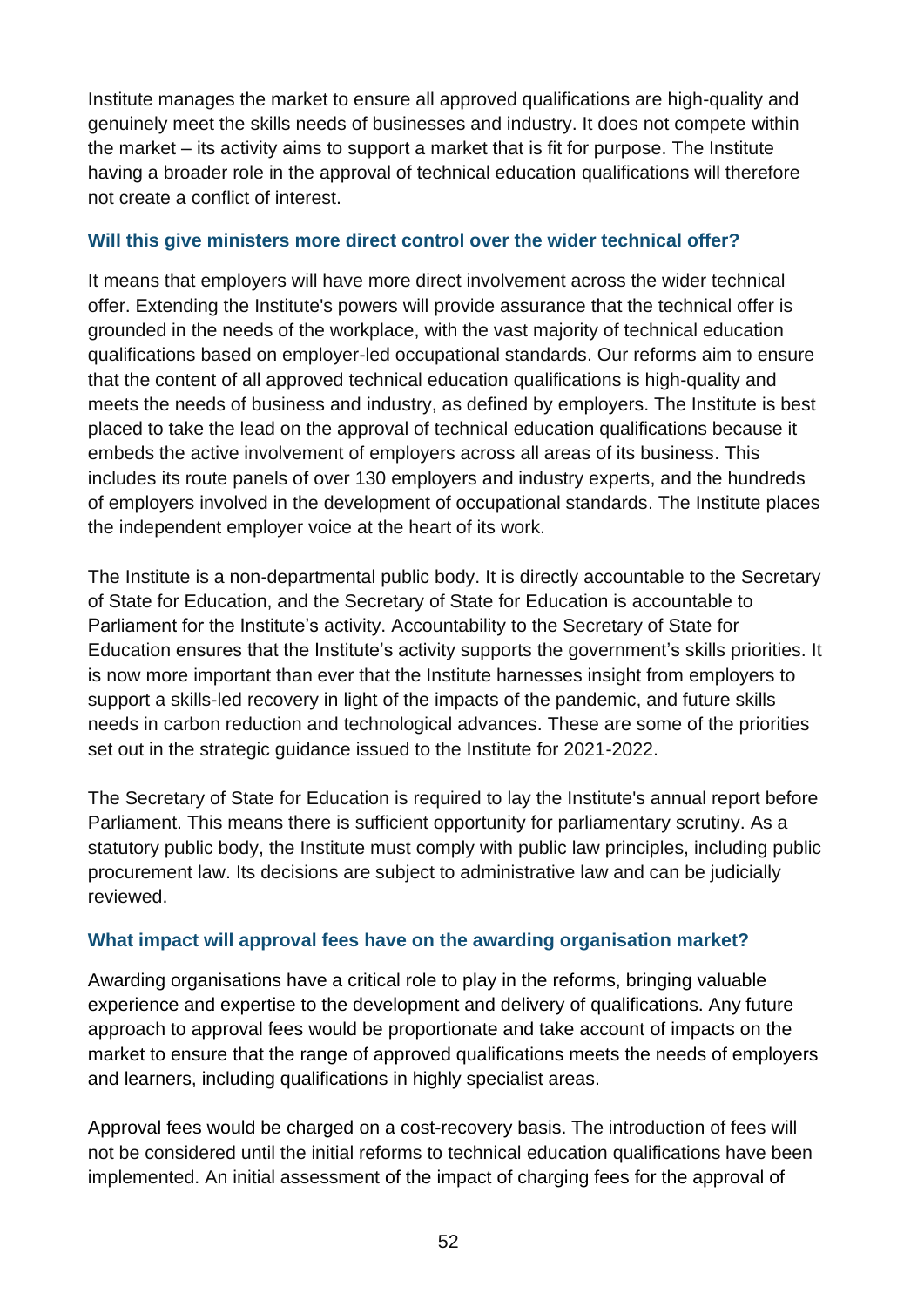Institute manages the market to ensure all approved qualifications are high-quality and genuinely meet the skills needs of businesses and industry. It does not compete within the market – its activity aims to support a market that is fit for purpose. The Institute having a broader role in the approval of technical education qualifications will therefore not create a conflict of interest.

### Will this give ministers more direct control over the wider technical offer?

It means that employers will have more direct involvement across the wider technical offer. Extending the Institute's powers will provide assurance that the technical offer is grounded in the needs of the workplace, with the vast majority of technical education qualifications based on employer-led occupational standards. Our reforms aim to ensure that the content of all approved technical education qualifications is high-quality and meets the needs of business and industry, as defined by employers. The Institute is best placed to take the lead on the approval of technical education qualifications because it embeds the active involvement of employers across all areas of its business. This includes its route panels of over 130 employers and industry experts, and the hundreds of employers involved in the development of occupational standards. The Institute places the independent employer voice at the heart of its work.

The Institute is a non-departmental public body. It is directly accountable to the Secretary of State for Education, and the Secretary of State for Education is accountable to Parliament for the Institute's activity. Accountability to the Secretary of State for Education ensures that the Institute's activity supports the government's skills priorities. It is now more important than ever that the Institute harnesses insight from employers to support a skills-led recovery in light of the impacts of the pandemic, and future skills needs in carbon reduction and technological advances. These are some of the priorities set out in the strategic guidance issued to the Institute for 2021-2022.

The Secretary of State for Education is required to lay the Institute's annual report before Parliament. This means there is sufficient opportunity for parliamentary scrutiny. As a statutory public body, the Institute must comply with public law principles, including public procurement law. Its decisions are subject to administrative law and can be judicially reviewed.

### What impact will approval fees have on the awarding organisation market?

Awarding organisations have a critical role to play in the reforms, bringing valuable experience and expertise to the development and delivery of qualifications. Any future approach to approval fees would be proportionate and take account of impacts on the market to ensure that the range of approved qualifications meets the needs of employers and learners, including qualifications in highly specialist areas.

Approval fees would be charged on a cost-recovery basis. The introduction of fees will not be considered until the initial reforms to technical education qualifications have been implemented. An initial assessment of the impact of charging fees for the approval of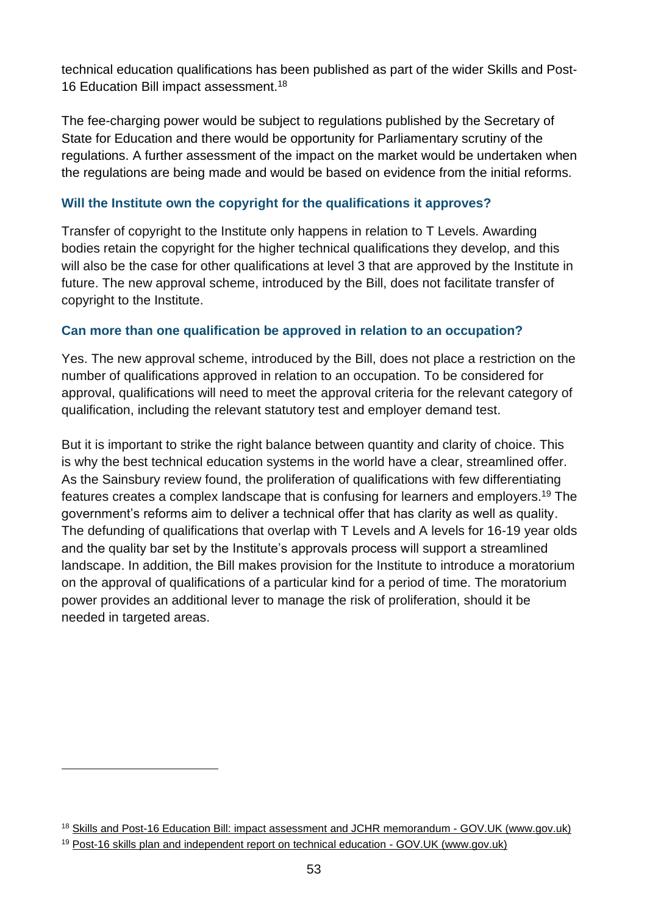technical education qualifications has been published as part of the wider Skills and Post-16 Education Bill impact assessment.[18]

The fee-charging power would be subject to regulations published by the Secretary of State for Education and there would be opportunity for Parliamentary scrutiny of the regulations. A further assessment of the impact on the market would be undertaken when the regulations are being made and would be based on evidence from the initial reforms.

### Will the Institute own the copyright for the qualifications it approves?

Transfer of copyright to the Institute only happens in relation to T Levels. Awarding bodies retain the copyright for the higher technical qualifications they develop, and this will also be the case for other qualifications at level 3 that are approved by the Institute in future. The new approval scheme, introduced by the Bill, does not facilitate transfer of copyright to the Institute.

### Can more than one qualification be approved in relation to an occupation?

Yes. The new approval scheme, introduced by the Bill, does not place a restriction on the number of qualifications approved in relation to an occupation. To be considered for approval, qualifications will need to meet the approval criteria for the relevant category of qualification, including the relevant statutory test and employer demand test.

But it is important to strike the right balance between quantity and clarity of choice. This is why the best technical education systems in the world have a clear, streamlined offer. As the Sainsbury review found, the proliferation of qualifications with few differentiating features creates a complex landscape that is confusing for learners and employers.[19] The government's reforms aim to deliver a technical offer that has clarity as well as quality. The defunding of qualifications that overlap with T Levels and A levels for 16-19 year olds and the quality bar set by the Institute's approvals process will support a streamlined landscape. In addition, the Bill makes provision for the Institute to introduce a moratorium on the approval of qualifications of a particular kind for a period of time. The moratorium power provides an additional lever to manage the risk of proliferation, should it be needed in targeted areas.

---

[18] Skills and Post-16 Education Bill: impact assessment and JCHR memorandum - GOV.UK (www.gov.uk)

[19] Post-16 skills plan and independent report on technical education - GOV.UK (www.gov.uk)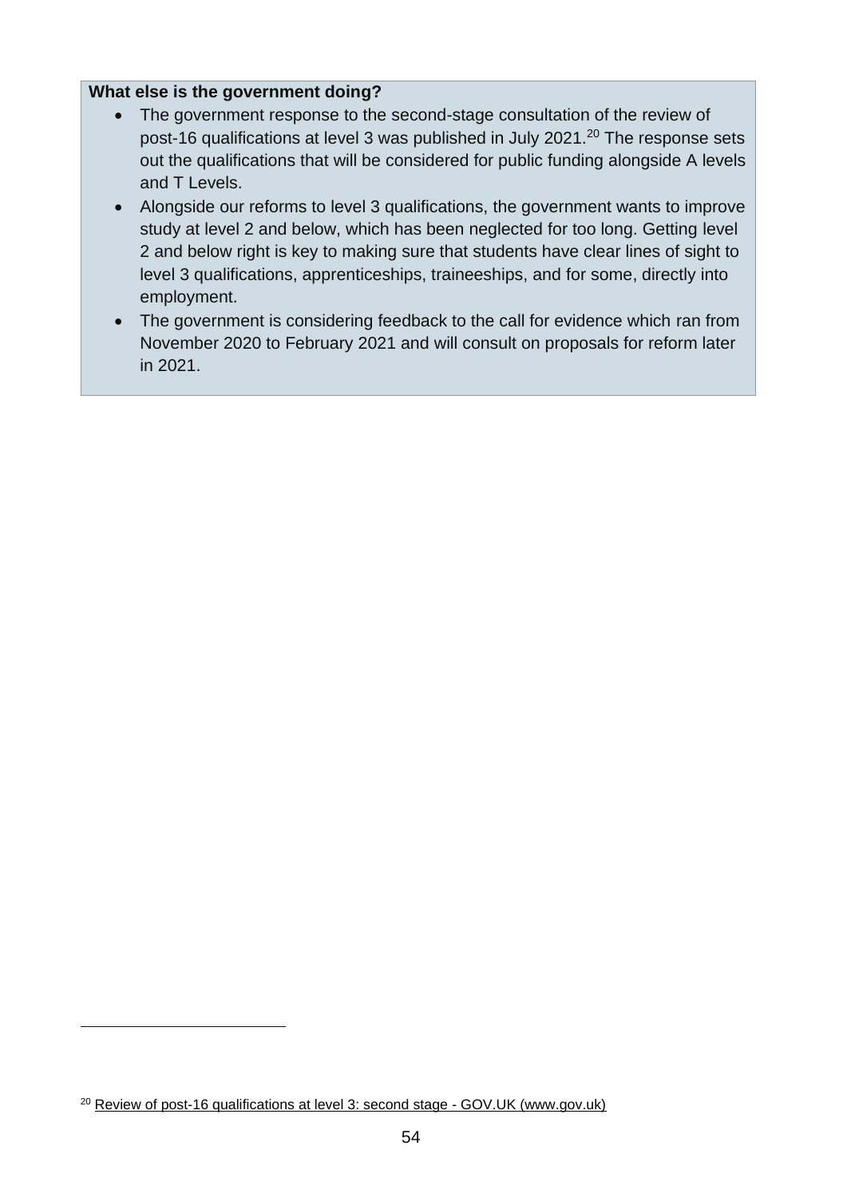**What else is the government doing?**

- The government response to the second-stage consultation of the review of post-16 qualifications at level 3 was published in July 2021.[20] The response sets out the qualifications that will be considered for public funding alongside A levels and T Levels.
- Alongside our reforms to level 3 qualifications, the government wants to improve study at level 2 and below, which has been neglected for too long. Getting level 2 and below right is key to making sure that students have clear lines of sight to level 3 qualifications, apprenticeships, traineeships, and for some, directly into employment.
- The government is considering feedback to the call for evidence which ran from November 2020 to February 2021 and will consult on proposals for reform later in 2021.

---

[20] Review of post-16 qualifications at level 3: second stage - GOV.UK (www.gov.uk)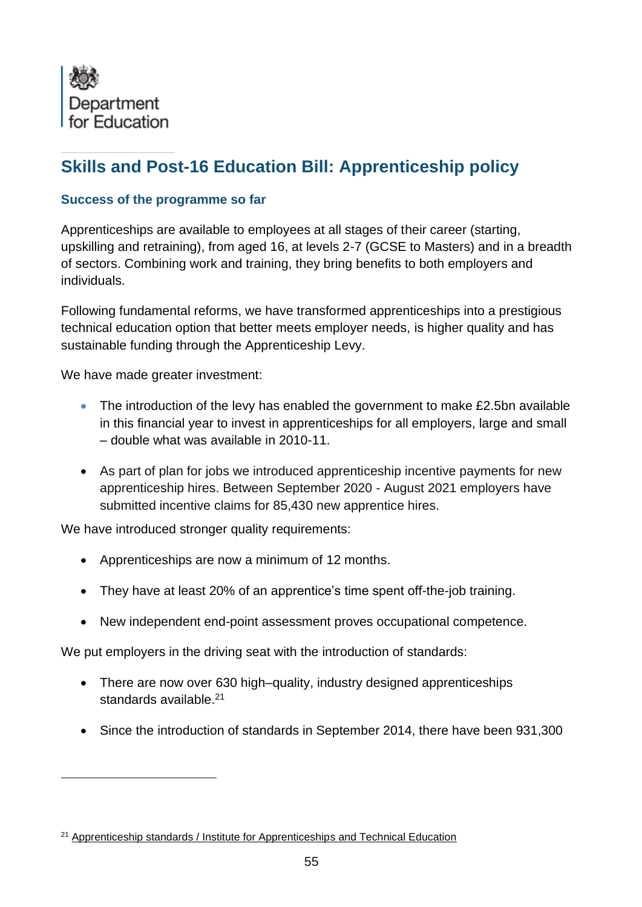Department for Education

## Skills and Post-16 Education Bill: Apprenticeship policy

### Success of the programme so far

Apprenticeships are available to employees at all stages of their career (starting, upskilling and retraining), from aged 16, at levels 2-7 (GCSE to Masters) and in a breadth of sectors. Combining work and training, they bring benefits to both employers and individuals.

Following fundamental reforms, we have transformed apprenticeships into a prestigious technical education option that better meets employer needs, is higher quality and has sustainable funding through the Apprenticeship Levy.

We have made greater investment:

- The introduction of the levy has enabled the government to make £2.5bn available in this financial year to invest in apprenticeships for all employers, large and small – double what was available in 2010-11.
- As part of plan for jobs we introduced apprenticeship incentive payments for new apprenticeship hires. Between September 2020 - August 2021 employers have submitted incentive claims for 85,430 new apprentice hires.

We have introduced stronger quality requirements:

- Apprenticeships are now a minimum of 12 months.
- They have at least 20% of an apprentice's time spent off-the-job training.
- New independent end-point assessment proves occupational competence.

We put employers in the driving seat with the introduction of standards:

- There are now over 630 high–quality, industry designed apprenticeships standards available.[21]
- Since the introduction of standards in September 2014, there have been 931,300

[21] Apprenticeship standards / Institute for Apprenticeships and Technical Education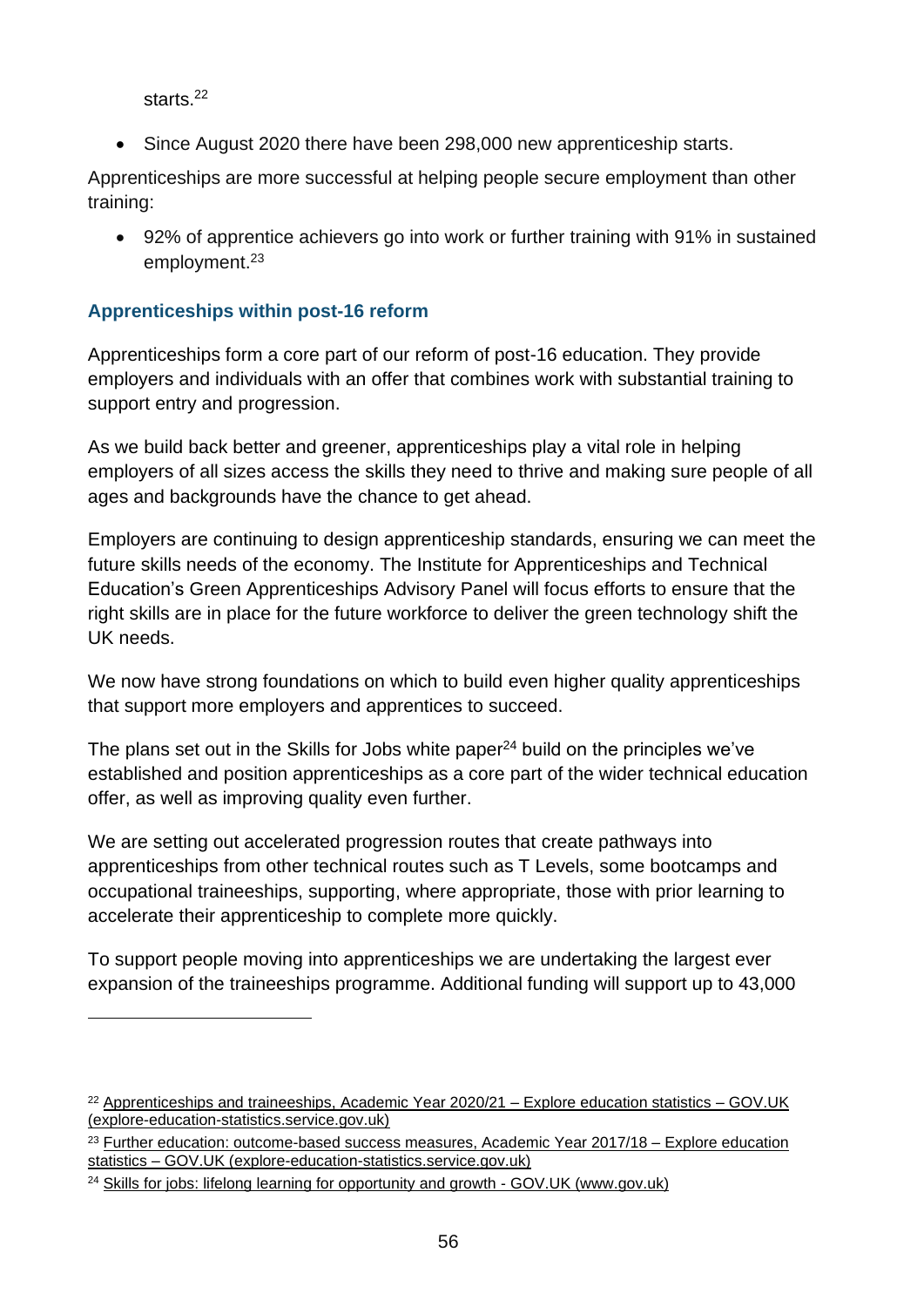starts.[22]

- Since August 2020 there have been 298,000 new apprenticeship starts.

Apprenticeships are more successful at helping people secure employment than other training:

- 92% of apprentice achievers go into work or further training with 91% in sustained employment.[23]

### Apprenticeships within post-16 reform

Apprenticeships form a core part of our reform of post-16 education. They provide employers and individuals with an offer that combines work with substantial training to support entry and progression.

As we build back better and greener, apprenticeships play a vital role in helping employers of all sizes access the skills they need to thrive and making sure people of all ages and backgrounds have the chance to get ahead.

Employers are continuing to design apprenticeship standards, ensuring we can meet the future skills needs of the economy. The Institute for Apprenticeships and Technical Education's Green Apprenticeships Advisory Panel will focus efforts to ensure that the right skills are in place for the future workforce to deliver the green technology shift the UK needs.

We now have strong foundations on which to build even higher quality apprenticeships that support more employers and apprentices to succeed.

The plans set out in the Skills for Jobs white paper[24] build on the principles we've established and position apprenticeships as a core part of the wider technical education offer, as well as improving quality even further.

We are setting out accelerated progression routes that create pathways into apprenticeships from other technical routes such as T Levels, some bootcamps and occupational traineeships, supporting, where appropriate, those with prior learning to accelerate their apprenticeship to complete more quickly.

To support people moving into apprenticeships we are undertaking the largest ever expansion of the traineeships programme. Additional funding will support up to 43,000

---

[22] Apprenticeships and traineeships, Academic Year 2020/21 – Explore education statistics – GOV.UK (explore-education-statistics.service.gov.uk)

[23] Further education: outcome-based success measures, Academic Year 2017/18 – Explore education statistics – GOV.UK (explore-education-statistics.service.gov.uk)

[24] Skills for jobs: lifelong learning for opportunity and growth - GOV.UK (www.gov.uk)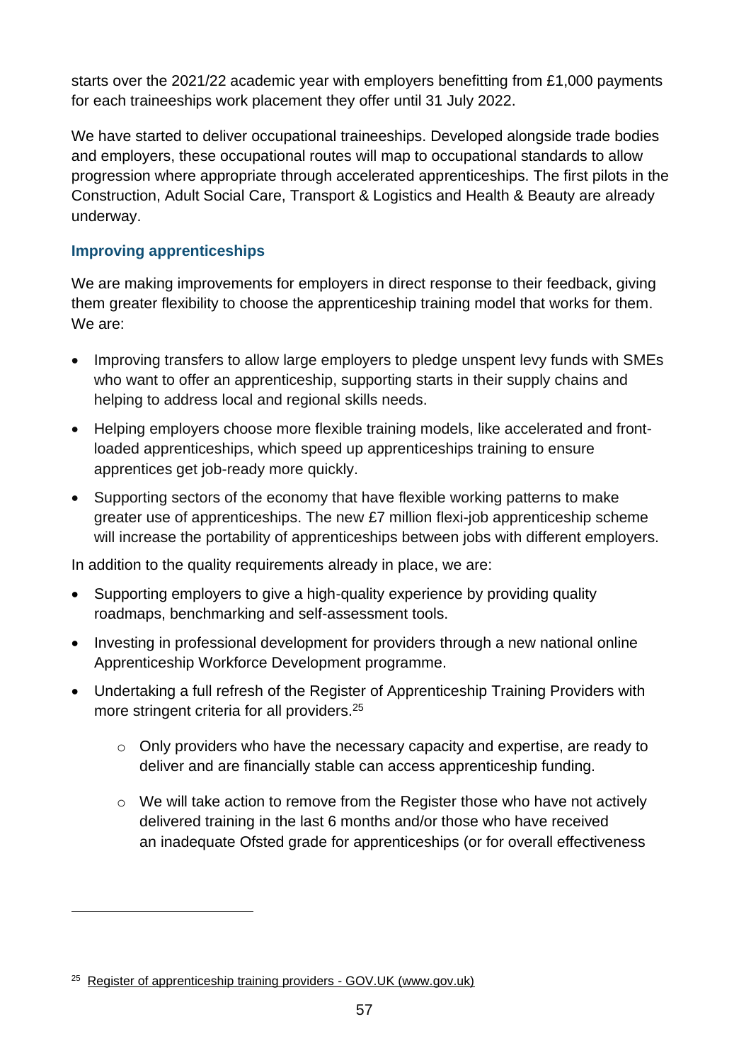starts over the 2021/22 academic year with employers benefitting from £1,000 payments for each traineeships work placement they offer until 31 July 2022.

We have started to deliver occupational traineeships. Developed alongside trade bodies and employers, these occupational routes will map to occupational standards to allow progression where appropriate through accelerated apprenticeships. The first pilots in the Construction, Adult Social Care, Transport & Logistics and Health & Beauty are already underway.

### Improving apprenticeships

We are making improvements for employers in direct response to their feedback, giving them greater flexibility to choose the apprenticeship training model that works for them. We are:

- Improving transfers to allow large employers to pledge unspent levy funds with SMEs who want to offer an apprenticeship, supporting starts in their supply chains and helping to address local and regional skills needs.
- Helping employers choose more flexible training models, like accelerated and front-loaded apprenticeships, which speed up apprenticeships training to ensure apprentices get job-ready more quickly.
- Supporting sectors of the economy that have flexible working patterns to make greater use of apprenticeships. The new £7 million flexi-job apprenticeship scheme will increase the portability of apprenticeships between jobs with different employers.

In addition to the quality requirements already in place, we are:

- Supporting employers to give a high-quality experience by providing quality roadmaps, benchmarking and self-assessment tools.
- Investing in professional development for providers through a new national online Apprenticeship Workforce Development programme.
- Undertaking a full refresh of the Register of Apprenticeship Training Providers with more stringent criteria for all providers.[25]
  - Only providers who have the necessary capacity and expertise, are ready to deliver and are financially stable can access apprenticeship funding.
  - We will take action to remove from the Register those who have not actively delivered training in the last 6 months and/or those who have received an inadequate Ofsted grade for apprenticeships (or for overall effectiveness

[25] Register of apprenticeship training providers - GOV.UK (www.gov.uk)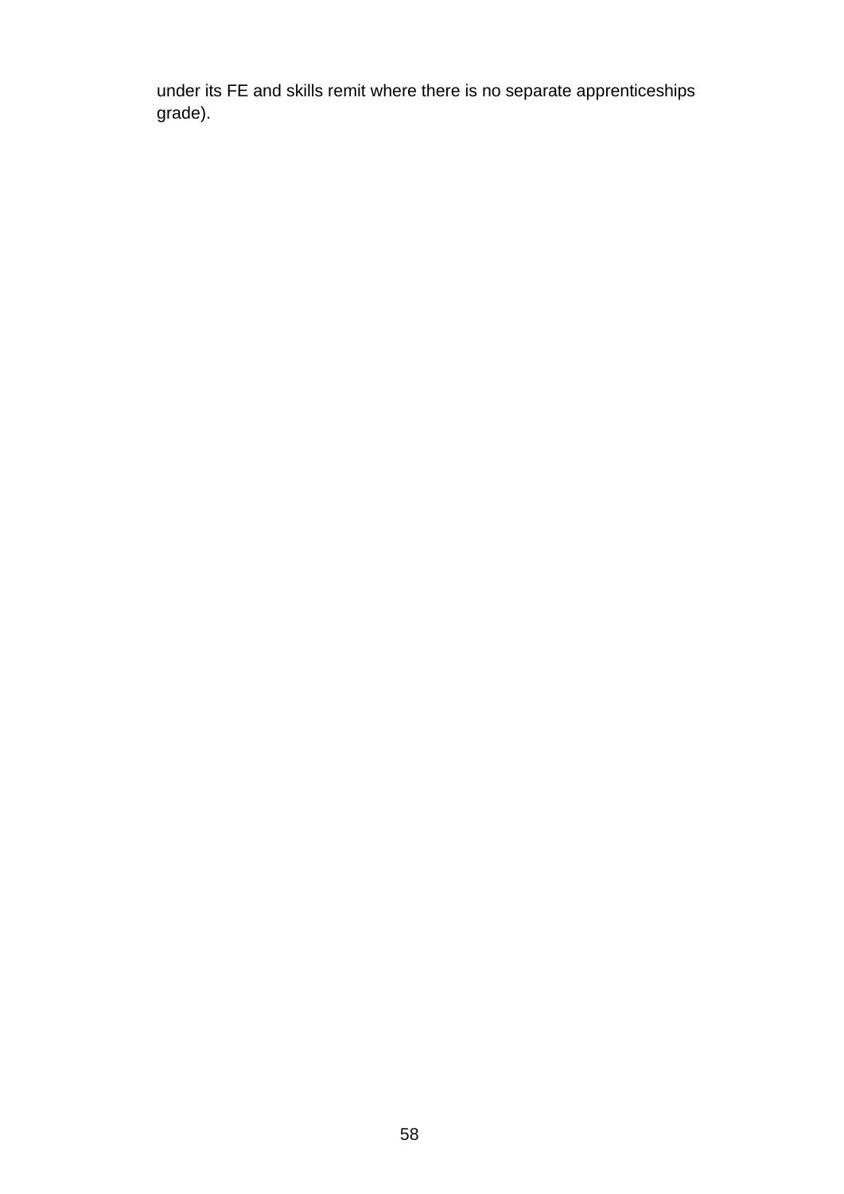under its FE and skills remit where there is no separate apprenticeships grade).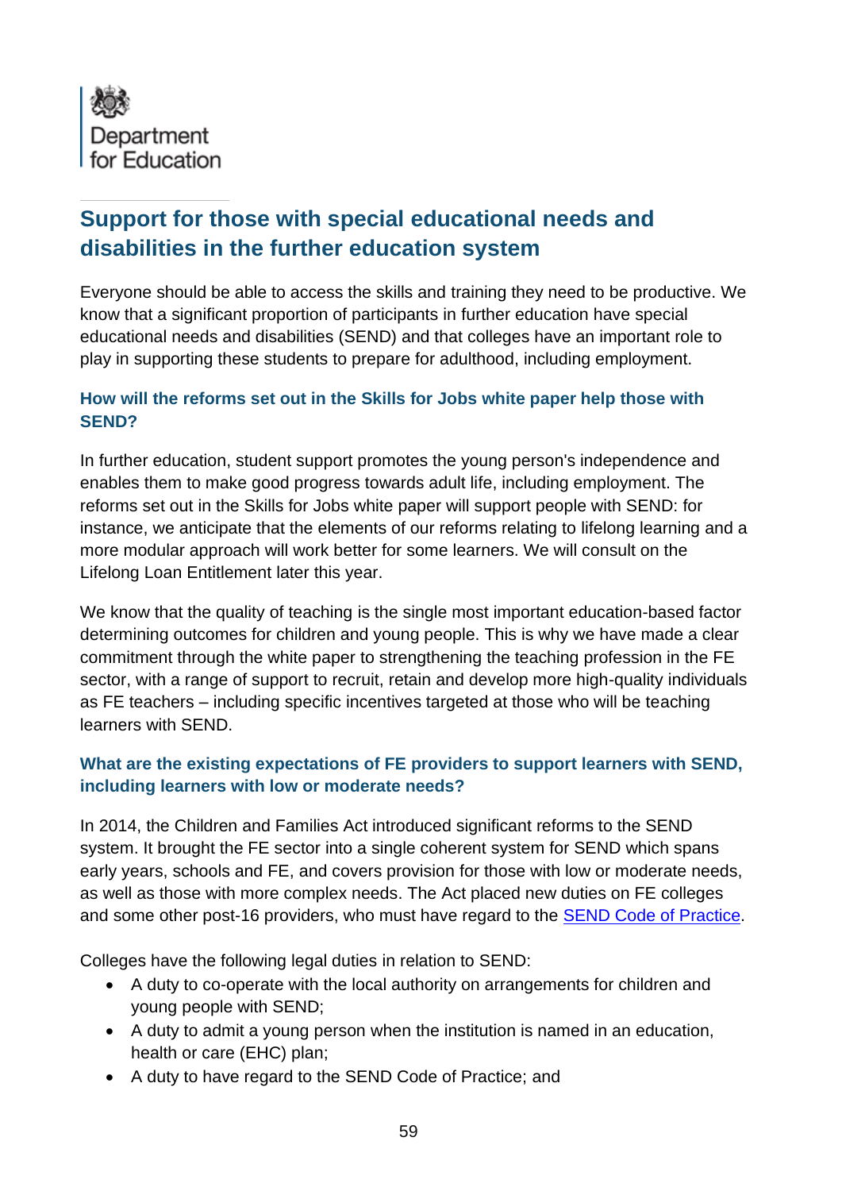Department for Education

## Support for those with special educational needs and disabilities in the further education system

Everyone should be able to access the skills and training they need to be productive. We know that a significant proportion of participants in further education have special educational needs and disabilities (SEND) and that colleges have an important role to play in supporting these students to prepare for adulthood, including employment.

### How will the reforms set out in the Skills for Jobs white paper help those with SEND?

In further education, student support promotes the young person's independence and enables them to make good progress towards adult life, including employment. The reforms set out in the Skills for Jobs white paper will support people with SEND: for instance, we anticipate that the elements of our reforms relating to lifelong learning and a more modular approach will work better for some learners. We will consult on the Lifelong Loan Entitlement later this year.

We know that the quality of teaching is the single most important education-based factor determining outcomes for children and young people. This is why we have made a clear commitment through the white paper to strengthening the teaching profession in the FE sector, with a range of support to recruit, retain and develop more high-quality individuals as FE teachers – including specific incentives targeted at those who will be teaching learners with SEND.

### What are the existing expectations of FE providers to support learners with SEND, including learners with low or moderate needs?

In 2014, the Children and Families Act introduced significant reforms to the SEND system. It brought the FE sector into a single coherent system for SEND which spans early years, schools and FE, and covers provision for those with low or moderate needs, as well as those with more complex needs. The Act placed new duties on FE colleges and some other post-16 providers, who must have regard to the [SEND Code of Practice](#).

Colleges have the following legal duties in relation to SEND:

- A duty to co-operate with the local authority on arrangements for children and young people with SEND;
- A duty to admit a young person when the institution is named in an education, health or care (EHC) plan;
- A duty to have regard to the SEND Code of Practice; and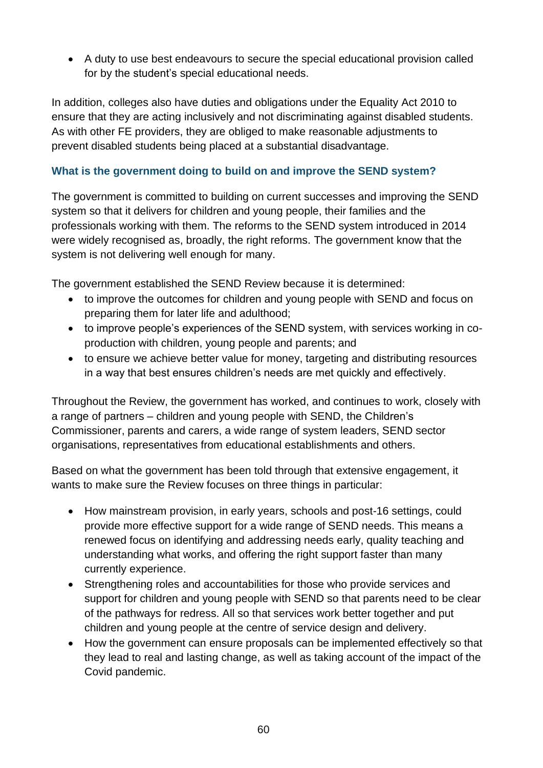- A duty to use best endeavours to secure the special educational provision called for by the student's special educational needs.

In addition, colleges also have duties and obligations under the Equality Act 2010 to ensure that they are acting inclusively and not discriminating against disabled students. As with other FE providers, they are obliged to make reasonable adjustments to prevent disabled students being placed at a substantial disadvantage.

### What is the government doing to build on and improve the SEND system?

The government is committed to building on current successes and improving the SEND system so that it delivers for children and young people, their families and the professionals working with them. The reforms to the SEND system introduced in 2014 were widely recognised as, broadly, the right reforms. The government know that the system is not delivering well enough for many.

The government established the SEND Review because it is determined:

- to improve the outcomes for children and young people with SEND and focus on preparing them for later life and adulthood;
- to improve people's experiences of the SEND system, with services working in co-production with children, young people and parents; and
- to ensure we achieve better value for money, targeting and distributing resources in a way that best ensures children's needs are met quickly and effectively.

Throughout the Review, the government has worked, and continues to work, closely with a range of partners – children and young people with SEND, the Children's Commissioner, parents and carers, a wide range of system leaders, SEND sector organisations, representatives from educational establishments and others.

Based on what the government has been told through that extensive engagement, it wants to make sure the Review focuses on three things in particular:

- How mainstream provision, in early years, schools and post-16 settings, could provide more effective support for a wide range of SEND needs. This means a renewed focus on identifying and addressing needs early, quality teaching and understanding what works, and offering the right support faster than many currently experience.
- Strengthening roles and accountabilities for those who provide services and support for children and young people with SEND so that parents need to be clear of the pathways for redress. All so that services work better together and put children and young people at the centre of service design and delivery.
- How the government can ensure proposals can be implemented effectively so that they lead to real and lasting change, as well as taking account of the impact of the Covid pandemic.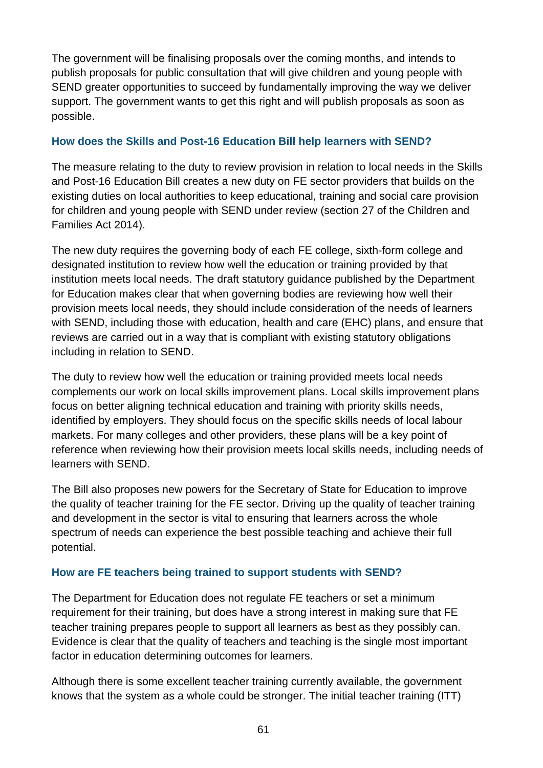The government will be finalising proposals over the coming months, and intends to publish proposals for public consultation that will give children and young people with SEND greater opportunities to succeed by fundamentally improving the way we deliver support. The government wants to get this right and will publish proposals as soon as possible.

### How does the Skills and Post-16 Education Bill help learners with SEND?

The measure relating to the duty to review provision in relation to local needs in the Skills and Post-16 Education Bill creates a new duty on FE sector providers that builds on the existing duties on local authorities to keep educational, training and social care provision for children and young people with SEND under review (section 27 of the Children and Families Act 2014).

The new duty requires the governing body of each FE college, sixth-form college and designated institution to review how well the education or training provided by that institution meets local needs. The draft statutory guidance published by the Department for Education makes clear that when governing bodies are reviewing how well their provision meets local needs, they should include consideration of the needs of learners with SEND, including those with education, health and care (EHC) plans, and ensure that reviews are carried out in a way that is compliant with existing statutory obligations including in relation to SEND.

The duty to review how well the education or training provided meets local needs complements our work on local skills improvement plans. Local skills improvement plans focus on better aligning technical education and training with priority skills needs, identified by employers. They should focus on the specific skills needs of local labour markets. For many colleges and other providers, these plans will be a key point of reference when reviewing how their provision meets local skills needs, including needs of learners with SEND.

The Bill also proposes new powers for the Secretary of State for Education to improve the quality of teacher training for the FE sector. Driving up the quality of teacher training and development in the sector is vital to ensuring that learners across the whole spectrum of needs can experience the best possible teaching and achieve their full potential.

### How are FE teachers being trained to support students with SEND?

The Department for Education does not regulate FE teachers or set a minimum requirement for their training, but does have a strong interest in making sure that FE teacher training prepares people to support all learners as best as they possibly can. Evidence is clear that the quality of teachers and teaching is the single most important factor in education determining outcomes for learners.

Although there is some excellent teacher training currently available, the government knows that the system as a whole could be stronger. The initial teacher training (ITT)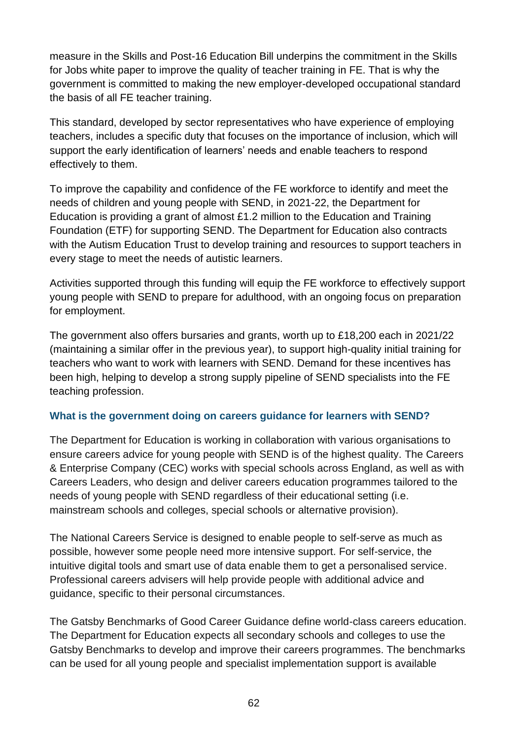measure in the Skills and Post-16 Education Bill underpins the commitment in the Skills for Jobs white paper to improve the quality of teacher training in FE. That is why the government is committed to making the new employer-developed occupational standard the basis of all FE teacher training.

This standard, developed by sector representatives who have experience of employing teachers, includes a specific duty that focuses on the importance of inclusion, which will support the early identification of learners' needs and enable teachers to respond effectively to them.

To improve the capability and confidence of the FE workforce to identify and meet the needs of children and young people with SEND, in 2021-22, the Department for Education is providing a grant of almost £1.2 million to the Education and Training Foundation (ETF) for supporting SEND. The Department for Education also contracts with the Autism Education Trust to develop training and resources to support teachers in every stage to meet the needs of autistic learners.

Activities supported through this funding will equip the FE workforce to effectively support young people with SEND to prepare for adulthood, with an ongoing focus on preparation for employment.

The government also offers bursaries and grants, worth up to £18,200 each in 2021/22 (maintaining a similar offer in the previous year), to support high-quality initial training for teachers who want to work with learners with SEND. Demand for these incentives has been high, helping to develop a strong supply pipeline of SEND specialists into the FE teaching profession.

### What is the government doing on careers guidance for learners with SEND?

The Department for Education is working in collaboration with various organisations to ensure careers advice for young people with SEND is of the highest quality. The Careers & Enterprise Company (CEC) works with special schools across England, as well as with Careers Leaders, who design and deliver careers education programmes tailored to the needs of young people with SEND regardless of their educational setting (i.e. mainstream schools and colleges, special schools or alternative provision).

The National Careers Service is designed to enable people to self-serve as much as possible, however some people need more intensive support. For self-service, the intuitive digital tools and smart use of data enable them to get a personalised service. Professional careers advisers will help provide people with additional advice and guidance, specific to their personal circumstances.

The Gatsby Benchmarks of Good Career Guidance define world-class careers education. The Department for Education expects all secondary schools and colleges to use the Gatsby Benchmarks to develop and improve their careers programmes. The benchmarks can be used for all young people and specialist implementation support is available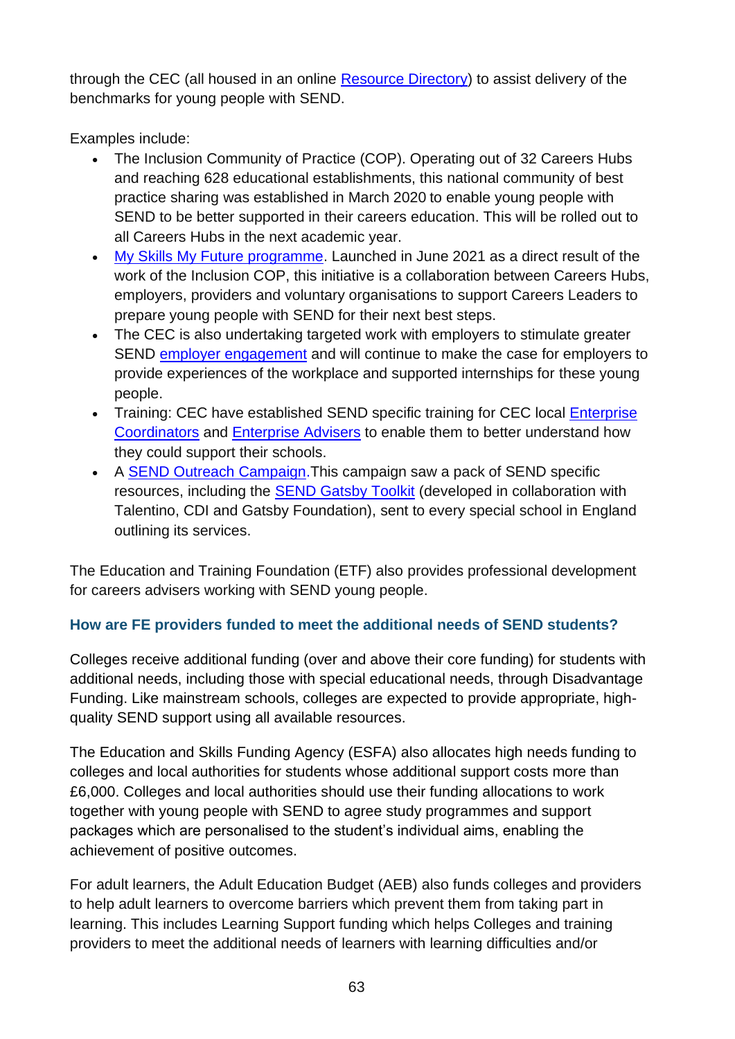through the CEC (all housed in an online Resource Directory) to assist delivery of the benchmarks for young people with SEND.

Examples include:

- The Inclusion Community of Practice (COP). Operating out of 32 Careers Hubs and reaching 628 educational establishments, this national community of best practice sharing was established in March 2020 to enable young people with SEND to be better supported in their careers education. This will be rolled out to all Careers Hubs in the next academic year.
- My Skills My Future programme. Launched in June 2021 as a direct result of the work of the Inclusion COP, this initiative is a collaboration between Careers Hubs, employers, providers and voluntary organisations to support Careers Leaders to prepare young people with SEND for their next best steps.
- The CEC is also undertaking targeted work with employers to stimulate greater SEND employer engagement and will continue to make the case for employers to provide experiences of the workplace and supported internships for these young people.
- Training: CEC have established SEND specific training for CEC local Enterprise Coordinators and Enterprise Advisers to enable them to better understand how they could support their schools.
- A SEND Outreach Campaign.This campaign saw a pack of SEND specific resources, including the SEND Gatsby Toolkit (developed in collaboration with Talentino, CDI and Gatsby Foundation), sent to every special school in England outlining its services.

The Education and Training Foundation (ETF) also provides professional development for careers advisers working with SEND young people.

### How are FE providers funded to meet the additional needs of SEND students?

Colleges receive additional funding (over and above their core funding) for students with additional needs, including those with special educational needs, through Disadvantage Funding. Like mainstream schools, colleges are expected to provide appropriate, high-quality SEND support using all available resources.

The Education and Skills Funding Agency (ESFA) also allocates high needs funding to colleges and local authorities for students whose additional support costs more than £6,000. Colleges and local authorities should use their funding allocations to work together with young people with SEND to agree study programmes and support packages which are personalised to the student's individual aims, enabling the achievement of positive outcomes.

For adult learners, the Adult Education Budget (AEB) also funds colleges and providers to help adult learners to overcome barriers which prevent them from taking part in learning. This includes Learning Support funding which helps Colleges and training providers to meet the additional needs of learners with learning difficulties and/or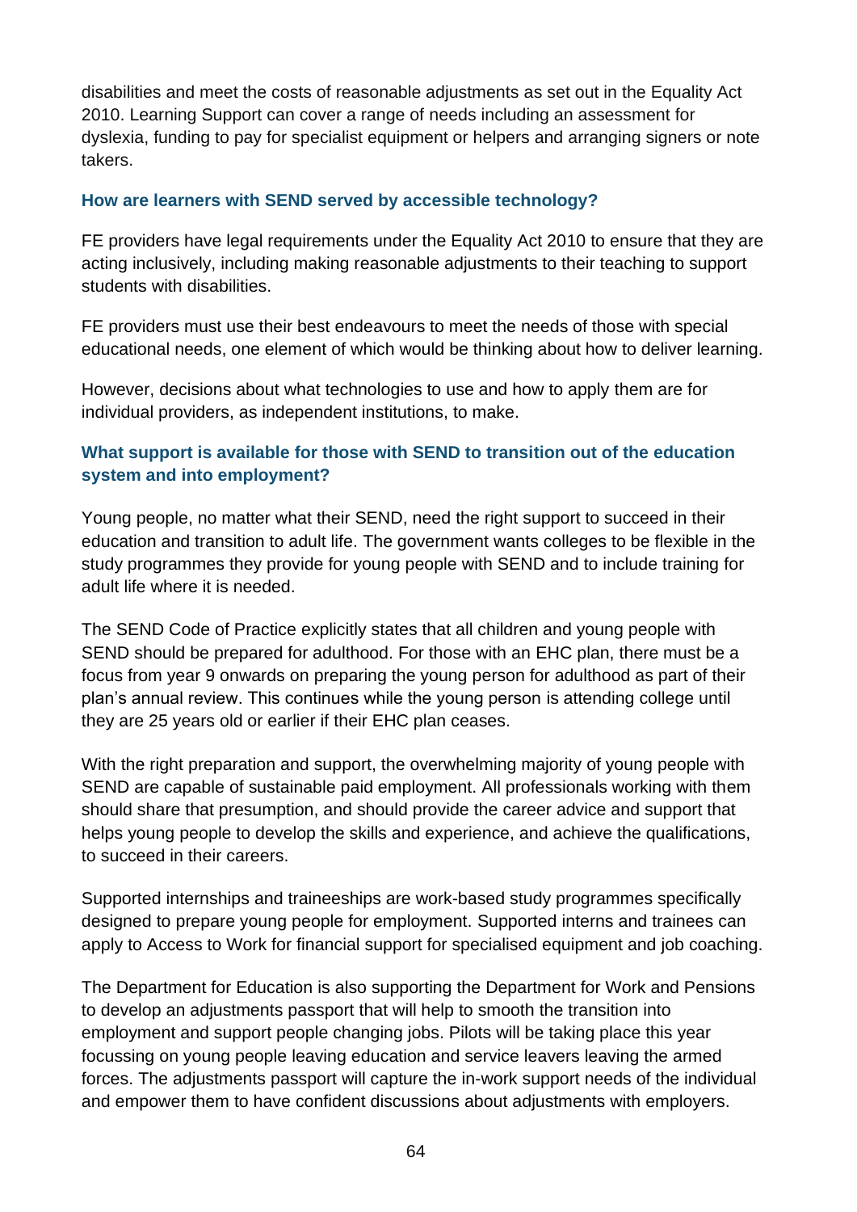disabilities and meet the costs of reasonable adjustments as set out in the Equality Act 2010. Learning Support can cover a range of needs including an assessment for dyslexia, funding to pay for specialist equipment or helpers and arranging signers or note takers.

### How are learners with SEND served by accessible technology?

FE providers have legal requirements under the Equality Act 2010 to ensure that they are acting inclusively, including making reasonable adjustments to their teaching to support students with disabilities.

FE providers must use their best endeavours to meet the needs of those with special educational needs, one element of which would be thinking about how to deliver learning.

However, decisions about what technologies to use and how to apply them are for individual providers, as independent institutions, to make.

### What support is available for those with SEND to transition out of the education system and into employment?

Young people, no matter what their SEND, need the right support to succeed in their education and transition to adult life. The government wants colleges to be flexible in the study programmes they provide for young people with SEND and to include training for adult life where it is needed.

The SEND Code of Practice explicitly states that all children and young people with SEND should be prepared for adulthood. For those with an EHC plan, there must be a focus from year 9 onwards on preparing the young person for adulthood as part of their plan's annual review. This continues while the young person is attending college until they are 25 years old or earlier if their EHC plan ceases.

With the right preparation and support, the overwhelming majority of young people with SEND are capable of sustainable paid employment. All professionals working with them should share that presumption, and should provide the career advice and support that helps young people to develop the skills and experience, and achieve the qualifications, to succeed in their careers.

Supported internships and traineeships are work-based study programmes specifically designed to prepare young people for employment. Supported interns and trainees can apply to Access to Work for financial support for specialised equipment and job coaching.

The Department for Education is also supporting the Department for Work and Pensions to develop an adjustments passport that will help to smooth the transition into employment and support people changing jobs. Pilots will be taking place this year focussing on young people leaving education and service leavers leaving the armed forces. The adjustments passport will capture the in-work support needs of the individual and empower them to have confident discussions about adjustments with employers.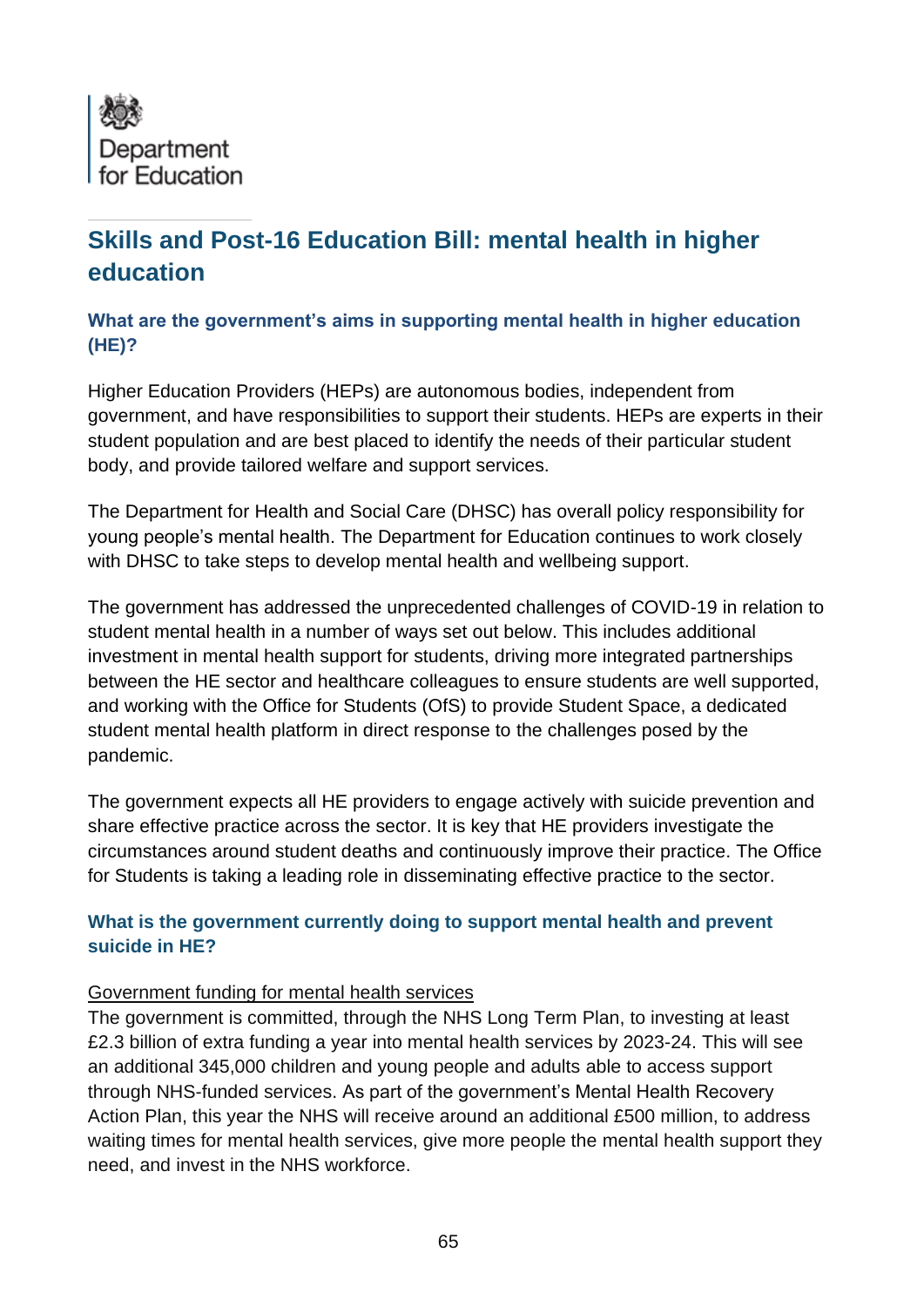Department for Education

# Skills and Post-16 Education Bill: mental health in higher education

### What are the government's aims in supporting mental health in higher education (HE)?

Higher Education Providers (HEPs) are autonomous bodies, independent from government, and have responsibilities to support their students. HEPs are experts in their student population and are best placed to identify the needs of their particular student body, and provide tailored welfare and support services.

The Department for Health and Social Care (DHSC) has overall policy responsibility for young people's mental health. The Department for Education continues to work closely with DHSC to take steps to develop mental health and wellbeing support.

The government has addressed the unprecedented challenges of COVID-19 in relation to student mental health in a number of ways set out below. This includes additional investment in mental health support for students, driving more integrated partnerships between the HE sector and healthcare colleagues to ensure students are well supported, and working with the Office for Students (OfS) to provide Student Space, a dedicated student mental health platform in direct response to the challenges posed by the pandemic.

The government expects all HE providers to engage actively with suicide prevention and share effective practice across the sector. It is key that HE providers investigate the circumstances around student deaths and continuously improve their practice. The Office for Students is taking a leading role in disseminating effective practice to the sector.

### What is the government currently doing to support mental health and prevent suicide in HE?

Government funding for mental health services

The government is committed, through the NHS Long Term Plan, to investing at least £2.3 billion of extra funding a year into mental health services by 2023-24. This will see an additional 345,000 children and young people and adults able to access support through NHS-funded services. As part of the government's Mental Health Recovery Action Plan, this year the NHS will receive around an additional £500 million, to address waiting times for mental health services, give more people the mental health support they need, and invest in the NHS workforce.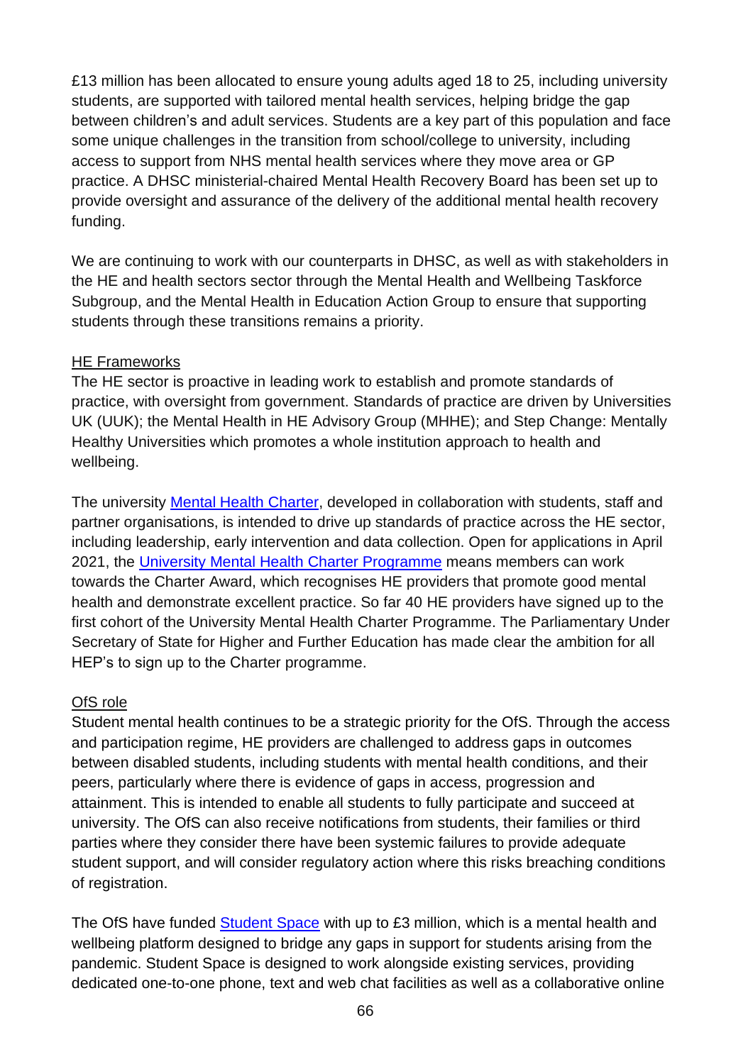£13 million has been allocated to ensure young adults aged 18 to 25, including university students, are supported with tailored mental health services, helping bridge the gap between children's and adult services. Students are a key part of this population and face some unique challenges in the transition from school/college to university, including access to support from NHS mental health services where they move area or GP practice. A DHSC ministerial-chaired Mental Health Recovery Board has been set up to provide oversight and assurance of the delivery of the additional mental health recovery funding.

We are continuing to work with our counterparts in DHSC, as well as with stakeholders in the HE and health sectors sector through the Mental Health and Wellbeing Taskforce Subgroup, and the Mental Health in Education Action Group to ensure that supporting students through these transitions remains a priority.

<u>HE Frameworks</u>

The HE sector is proactive in leading work to establish and promote standards of practice, with oversight from government. Standards of practice are driven by Universities UK (UUK); the Mental Health in HE Advisory Group (MHHE); and Step Change: Mentally Healthy Universities which promotes a whole institution approach to health and wellbeing.

The university [Mental Health Charter](), developed in collaboration with students, staff and partner organisations, is intended to drive up standards of practice across the HE sector, including leadership, early intervention and data collection. Open for applications in April 2021, the [University Mental Health Charter Programme]() means members can work towards the Charter Award, which recognises HE providers that promote good mental health and demonstrate excellent practice. So far 40 HE providers have signed up to the first cohort of the University Mental Health Charter Programme. The Parliamentary Under Secretary of State for Higher and Further Education has made clear the ambition for all HEP's to sign up to the Charter programme.

<u>OfS role</u>

Student mental health continues to be a strategic priority for the OfS. Through the access and participation regime, HE providers are challenged to address gaps in outcomes between disabled students, including students with mental health conditions, and their peers, particularly where there is evidence of gaps in access, progression and attainment. This is intended to enable all students to fully participate and succeed at university. The OfS can also receive notifications from students, their families or third parties where they consider there have been systemic failures to provide adequate student support, and will consider regulatory action where this risks breaching conditions of registration.

The OfS have funded [Student Space]() with up to £3 million, which is a mental health and wellbeing platform designed to bridge any gaps in support for students arising from the pandemic. Student Space is designed to work alongside existing services, providing dedicated one-to-one phone, text and web chat facilities as well as a collaborative online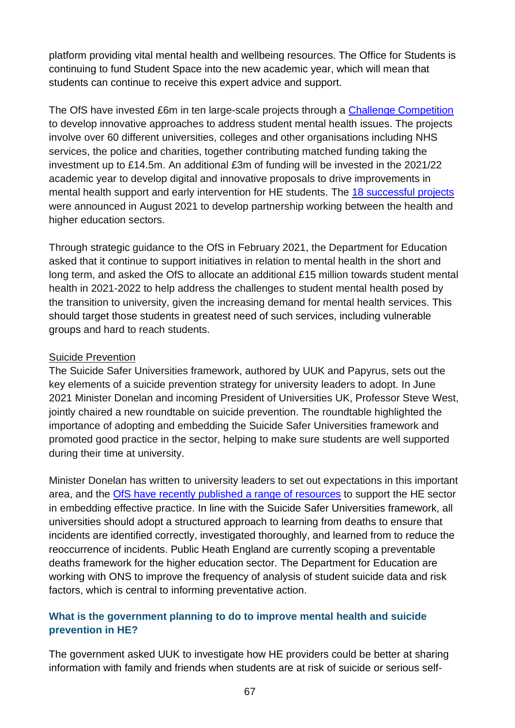platform providing vital mental health and wellbeing resources. The Office for Students is continuing to fund Student Space into the new academic year, which will mean that students can continue to receive this expert advice and support.

The OfS have invested £6m in ten large-scale projects through a Challenge Competition to develop innovative approaches to address student mental health issues. The projects involve over 60 different universities, colleges and other organisations including NHS services, the police and charities, together contributing matched funding taking the investment up to £14.5m. An additional £3m of funding will be invested in the 2021/22 academic year to develop digital and innovative proposals to drive improvements in mental health support and early intervention for HE students. The 18 successful projects were announced in August 2021 to develop partnership working between the health and higher education sectors.

Through strategic guidance to the OfS in February 2021, the Department for Education asked that it continue to support initiatives in relation to mental health in the short and long term, and asked the OfS to allocate an additional £15 million towards student mental health in 2021-2022 to help address the challenges to student mental health posed by the transition to university, given the increasing demand for mental health services. This should target those students in greatest need of such services, including vulnerable groups and hard to reach students.

Suicide Prevention

The Suicide Safer Universities framework, authored by UUK and Papyrus, sets out the key elements of a suicide prevention strategy for university leaders to adopt. In June 2021 Minister Donelan and incoming President of Universities UK, Professor Steve West, jointly chaired a new roundtable on suicide prevention. The roundtable highlighted the importance of adopting and embedding the Suicide Safer Universities framework and promoted good practice in the sector, helping to make sure students are well supported during their time at university.

Minister Donelan has written to university leaders to set out expectations in this important area, and the OfS have recently published a range of resources to support the HE sector in embedding effective practice. In line with the Suicide Safer Universities framework, all universities should adopt a structured approach to learning from deaths to ensure that incidents are identified correctly, investigated thoroughly, and learned from to reduce the reoccurrence of incidents. Public Heath England are currently scoping a preventable deaths framework for the higher education sector. The Department for Education are working with ONS to improve the frequency of analysis of student suicide data and risk factors, which is central to informing preventative action.

### What is the government planning to do to improve mental health and suicide prevention in HE?

The government asked UUK to investigate how HE providers could be better at sharing information with family and friends when students are at risk of suicide or serious self-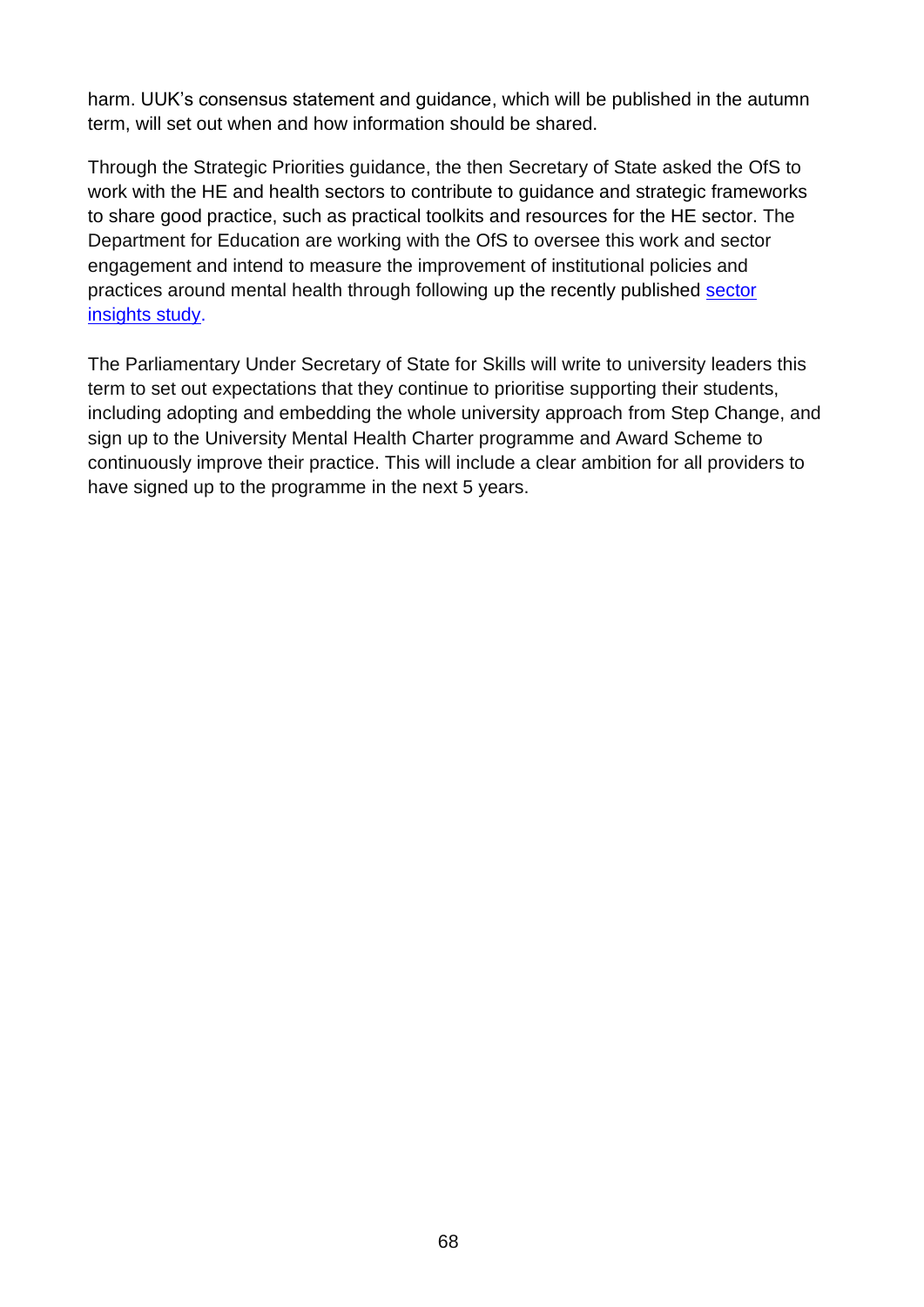harm. UUK's consensus statement and guidance, which will be published in the autumn term, will set out when and how information should be shared.

Through the Strategic Priorities guidance, the then Secretary of State asked the OfS to work with the HE and health sectors to contribute to guidance and strategic frameworks to share good practice, such as practical toolkits and resources for the HE sector. The Department for Education are working with the OfS to oversee this work and sector engagement and intend to measure the improvement of institutional policies and practices around mental health through following up the recently published sector insights study.

The Parliamentary Under Secretary of State for Skills will write to university leaders this term to set out expectations that they continue to prioritise supporting their students, including adopting and embedding the whole university approach from Step Change, and sign up to the University Mental Health Charter programme and Award Scheme to continuously improve their practice. This will include a clear ambition for all providers to have signed up to the programme in the next 5 years.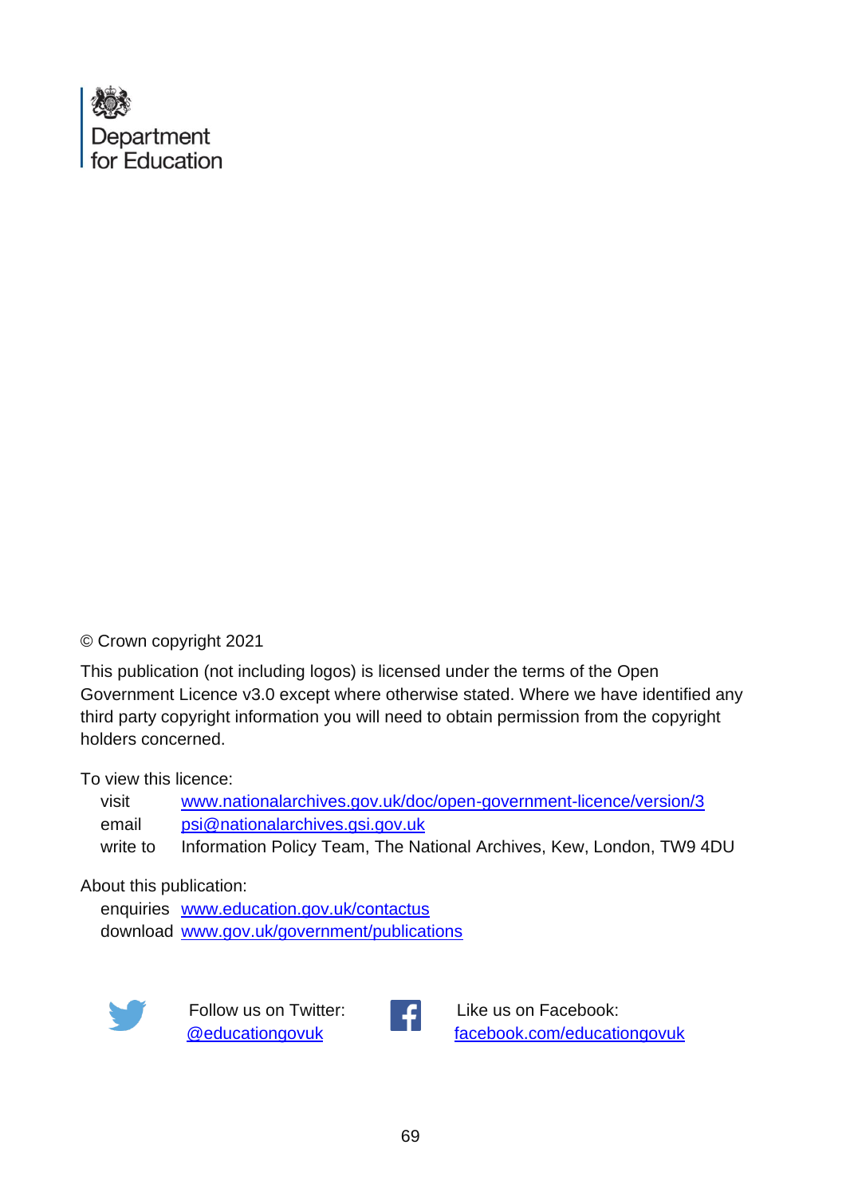Department for Education

© Crown copyright 2021

This publication (not including logos) is licensed under the terms of the Open Government Licence v3.0 except where otherwise stated. Where we have identified any third party copyright information you will need to obtain permission from the copyright holders concerned.

To view this licence:

| | |
|---|---|
| visit | www.nationalarchives.gov.uk/doc/open-government-licence/version/3 |
| email | psi@nationalarchives.gsi.gov.uk |
| write to | Information Policy Team, The National Archives, Kew, London, TW9 4DU |

About this publication:

| | |
|---|---|
| enquiries | www.education.gov.uk/contactus |
| download | www.gov.uk/government/publications |

Follow us on Twitter: @educationgovuk

Like us on Facebook: facebook.com/educationgovuk